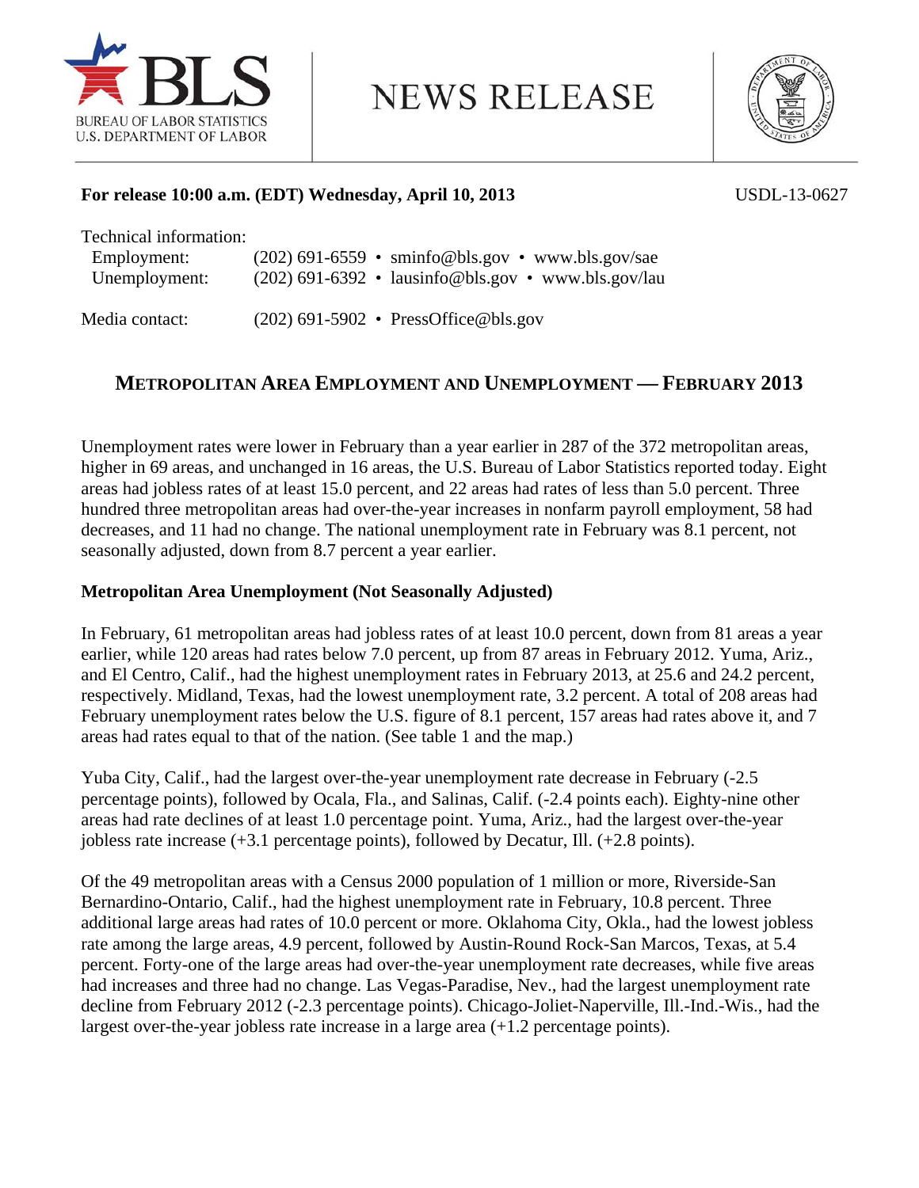**For release 10:00 a.m. (EDT) Wednesday, April 10, 2013** USDL-13-0627

Technical information:
Employment: (202) 691-6559 • sminfo@bls.gov • www.bls.gov/sae
Unemployment: (202) 691-6392 • lausinfo@bls.gov • www.bls.gov/lau

Media contact: (202) 691-5902 • PressOffice@bls.gov

# METROPOLITAN AREA EMPLOYMENT AND UNEMPLOYMENT — FEBRUARY 2013

Unemployment rates were lower in February than a year earlier in 287 of the 372 metropolitan areas, higher in 69 areas, and unchanged in 16 areas, the U.S. Bureau of Labor Statistics reported today. Eight areas had jobless rates of at least 15.0 percent, and 22 areas had rates of less than 5.0 percent. Three hundred three metropolitan areas had over-the-year increases in nonfarm payroll employment, 58 had decreases, and 11 had no change. The national unemployment rate in February was 8.1 percent, not seasonally adjusted, down from 8.7 percent a year earlier.

## Metropolitan Area Unemployment (Not Seasonally Adjusted)

In February, 61 metropolitan areas had jobless rates of at least 10.0 percent, down from 81 areas a year earlier, while 120 areas had rates below 7.0 percent, up from 87 areas in February 2012. Yuma, Ariz., and El Centro, Calif., had the highest unemployment rates in February 2013, at 25.6 and 24.2 percent, respectively. Midland, Texas, had the lowest unemployment rate, 3.2 percent. A total of 208 areas had February unemployment rates below the U.S. figure of 8.1 percent, 157 areas had rates above it, and 7 areas had rates equal to that of the nation. (See table 1 and the map.)

Yuba City, Calif., had the largest over-the-year unemployment rate decrease in February (-2.5 percentage points), followed by Ocala, Fla., and Salinas, Calif. (-2.4 points each). Eighty-nine other areas had rate declines of at least 1.0 percentage point. Yuma, Ariz., had the largest over-the-year jobless rate increase (+3.1 percentage points), followed by Decatur, Ill. (+2.8 points).

Of the 49 metropolitan areas with a Census 2000 population of 1 million or more, Riverside-San Bernardino-Ontario, Calif., had the highest unemployment rate in February, 10.8 percent. Three additional large areas had rates of 10.0 percent or more. Oklahoma City, Okla., had the lowest jobless rate among the large areas, 4.9 percent, followed by Austin-Round Rock-San Marcos, Texas, at 5.4 percent. Forty-one of the large areas had over-the-year unemployment rate decreases, while five areas had increases and three had no change. Las Vegas-Paradise, Nev., had the largest unemployment rate decline from February 2012 (-2.3 percentage points). Chicago-Joliet-Naperville, Ill.-Ind.-Wis., had the largest over-the-year jobless rate increase in a large area (+1.2 percentage points).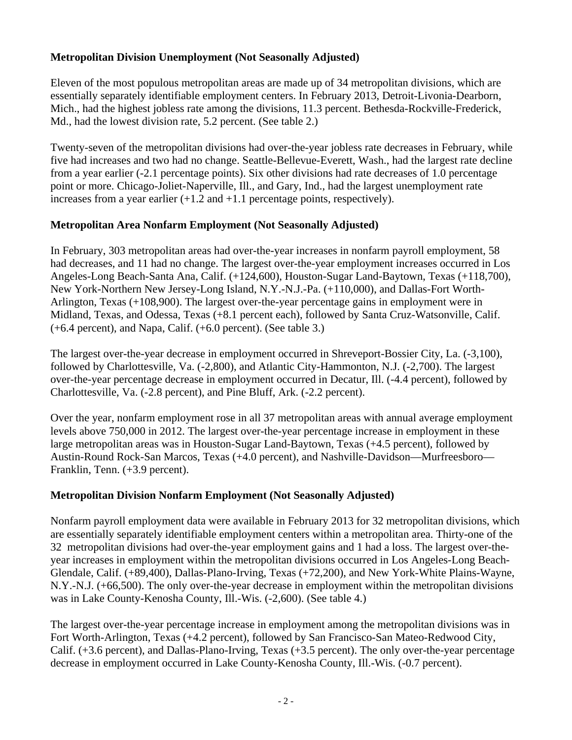**Metropolitan Division Unemployment (Not Seasonally Adjusted)**

Eleven of the most populous metropolitan areas are made up of 34 metropolitan divisions, which are essentially separately identifiable employment centers. In February 2013, Detroit-Livonia-Dearborn, Mich., had the highest jobless rate among the divisions, 11.3 percent. Bethesda-Rockville-Frederick, Md., had the lowest division rate, 5.2 percent. (See table 2.)

Twenty-seven of the metropolitan divisions had over-the-year jobless rate decreases in February, while five had increases and two had no change. Seattle-Bellevue-Everett, Wash., had the largest rate decline from a year earlier (-2.1 percentage points). Six other divisions had rate decreases of 1.0 percentage point or more. Chicago-Joliet-Naperville, Ill., and Gary, Ind., had the largest unemployment rate increases from a year earlier (+1.2 and +1.1 percentage points, respectively).

**Metropolitan Area Nonfarm Employment (Not Seasonally Adjusted)**

In February, 303 metropolitan areas had over-the-year increases in nonfarm payroll employment, 58 had decreases, and 11 had no change. The largest over-the-year employment increases occurred in Los Angeles-Long Beach-Santa Ana, Calif. (+124,600), Houston-Sugar Land-Baytown, Texas (+118,700), New York-Northern New Jersey-Long Island, N.Y.-N.J.-Pa. (+110,000), and Dallas-Fort Worth-Arlington, Texas (+108,900). The largest over-the-year percentage gains in employment were in Midland, Texas, and Odessa, Texas (+8.1 percent each), followed by Santa Cruz-Watsonville, Calif. (+6.4 percent), and Napa, Calif. (+6.0 percent). (See table 3.)

The largest over-the-year decrease in employment occurred in Shreveport-Bossier City, La. (-3,100), followed by Charlottesville, Va. (-2,800), and Atlantic City-Hammonton, N.J. (-2,700). The largest over-the-year percentage decrease in employment occurred in Decatur, Ill. (-4.4 percent), followed by Charlottesville, Va. (-2.8 percent), and Pine Bluff, Ark. (-2.2 percent).

Over the year, nonfarm employment rose in all 37 metropolitan areas with annual average employment levels above 750,000 in 2012. The largest over-the-year percentage increase in employment in these large metropolitan areas was in Houston-Sugar Land-Baytown, Texas (+4.5 percent), followed by Austin-Round Rock-San Marcos, Texas (+4.0 percent), and Nashville-Davidson—Murfreesboro—Franklin, Tenn. (+3.9 percent).

**Metropolitan Division Nonfarm Employment (Not Seasonally Adjusted)**

Nonfarm payroll employment data were available in February 2013 for 32 metropolitan divisions, which are essentially separately identifiable employment centers within a metropolitan area. Thirty-one of the 32 metropolitan divisions had over-the-year employment gains and 1 had a loss. The largest over-the-year increases in employment within the metropolitan divisions occurred in Los Angeles-Long Beach-Glendale, Calif. (+89,400), Dallas-Plano-Irving, Texas (+72,200), and New York-White Plains-Wayne, N.Y.-N.J. (+66,500). The only over-the-year decrease in employment within the metropolitan divisions was in Lake County-Kenosha County, Ill.-Wis. (-2,600). (See table 4.)

The largest over-the-year percentage increase in employment among the metropolitan divisions was in Fort Worth-Arlington, Texas (+4.2 percent), followed by San Francisco-San Mateo-Redwood City, Calif. (+3.6 percent), and Dallas-Plano-Irving, Texas (+3.5 percent). The only over-the-year percentage decrease in employment occurred in Lake County-Kenosha County, Ill.-Wis. (-0.7 percent).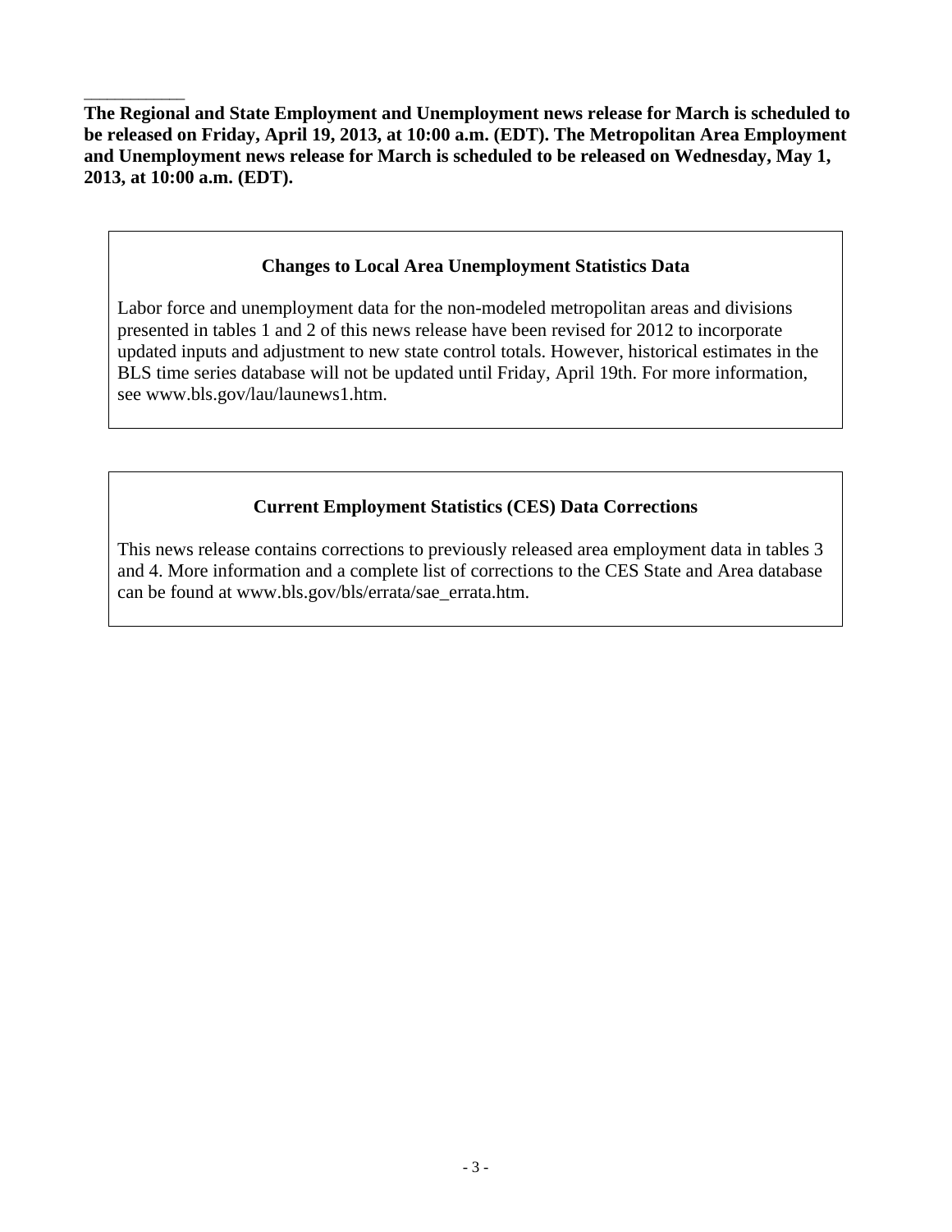___________

**The Regional and State Employment and Unemployment news release for March is scheduled to be released on Friday, April 19, 2013, at 10:00 a.m. (EDT). The Metropolitan Area Employment and Unemployment news release for March is scheduled to be released on Wednesday, May 1, 2013, at 10:00 a.m. (EDT).**

### Changes to Local Area Unemployment Statistics Data

Labor force and unemployment data for the non-modeled metropolitan areas and divisions presented in tables 1 and 2 of this news release have been revised for 2012 to incorporate updated inputs and adjustment to new state control totals. However, historical estimates in the BLS time series database will not be updated until Friday, April 19th. For more information, see www.bls.gov/lau/launews1.htm.

### Current Employment Statistics (CES) Data Corrections

This news release contains corrections to previously released area employment data in tables 3 and 4. More information and a complete list of corrections to the CES State and Area database can be found at www.bls.gov/bls/errata/sae_errata.htm.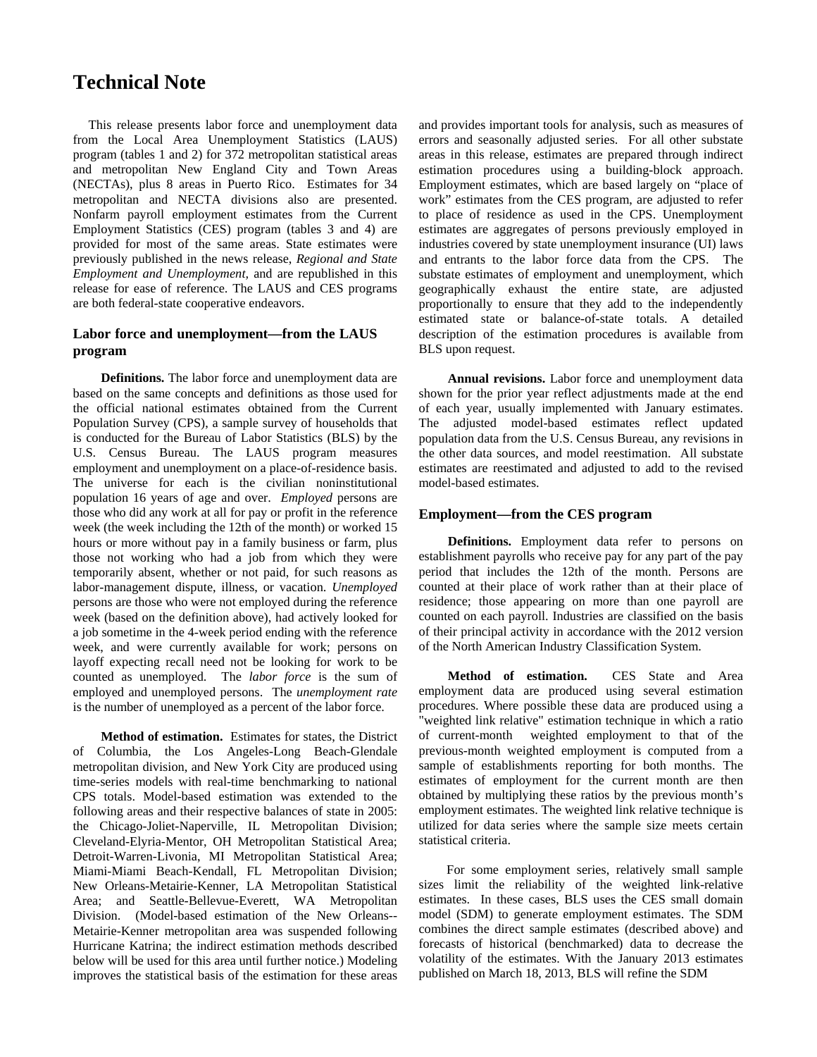# Technical Note

This release presents labor force and unemployment data from the Local Area Unemployment Statistics (LAUS) program (tables 1 and 2) for 372 metropolitan statistical areas and metropolitan New England City and Town Areas (NECTAs), plus 8 areas in Puerto Rico. Estimates for 34 metropolitan and NECTA divisions also are presented. Nonfarm payroll employment estimates from the Current Employment Statistics (CES) program (tables 3 and 4) are provided for most of the same areas. State estimates were previously published in the news release, *Regional and State Employment and Unemployment*, and are republished in this release for ease of reference. The LAUS and CES programs are both federal-state cooperative endeavors.

## Labor force and unemployment—from the LAUS program

**Definitions.** The labor force and unemployment data are based on the same concepts and definitions as those used for the official national estimates obtained from the Current Population Survey (CPS), a sample survey of households that is conducted for the Bureau of Labor Statistics (BLS) by the U.S. Census Bureau. The LAUS program measures employment and unemployment on a place-of-residence basis. The universe for each is the civilian noninstitutional population 16 years of age and over. *Employed* persons are those who did any work at all for pay or profit in the reference week (the week including the 12th of the month) or worked 15 hours or more without pay in a family business or farm, plus those not working who had a job from which they were temporarily absent, whether or not paid, for such reasons as labor-management dispute, illness, or vacation. *Unemployed* persons are those who were not employed during the reference week (based on the definition above), had actively looked for a job sometime in the 4-week period ending with the reference week, and were currently available for work; persons on layoff expecting recall need not be looking for work to be counted as unemployed. The *labor force* is the sum of employed and unemployed persons. The *unemployment rate* is the number of unemployed as a percent of the labor force.

**Method of estimation.** Estimates for states, the District of Columbia, the Los Angeles-Long Beach-Glendale metropolitan division, and New York City are produced using time-series models with real-time benchmarking to national CPS totals. Model-based estimation was extended to the following areas and their respective balances of state in 2005: the Chicago-Joliet-Naperville, IL Metropolitan Division; Cleveland-Elyria-Mentor, OH Metropolitan Statistical Area; Detroit-Warren-Livonia, MI Metropolitan Statistical Area; Miami-Miami Beach-Kendall, FL Metropolitan Division; New Orleans-Metairie-Kenner, LA Metropolitan Statistical Area; and Seattle-Bellevue-Everett, WA Metropolitan Division. (Model-based estimation of the New Orleans--Metairie-Kenner metropolitan area was suspended following Hurricane Katrina; the indirect estimation methods described below will be used for this area until further notice.) Modeling improves the statistical basis of the estimation for these areas and provides important tools for analysis, such as measures of errors and seasonally adjusted series. For all other substate areas in this release, estimates are prepared through indirect estimation procedures using a building-block approach. Employment estimates, which are based largely on "place of work" estimates from the CES program, are adjusted to refer to place of residence as used in the CPS. Unemployment estimates are aggregates of persons previously employed in industries covered by state unemployment insurance (UI) laws and entrants to the labor force data from the CPS. The substate estimates of employment and unemployment, which geographically exhaust the entire state, are adjusted proportionally to ensure that they add to the independently estimated state or balance-of-state totals. A detailed description of the estimation procedures is available from BLS upon request.

**Annual revisions.** Labor force and unemployment data shown for the prior year reflect adjustments made at the end of each year, usually implemented with January estimates. The adjusted model-based estimates reflect updated population data from the U.S. Census Bureau, any revisions in the other data sources, and model reestimation. All substate estimates are reestimated and adjusted to add to the revised model-based estimates.

## Employment—from the CES program

**Definitions.** Employment data refer to persons on establishment payrolls who receive pay for any part of the pay period that includes the 12th of the month. Persons are counted at their place of work rather than at their place of residence; those appearing on more than one payroll are counted on each payroll. Industries are classified on the basis of their principal activity in accordance with the 2012 version of the North American Industry Classification System.

**Method of estimation.** CES State and Area employment data are produced using several estimation procedures. Where possible these data are produced using a "weighted link relative" estimation technique in which a ratio of current-month weighted employment to that of the previous-month weighted employment is computed from a sample of establishments reporting for both months. The estimates of employment for the current month are then obtained by multiplying these ratios by the previous month's employment estimates. The weighted link relative technique is utilized for data series where the sample size meets certain statistical criteria.

For some employment series, relatively small sample sizes limit the reliability of the weighted link-relative estimates. In these cases, BLS uses the CES small domain model (SDM) to generate employment estimates. The SDM combines the direct sample estimates (described above) and forecasts of historical (benchmarked) data to decrease the volatility of the estimates. With the January 2013 estimates published on March 18, 2013, BLS will refine the SDM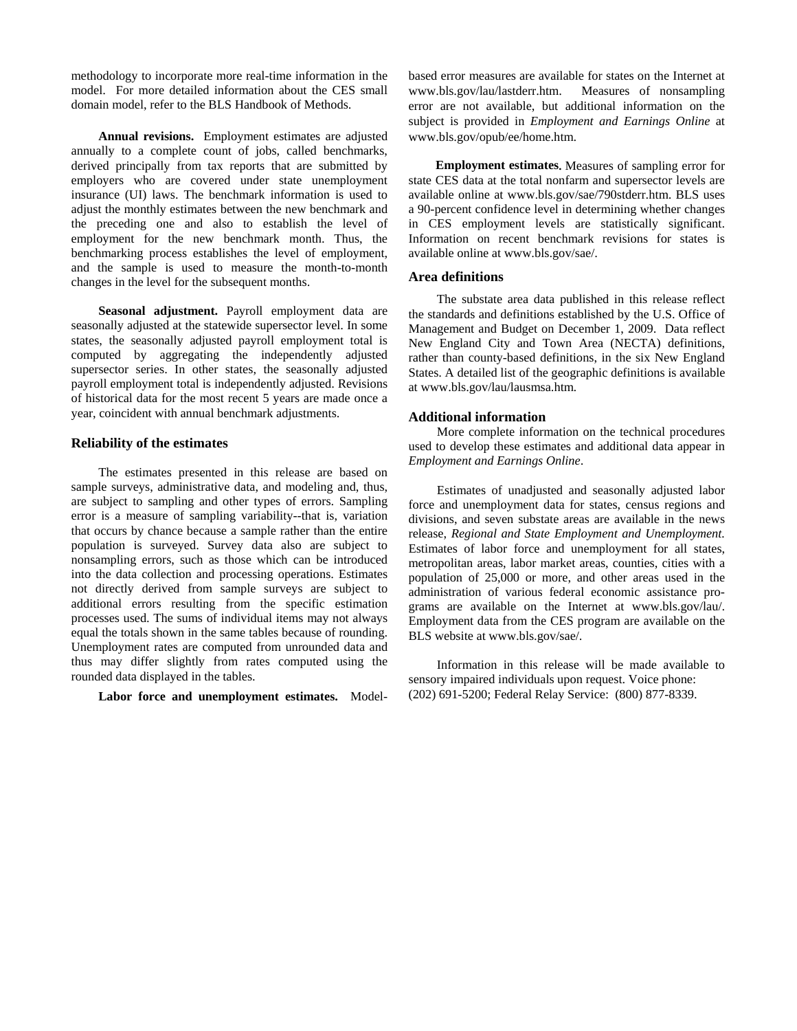methodology to incorporate more real-time information in the model. For more detailed information about the CES small domain model, refer to the BLS Handbook of Methods.

**Annual revisions.** Employment estimates are adjusted annually to a complete count of jobs, called benchmarks, derived principally from tax reports that are submitted by employers who are covered under state unemployment insurance (UI) laws. The benchmark information is used to adjust the monthly estimates between the new benchmark and the preceding one and also to establish the level of employment for the new benchmark month. Thus, the benchmarking process establishes the level of employment, and the sample is used to measure the month-to-month changes in the level for the subsequent months.

**Seasonal adjustment.** Payroll employment data are seasonally adjusted at the statewide supersector level. In some states, the seasonally adjusted payroll employment total is computed by aggregating the independently adjusted supersector series. In other states, the seasonally adjusted payroll employment total is independently adjusted. Revisions of historical data for the most recent 5 years are made once a year, coincident with annual benchmark adjustments.

### Reliability of the estimates

The estimates presented in this release are based on sample surveys, administrative data, and modeling and, thus, are subject to sampling and other types of errors. Sampling error is a measure of sampling variability--that is, variation that occurs by chance because a sample rather than the entire population is surveyed. Survey data also are subject to nonsampling errors, such as those which can be introduced into the data collection and processing operations. Estimates not directly derived from sample surveys are subject to additional errors resulting from the specific estimation processes used. The sums of individual items may not always equal the totals shown in the same tables because of rounding. Unemployment rates are computed from unrounded data and thus may differ slightly from rates computed using the rounded data displayed in the tables.

**Labor force and unemployment estimates.** Model-based error measures are available for states on the Internet at www.bls.gov/lau/lastderr.htm. Measures of nonsampling error are not available, but additional information on the subject is provided in *Employment and Earnings Online* at www.bls.gov/opub/ee/home.htm.

**Employment estimates.** Measures of sampling error for state CES data at the total nonfarm and supersector levels are available online at www.bls.gov/sae/790stderr.htm. BLS uses a 90-percent confidence level in determining whether changes in CES employment levels are statistically significant. Information on recent benchmark revisions for states is available online at www.bls.gov/sae/.

### Area definitions

The substate area data published in this release reflect the standards and definitions established by the U.S. Office of Management and Budget on December 1, 2009. Data reflect New England City and Town Area (NECTA) definitions, rather than county-based definitions, in the six New England States. A detailed list of the geographic definitions is available at www.bls.gov/lau/lausmsa.htm.

### Additional information

More complete information on the technical procedures used to develop these estimates and additional data appear in *Employment and Earnings Online*.

Estimates of unadjusted and seasonally adjusted labor force and unemployment data for states, census regions and divisions, and seven substate areas are available in the news release, *Regional and State Employment and Unemployment.* Estimates of labor force and unemployment for all states, metropolitan areas, labor market areas, counties, cities with a population of 25,000 or more, and other areas used in the administration of various federal economic assistance programs are available on the Internet at www.bls.gov/lau/. Employment data from the CES program are available on the BLS website at www.bls.gov/sae/.

Information in this release will be made available to sensory impaired individuals upon request. Voice phone: (202) 691-5200; Federal Relay Service: (800) 877-8339.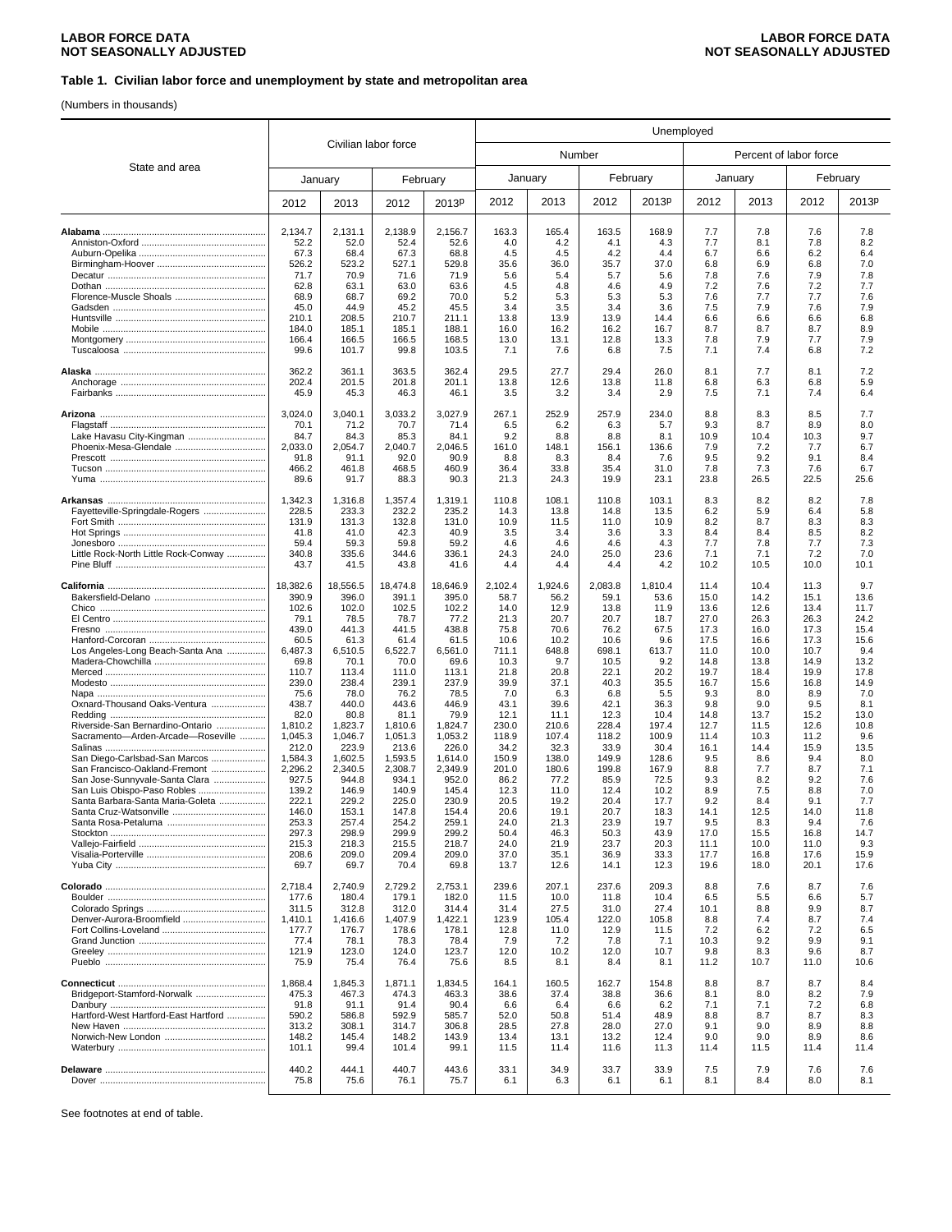**Table 1. Civilian labor force and unemployment by state and metropolitan area**

(Numbers in thousands)

| State and area | Civilian labor force | | | | Unemployed | | | | | | | |
|---|---|---|---|---|---|---|---|---|---|---|---|---|
| | | | | | Number | | | | Percent of labor force | | | |
| | January | | February | | January | | February | | January | | February | |
| | 2012 | 2013 | 2012 | 2013p | 2012 | 2013 | 2012 | 2013p | 2012 | 2013 | 2012 | 2013p |
| **Alabama** | 2,134.7 | 2,131.1 | 2,138.9 | 2,156.7 | 163.3 | 165.4 | 163.5 | 168.9 | 7.7 | 7.8 | 7.6 | 7.8 |
| Anniston-Oxford | 52.2 | 52.0 | 52.4 | 52.6 | 4.0 | 4.2 | 4.1 | 4.3 | 7.7 | 8.1 | 7.8 | 8.2 |
| Auburn-Opelika | 67.3 | 68.4 | 67.3 | 68.8 | 4.5 | 4.5 | 4.2 | 4.4 | 6.7 | 6.6 | 6.2 | 6.4 |
| Birmingham-Hoover | 526.2 | 523.2 | 527.1 | 529.8 | 35.6 | 36.0 | 35.7 | 37.0 | 6.8 | 6.9 | 6.8 | 7.0 |
| Decatur | 71.7 | 70.9 | 71.6 | 71.9 | 5.6 | 5.4 | 5.7 | 5.6 | 7.8 | 7.6 | 7.9 | 7.8 |
| Dothan | 62.8 | 63.1 | 63.0 | 63.6 | 4.5 | 4.8 | 4.6 | 4.9 | 7.2 | 7.6 | 7.2 | 7.7 |
| Florence-Muscle Shoals | 68.9 | 68.7 | 69.2 | 70.0 | 5.2 | 5.3 | 5.3 | 5.3 | 7.6 | 7.7 | 7.7 | 7.6 |
| Gadsden | 45.0 | 44.9 | 45.2 | 45.5 | 3.4 | 3.5 | 3.4 | 3.6 | 7.5 | 7.9 | 7.6 | 7.9 |
| Huntsville | 210.1 | 208.5 | 210.7 | 211.1 | 13.8 | 13.9 | 13.9 | 14.4 | 6.6 | 6.6 | 6.6 | 6.8 |
| Mobile | 184.0 | 185.1 | 185.1 | 188.1 | 16.0 | 16.2 | 16.2 | 16.7 | 8.7 | 8.7 | 8.7 | 8.9 |
| Montgomery | 166.4 | 166.5 | 166.5 | 168.5 | 13.0 | 13.1 | 12.8 | 13.3 | 7.8 | 7.9 | 7.7 | 7.9 |
| Tuscaloosa | 99.6 | 101.7 | 99.8 | 103.5 | 7.1 | 7.6 | 6.8 | 7.5 | 7.1 | 7.4 | 6.8 | 7.2 |
| **Alaska** | 362.2 | 361.1 | 363.5 | 362.4 | 29.5 | 27.7 | 29.4 | 26.0 | 8.1 | 7.7 | 8.1 | 7.2 |
| Anchorage | 202.4 | 201.5 | 201.8 | 201.1 | 13.8 | 12.6 | 13.8 | 11.8 | 6.8 | 6.3 | 6.8 | 5.9 |
| Fairbanks | 45.9 | 45.3 | 46.3 | 46.1 | 3.5 | 3.2 | 3.4 | 2.9 | 7.5 | 7.1 | 7.4 | 6.4 |
| **Arizona** | 3,024.0 | 3,040.1 | 3,033.2 | 3,027.9 | 267.1 | 252.9 | 257.9 | 234.0 | 8.8 | 8.3 | 8.5 | 7.7 |
| Flagstaff | 70.1 | 71.2 | 70.7 | 71.4 | 6.5 | 6.2 | 6.3 | 5.7 | 9.3 | 8.7 | 8.9 | 8.0 |
| Lake Havasu City-Kingman | 84.7 | 84.3 | 85.3 | 84.1 | 9.2 | 8.8 | 8.8 | 8.1 | 10.9 | 10.4 | 10.3 | 9.7 |
| Phoenix-Mesa-Glendale | 2,033.0 | 2,054.7 | 2,040.7 | 2,046.5 | 161.0 | 148.1 | 156.1 | 136.6 | 7.9 | 7.2 | 7.7 | 6.7 |
| Prescott | 91.8 | 91.1 | 92.0 | 90.9 | 8.8 | 8.3 | 8.4 | 7.6 | 9.5 | 9.2 | 9.1 | 8.4 |
| Tucson | 466.2 | 461.8 | 468.5 | 460.9 | 36.4 | 33.8 | 35.4 | 31.0 | 7.8 | 7.3 | 7.6 | 6.7 |
| Yuma | 89.6 | 91.7 | 88.3 | 90.3 | 21.3 | 24.3 | 19.9 | 23.1 | 23.8 | 26.5 | 22.5 | 25.6 |
| **Arkansas** | 1,342.3 | 1,316.8 | 1,357.4 | 1,319.1 | 110.8 | 108.1 | 110.8 | 103.1 | 8.3 | 8.2 | 8.2 | 7.8 |
| Fayetteville-Springdale-Rogers | 228.5 | 233.3 | 232.2 | 235.2 | 14.3 | 13.8 | 14.8 | 13.5 | 6.2 | 5.9 | 6.4 | 5.8 |
| Fort Smith | 131.9 | 131.3 | 132.8 | 131.0 | 10.9 | 11.5 | 11.0 | 10.9 | 8.2 | 8.7 | 8.3 | 8.3 |
| Hot Springs | 41.8 | 41.0 | 42.3 | 40.9 | 3.5 | 3.4 | 3.6 | 3.3 | 8.4 | 8.4 | 8.5 | 8.2 |
| Jonesboro | 59.4 | 59.3 | 59.8 | 59.2 | 4.6 | 4.6 | 4.6 | 4.3 | 7.7 | 7.8 | 7.7 | 7.3 |
| Little Rock-North Little Rock-Conway | 340.8 | 335.6 | 344.6 | 336.1 | 24.3 | 24.0 | 25.0 | 23.6 | 7.1 | 7.1 | 7.2 | 7.0 |
| Pine Bluff | 43.7 | 41.5 | 43.8 | 41.6 | 4.4 | 4.4 | 4.4 | 4.2 | 10.2 | 10.5 | 10.0 | 10.1 |
| **California** | 18,382.6 | 18,556.5 | 18,474.8 | 18,646.9 | 2,102.4 | 1,924.6 | 2,083.8 | 1,810.4 | 11.4 | 10.4 | 11.3 | 9.7 |
| Bakersfield-Delano | 390.9 | 396.0 | 391.1 | 395.0 | 58.7 | 56.2 | 59.1 | 53.6 | 15.0 | 14.2 | 15.1 | 13.6 |
| Chico | 102.6 | 102.0 | 102.5 | 102.2 | 14.0 | 12.9 | 13.8 | 11.9 | 13.6 | 12.6 | 13.4 | 11.7 |
| El Centro | 79.1 | 78.5 | 78.7 | 77.2 | 21.3 | 20.7 | 20.7 | 18.7 | 27.0 | 26.3 | 26.3 | 24.2 |
| Fresno | 439.0 | 441.3 | 441.5 | 438.8 | 75.8 | 70.6 | 76.2 | 67.5 | 17.3 | 16.0 | 17.3 | 15.4 |
| Hanford-Corcoran | 60.5 | 61.3 | 61.4 | 61.5 | 10.6 | 10.2 | 10.6 | 9.6 | 17.5 | 16.6 | 17.3 | 15.6 |
| Los Angeles-Long Beach-Santa Ana | 6,487.3 | 6,510.5 | 6,522.7 | 6,561.0 | 711.1 | 648.8 | 698.1 | 613.7 | 11.0 | 10.0 | 10.7 | 9.4 |
| Madera-Chowchilla | 69.8 | 70.1 | 70.0 | 69.6 | 10.3 | 9.7 | 10.5 | 9.2 | 14.8 | 13.8 | 14.9 | 13.2 |
| Merced | 110.7 | 113.4 | 111.0 | 113.1 | 21.8 | 20.8 | 22.1 | 20.2 | 19.7 | 18.4 | 19.9 | 17.8 |
| Modesto | 239.0 | 238.4 | 239.1 | 237.9 | 39.9 | 37.1 | 40.3 | 35.5 | 16.7 | 15.6 | 16.8 | 14.9 |
| Napa | 75.6 | 78.0 | 76.2 | 78.5 | 7.0 | 6.3 | 6.8 | 5.5 | 9.3 | 8.0 | 8.9 | 7.0 |
| Oxnard-Thousand Oaks-Ventura | 438.7 | 440.0 | 443.6 | 446.9 | 43.1 | 39.6 | 42.1 | 36.3 | 9.8 | 9.0 | 9.5 | 8.1 |
| Redding | 82.0 | 80.8 | 81.1 | 79.9 | 12.1 | 11.1 | 12.3 | 10.4 | 14.8 | 13.7 | 15.2 | 13.0 |
| Riverside-San Bernardino-Ontario | 1,810.2 | 1,823.7 | 1,810.6 | 1,824.7 | 230.0 | 210.6 | 228.4 | 197.4 | 12.7 | 11.5 | 12.6 | 10.8 |
| Sacramento—Arden-Arcade—Roseville | 1,045.3 | 1,046.7 | 1,051.3 | 1,053.2 | 118.9 | 107.4 | 118.2 | 100.9 | 11.4 | 10.3 | 11.2 | 9.6 |
| Salinas | 212.0 | 223.9 | 213.6 | 226.0 | 34.2 | 32.3 | 33.9 | 30.4 | 16.1 | 14.4 | 15.9 | 13.5 |
| San Diego-Carlsbad-San Marcos | 1,584.3 | 1,602.5 | 1,593.5 | 1,614.0 | 150.9 | 138.0 | 149.9 | 128.6 | 9.5 | 8.6 | 9.4 | 8.0 |
| San Francisco-Oakland-Fremont | 2,296.2 | 2,340.5 | 2,308.7 | 2,349.9 | 201.0 | 180.6 | 199.8 | 167.9 | 8.8 | 7.7 | 8.7 | 7.1 |
| San Jose-Sunnyvale-Santa Clara | 927.5 | 944.8 | 934.1 | 952.0 | 86.2 | 77.2 | 85.9 | 72.5 | 9.3 | 8.2 | 9.2 | 7.6 |
| San Luis Obispo-Paso Robles | 139.2 | 146.9 | 140.9 | 145.4 | 12.3 | 11.0 | 12.4 | 10.2 | 8.9 | 7.5 | 8.8 | 7.0 |
| Santa Barbara-Santa Maria-Goleta | 222.1 | 229.2 | 225.0 | 230.9 | 20.5 | 19.2 | 20.4 | 17.7 | 9.2 | 8.4 | 9.1 | 7.7 |
| Santa Cruz-Watsonville | 146.0 | 153.1 | 147.8 | 154.4 | 20.6 | 19.1 | 20.7 | 18.3 | 14.1 | 12.5 | 14.0 | 11.8 |
| Santa Rosa-Petaluma | 253.3 | 257.4 | 254.2 | 259.1 | 24.0 | 21.3 | 23.9 | 19.7 | 9.5 | 8.3 | 9.4 | 7.6 |
| Stockton | 297.3 | 298.9 | 299.9 | 299.2 | 50.4 | 46.3 | 50.3 | 43.9 | 17.0 | 15.5 | 16.8 | 14.7 |
| Vallejo-Fairfield | 215.3 | 218.3 | 215.5 | 218.7 | 24.0 | 21.9 | 23.7 | 20.3 | 11.1 | 10.0 | 11.0 | 9.3 |
| Visalia-Porterville | 208.6 | 209.0 | 209.4 | 209.0 | 37.0 | 35.1 | 36.9 | 33.3 | 17.7 | 16.8 | 17.6 | 15.9 |
| Yuba City | 69.7 | 69.7 | 70.4 | 69.8 | 13.7 | 12.6 | 14.1 | 12.3 | 19.6 | 18.0 | 20.1 | 17.6 |
| **Colorado** | 2,718.4 | 2,740.9 | 2,729.2 | 2,753.1 | 239.6 | 207.1 | 237.6 | 209.3 | 8.8 | 7.6 | 8.7 | 7.6 |
| Boulder | 177.6 | 180.4 | 179.1 | 182.0 | 11.5 | 10.0 | 11.8 | 10.4 | 6.5 | 5.5 | 6.6 | 5.7 |
| Colorado Springs | 311.5 | 312.8 | 312.0 | 314.4 | 31.4 | 27.5 | 31.0 | 27.4 | 10.1 | 8.8 | 9.9 | 8.7 |
| Denver-Aurora-Broomfield | 1,410.1 | 1,416.6 | 1,407.9 | 1,422.1 | 123.9 | 105.4 | 122.0 | 105.8 | 8.8 | 7.4 | 8.7 | 7.4 |
| Fort Collins-Loveland | 177.7 | 176.7 | 178.6 | 178.1 | 12.8 | 11.0 | 12.9 | 11.5 | 7.2 | 6.2 | 7.2 | 6.5 |
| Grand Junction | 77.4 | 78.1 | 78.3 | 78.4 | 7.9 | 7.2 | 7.8 | 7.1 | 10.3 | 9.2 | 9.9 | 9.1 |
| Greeley | 121.9 | 123.0 | 124.0 | 123.7 | 12.0 | 10.2 | 12.0 | 10.7 | 9.8 | 8.3 | 9.6 | 8.7 |
| Pueblo | 75.9 | 75.4 | 76.4 | 75.6 | 8.5 | 8.1 | 8.4 | 8.1 | 11.2 | 10.7 | 11.0 | 10.6 |
| **Connecticut** | 1,868.4 | 1,845.3 | 1,871.1 | 1,834.5 | 164.1 | 160.5 | 162.7 | 154.8 | 8.8 | 8.7 | 8.7 | 8.4 |
| Bridgeport-Stamford-Norwalk | 475.3 | 467.3 | 474.3 | 463.3 | 38.6 | 37.4 | 38.8 | 36.6 | 8.1 | 8.0 | 8.2 | 7.9 |
| Danbury | 91.8 | 91.1 | 91.4 | 90.4 | 6.6 | 6.4 | 6.6 | 6.2 | 7.1 | 7.1 | 7.2 | 6.8 |
| Hartford-West Hartford-East Hartford | 590.2 | 586.8 | 592.9 | 585.7 | 52.0 | 50.8 | 51.4 | 48.9 | 8.8 | 8.7 | 8.7 | 8.3 |
| New Haven | 313.2 | 308.1 | 314.7 | 306.8 | 28.5 | 27.8 | 28.0 | 27.0 | 9.1 | 9.0 | 8.9 | 8.8 |
| Norwich-New London | 148.2 | 145.4 | 148.2 | 143.9 | 13.4 | 13.1 | 13.2 | 12.4 | 9.0 | 9.0 | 8.9 | 8.6 |
| Waterbury | 101.1 | 99.4 | 101.4 | 99.1 | 11.5 | 11.4 | 11.6 | 11.3 | 11.4 | 11.5 | 11.4 | 11.4 |
| **Delaware** | 440.2 | 444.1 | 440.7 | 443.6 | 33.1 | 34.9 | 33.7 | 33.9 | 7.5 | 7.9 | 7.6 | 7.6 |
| Dover | 75.8 | 75.6 | 76.1 | 75.7 | 6.1 | 6.3 | 6.1 | 6.1 | 8.1 | 8.4 | 8.0 | 8.1 |

See footnotes at end of table.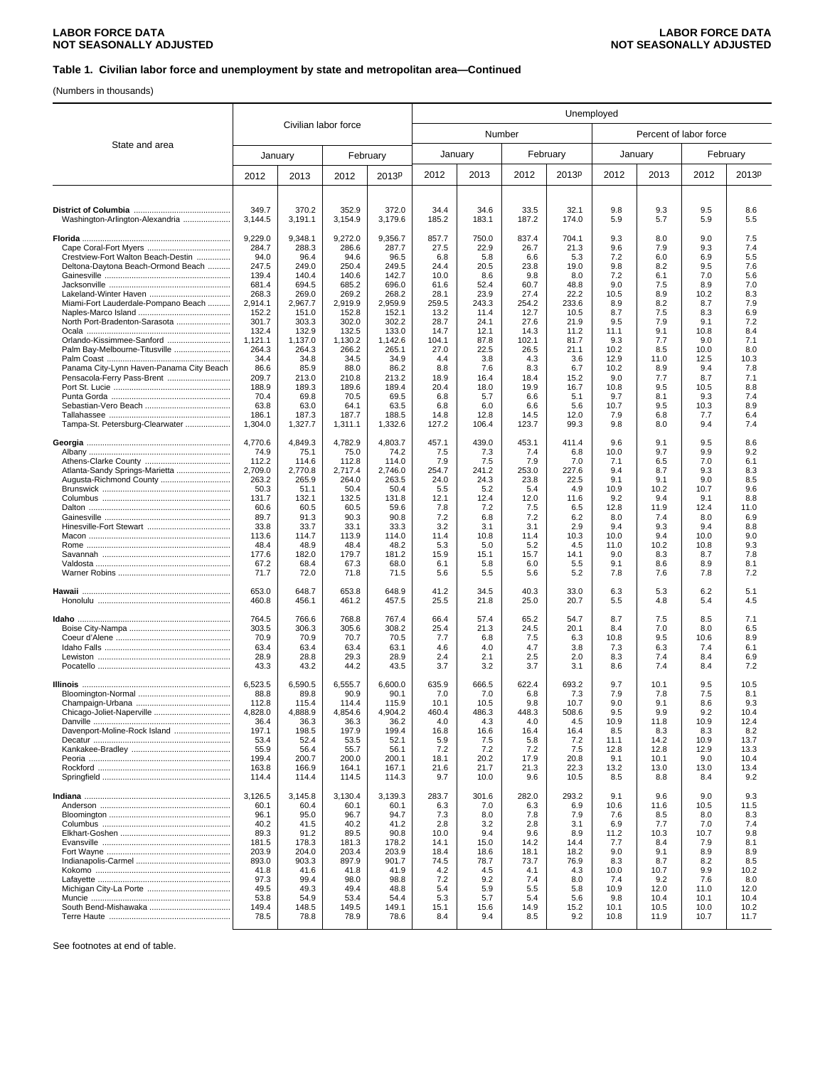**LABOR FORCE DATA**
**NOT SEASONALLY ADJUSTED**

### Table 1. Civilian labor force and unemployment by state and metropolitan area—Continued

(Numbers in thousands)

| State and area | Civilian labor force | | | | Unemployed | | | | | | | |
|---|---|---|---|---|---|---|---|---|---|---|---|---|
| | | | | | Number | | | | Percent of labor force | | | |
| | January | | February | | January | | February | | January | | February | |
| | 2012 | 2013 | 2012 | 2013p | 2012 | 2013 | 2012 | 2013p | 2012 | 2013 | 2012 | 2013p |
| **District of Columbia** | 349.7 | 370.2 | 352.9 | 372.0 | 34.4 | 34.6 | 33.5 | 32.1 | 9.8 | 9.3 | 9.5 | 8.6 |
| Washington-Arlington-Alexandria | 3,144.5 | 3,191.1 | 3,154.9 | 3,179.6 | 185.2 | 183.1 | 187.2 | 174.0 | 5.9 | 5.7 | 5.9 | 5.5 |
| **Florida** | 9,229.0 | 9,348.1 | 9,272.0 | 9,356.7 | 857.7 | 750.0 | 837.4 | 704.1 | 9.3 | 8.0 | 9.0 | 7.5 |
| Cape Coral-Fort Myers | 284.7 | 288.3 | 286.6 | 287.7 | 27.5 | 22.9 | 26.7 | 21.3 | 9.6 | 7.9 | 9.3 | 7.4 |
| Crestview-Fort Walton Beach-Destin | 94.0 | 96.4 | 94.6 | 96.5 | 6.8 | 5.8 | 6.6 | 5.3 | 7.2 | 6.0 | 6.9 | 5.5 |
| Deltona-Daytona Beach-Ormond Beach | 247.5 | 249.0 | 250.4 | 249.5 | 24.4 | 20.5 | 23.8 | 19.0 | 9.8 | 8.2 | 9.5 | 7.6 |
| Gainesville | 139.4 | 140.4 | 140.6 | 142.7 | 10.0 | 8.6 | 9.8 | 8.0 | 7.2 | 6.1 | 7.0 | 5.6 |
| Jacksonville | 681.4 | 694.5 | 685.2 | 696.0 | 61.6 | 52.4 | 60.7 | 48.8 | 9.0 | 7.5 | 8.9 | 7.0 |
| Lakeland-Winter Haven | 268.3 | 269.0 | 269.2 | 268.2 | 28.1 | 23.9 | 27.4 | 22.2 | 10.5 | 8.9 | 10.2 | 8.3 |
| Miami-Fort Lauderdale-Pompano Beach | 2,914.1 | 2,967.7 | 2,919.9 | 2,959.9 | 259.5 | 243.3 | 254.2 | 233.6 | 8.9 | 8.2 | 8.7 | 7.9 |
| Naples-Marco Island | 152.2 | 151.0 | 152.8 | 152.1 | 13.2 | 11.4 | 12.7 | 10.5 | 8.7 | 7.5 | 8.3 | 6.9 |
| North Port-Bradenton-Sarasota | 301.7 | 303.3 | 302.0 | 302.2 | 28.7 | 24.1 | 27.6 | 21.9 | 9.5 | 7.9 | 9.1 | 7.2 |
| Ocala | 132.4 | 132.9 | 132.5 | 133.0 | 14.7 | 12.1 | 14.3 | 11.2 | 11.1 | 9.1 | 10.8 | 8.4 |
| Orlando-Kissimmee-Sanford | 1,121.1 | 1,137.0 | 1,130.2 | 1,142.6 | 104.1 | 87.8 | 102.1 | 81.7 | 9.3 | 7.7 | 9.0 | 7.1 |
| Palm Bay-Melbourne-Titusville | 264.3 | 264.3 | 266.2 | 265.1 | 27.0 | 22.5 | 26.5 | 21.1 | 10.2 | 8.5 | 10.0 | 8.0 |
| Palm Coast | 34.4 | 34.8 | 34.5 | 34.9 | 4.4 | 3.8 | 4.3 | 3.6 | 12.9 | 11.0 | 12.5 | 10.3 |
| Panama City-Lynn Haven-Panama City Beach | 86.6 | 85.9 | 88.0 | 86.2 | 8.8 | 7.6 | 8.3 | 6.7 | 10.2 | 8.9 | 9.4 | 7.8 |
| Pensacola-Ferry Pass-Brent | 209.7 | 213.0 | 210.8 | 213.2 | 18.9 | 16.4 | 18.4 | 15.2 | 9.0 | 7.7 | 8.7 | 7.1 |
| Port St. Lucie | 188.9 | 189.3 | 189.6 | 189.4 | 20.4 | 18.0 | 19.9 | 16.7 | 10.8 | 9.5 | 10.5 | 8.8 |
| Punta Gorda | 70.4 | 69.8 | 70.5 | 69.5 | 6.8 | 5.7 | 6.6 | 5.1 | 9.7 | 8.1 | 9.3 | 7.4 |
| Sebastian-Vero Beach | 63.8 | 63.0 | 64.1 | 63.5 | 6.8 | 6.0 | 6.6 | 5.6 | 10.7 | 9.5 | 10.3 | 8.9 |
| Tallahassee | 186.1 | 187.3 | 187.7 | 188.5 | 14.8 | 12.8 | 14.5 | 12.0 | 7.9 | 6.8 | 7.7 | 6.4 |
| Tampa-St. Petersburg-Clearwater | 1,304.0 | 1,327.7 | 1,311.1 | 1,332.6 | 127.2 | 106.4 | 123.7 | 99.3 | 9.8 | 8.0 | 9.4 | 7.4 |
| **Georgia** | 4,770.6 | 4,849.3 | 4,782.9 | 4,803.7 | 457.1 | 439.0 | 453.1 | 411.4 | 9.6 | 9.1 | 9.5 | 8.6 |
| Albany | 74.9 | 75.1 | 75.0 | 74.2 | 7.5 | 7.3 | 7.4 | 6.8 | 10.0 | 9.7 | 9.9 | 9.2 |
| Athens-Clarke County | 112.2 | 114.6 | 112.8 | 114.0 | 7.9 | 7.5 | 7.9 | 7.0 | 7.1 | 6.5 | 7.0 | 6.1 |
| Atlanta-Sandy Springs-Marietta | 2,709.0 | 2,770.8 | 2,717.4 | 2,746.0 | 254.7 | 241.2 | 253.0 | 227.6 | 9.4 | 8.7 | 9.3 | 8.3 |
| Augusta-Richmond County | 263.2 | 265.9 | 264.0 | 263.5 | 24.0 | 24.3 | 23.8 | 22.5 | 9.1 | 9.1 | 9.0 | 8.5 |
| Brunswick | 50.3 | 51.1 | 50.4 | 50.4 | 5.5 | 5.2 | 5.4 | 4.9 | 10.9 | 10.2 | 10.7 | 9.6 |
| Columbus | 131.7 | 132.1 | 132.5 | 131.8 | 12.1 | 12.4 | 12.0 | 11.6 | 9.2 | 9.4 | 9.1 | 8.8 |
| Dalton | 60.6 | 60.5 | 60.5 | 59.6 | 7.8 | 7.2 | 7.5 | 6.5 | 12.8 | 11.9 | 12.4 | 11.0 |
| Gainesville | 89.7 | 91.3 | 90.3 | 90.8 | 7.2 | 6.8 | 7.2 | 6.2 | 8.0 | 7.4 | 8.0 | 6.9 |
| Hinesville-Fort Stewart | 33.8 | 33.7 | 33.1 | 33.3 | 3.2 | 3.1 | 3.1 | 2.9 | 9.4 | 9.3 | 9.4 | 8.8 |
| Macon | 113.6 | 114.7 | 113.9 | 114.0 | 11.4 | 10.8 | 11.4 | 10.3 | 10.0 | 9.4 | 10.0 | 9.0 |
| Rome | 48.4 | 48.9 | 48.4 | 48.2 | 5.3 | 5.0 | 5.2 | 4.5 | 11.0 | 10.2 | 10.8 | 9.3 |
| Savannah | 177.6 | 182.0 | 179.7 | 181.2 | 15.9 | 15.1 | 15.7 | 14.1 | 9.0 | 8.3 | 8.7 | 7.8 |
| Valdosta | 67.2 | 68.4 | 67.3 | 68.0 | 6.1 | 5.8 | 6.0 | 5.5 | 9.1 | 8.6 | 8.9 | 8.1 |
| Warner Robins | 71.7 | 72.0 | 71.8 | 71.5 | 5.6 | 5.5 | 5.6 | 5.2 | 7.8 | 7.6 | 7.8 | 7.2 |
| **Hawaii** | 653.0 | 648.7 | 653.8 | 648.9 | 41.2 | 34.5 | 40.3 | 33.0 | 6.3 | 5.3 | 6.2 | 5.1 |
| Honolulu | 460.8 | 456.1 | 461.2 | 457.5 | 25.5 | 21.8 | 25.0 | 20.7 | 5.5 | 4.8 | 5.4 | 4.5 |
| **Idaho** | 764.5 | 766.6 | 768.8 | 767.4 | 66.4 | 57.4 | 65.2 | 54.7 | 8.7 | 7.5 | 8.5 | 7.1 |
| Boise City-Nampa | 303.5 | 306.3 | 305.6 | 308.2 | 25.4 | 21.3 | 24.5 | 20.1 | 8.4 | 7.0 | 8.0 | 6.5 |
| Coeur d'Alene | 70.9 | 70.9 | 70.7 | 70.5 | 7.7 | 6.8 | 7.5 | 6.3 | 10.8 | 9.5 | 10.6 | 8.9 |
| Idaho Falls | 63.4 | 63.4 | 63.4 | 63.1 | 4.6 | 4.0 | 4.7 | 3.8 | 7.3 | 6.3 | 7.4 | 6.1 |
| Lewiston | 28.9 | 28.8 | 29.3 | 28.9 | 2.4 | 2.1 | 2.5 | 2.0 | 8.3 | 7.4 | 8.4 | 6.9 |
| Pocatello | 43.3 | 43.2 | 44.2 | 43.5 | 3.7 | 3.2 | 3.7 | 3.1 | 8.6 | 7.4 | 8.4 | 7.2 |
| **Illinois** | 6,523.5 | 6,590.5 | 6,555.7 | 6,600.0 | 635.9 | 666.5 | 622.4 | 693.2 | 9.7 | 10.1 | 9.5 | 10.5 |
| Bloomington-Normal | 88.8 | 89.8 | 90.9 | 90.1 | 7.0 | 7.0 | 6.8 | 7.3 | 7.9 | 7.8 | 7.5 | 8.1 |
| Champaign-Urbana | 112.8 | 115.4 | 114.4 | 115.9 | 10.1 | 10.5 | 9.8 | 10.7 | 9.0 | 9.1 | 8.6 | 9.3 |
| Chicago-Joliet-Naperville | 4,828.0 | 4,888.9 | 4,854.6 | 4,904.2 | 460.4 | 486.3 | 448.3 | 508.6 | 9.5 | 9.9 | 9.2 | 10.4 |
| Danville | 36.4 | 36.3 | 36.3 | 36.2 | 4.0 | 4.3 | 4.0 | 4.5 | 10.9 | 11.8 | 10.9 | 12.4 |
| Davenport-Moline-Rock Island | 197.1 | 198.5 | 197.9 | 199.4 | 16.8 | 16.6 | 16.4 | 16.4 | 8.5 | 8.3 | 8.3 | 8.2 |
| Decatur | 53.4 | 52.4 | 53.5 | 52.1 | 5.9 | 7.5 | 5.8 | 7.2 | 11.1 | 14.2 | 10.9 | 13.7 |
| Kankakee-Bradley | 55.9 | 56.4 | 55.7 | 56.1 | 7.2 | 7.2 | 7.2 | 7.5 | 12.8 | 12.8 | 12.9 | 13.3 |
| Peoria | 199.4 | 200.7 | 200.0 | 200.1 | 18.1 | 20.2 | 17.9 | 20.8 | 9.1 | 10.1 | 9.0 | 10.4 |
| Rockford | 163.8 | 166.9 | 164.1 | 167.1 | 21.6 | 21.7 | 21.3 | 22.3 | 13.2 | 13.0 | 13.0 | 13.4 |
| Springfield | 114.4 | 114.4 | 114.5 | 114.3 | 9.7 | 10.0 | 9.6 | 10.5 | 8.5 | 8.8 | 8.4 | 9.2 |
| **Indiana** | 3,126.5 | 3,145.8 | 3,130.4 | 3,139.3 | 283.7 | 301.6 | 282.0 | 293.2 | 9.1 | 9.6 | 9.0 | 9.3 |
| Anderson | 60.1 | 60.4 | 60.1 | 60.1 | 6.3 | 7.0 | 6.3 | 6.9 | 10.6 | 11.6 | 10.5 | 11.5 |
| Bloomington | 96.1 | 95.0 | 96.7 | 94.7 | 7.3 | 8.0 | 7.8 | 7.9 | 7.6 | 8.5 | 8.0 | 8.3 |
| Columbus | 40.2 | 41.5 | 40.2 | 41.2 | 2.8 | 3.2 | 2.8 | 3.1 | 6.9 | 7.7 | 7.0 | 7.4 |
| Elkhart-Goshen | 89.3 | 91.2 | 89.5 | 90.8 | 10.0 | 9.4 | 9.6 | 8.9 | 11.2 | 10.3 | 10.7 | 9.8 |
| Evansville | 181.5 | 178.3 | 181.3 | 178.2 | 14.1 | 15.0 | 14.2 | 14.4 | 7.7 | 8.4 | 7.9 | 8.1 |
| Fort Wayne | 203.9 | 204.0 | 203.4 | 203.9 | 18.4 | 18.6 | 18.1 | 18.2 | 9.0 | 9.1 | 8.9 | 8.9 |
| Indianapolis-Carmel | 893.0 | 903.3 | 897.9 | 901.7 | 74.5 | 78.7 | 73.7 | 76.9 | 8.3 | 8.7 | 8.2 | 8.5 |
| Kokomo | 41.8 | 41.6 | 41.8 | 41.9 | 4.2 | 4.5 | 4.1 | 4.3 | 10.0 | 10.7 | 9.9 | 10.2 |
| Lafayette | 97.3 | 99.4 | 98.0 | 98.8 | 7.2 | 9.2 | 7.4 | 8.0 | 7.4 | 9.2 | 7.6 | 8.0 |
| Michigan City-La Porte | 49.5 | 49.3 | 49.4 | 48.8 | 5.4 | 5.9 | 5.5 | 5.8 | 10.9 | 12.0 | 11.0 | 12.0 |
| Muncie | 53.8 | 54.9 | 53.4 | 54.4 | 5.3 | 5.7 | 5.4 | 5.6 | 9.8 | 10.4 | 10.1 | 10.4 |
| South Bend-Mishawaka | 149.4 | 148.5 | 149.5 | 149.1 | 15.1 | 15.6 | 14.9 | 15.2 | 10.1 | 10.5 | 10.0 | 10.2 |
| Terre Haute | 78.5 | 78.8 | 78.9 | 78.6 | 8.4 | 9.4 | 8.5 | 9.2 | 10.8 | 11.9 | 10.7 | 11.7 |

See footnotes at end of table.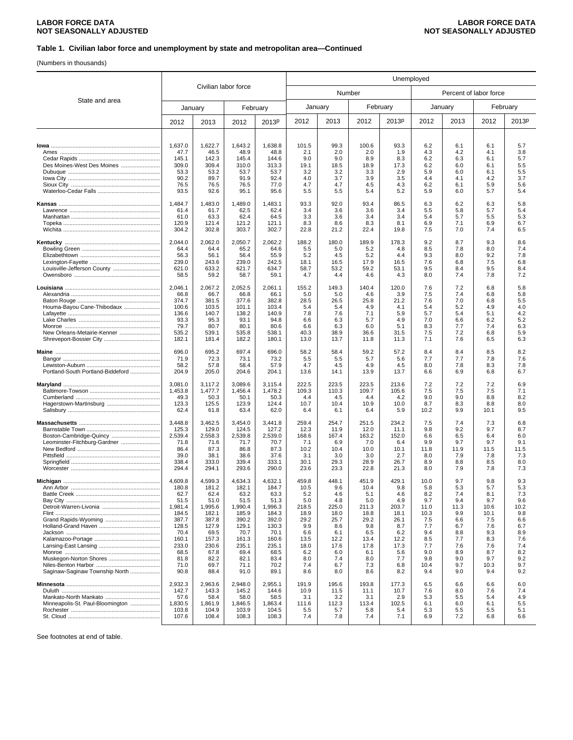LABOR FORCE DATA
NOT SEASONALLY ADJUSTED

**Table 1. Civilian labor force and unemployment by state and metropolitan area—Continued**

(Numbers in thousands)

| State and area | Civilian labor force | | | | Unemployed | | | | | | | |
|---|---|---|---|---|---|---|---|---|---|---|---|---|
| | | | | | Number | | | | Percent of labor force | | | |
| | January | | February | | January | | February | | January | | February | |
| | 2012 | 2013 | 2012 | 2013p | 2012 | 2013 | 2012 | 2013p | 2012 | 2013 | 2012 | 2013p |
| **Iowa** | 1,637.0 | 1,622.7 | 1,643.2 | 1,638.8 | 101.5 | 99.3 | 100.6 | 93.3 | 6.2 | 6.1 | 6.1 | 5.7 |
| Ames | 47.7 | 46.5 | 48.9 | 48.8 | 2.1 | 2.0 | 2.0 | 1.9 | 4.3 | 4.2 | 4.1 | 3.8 |
| Cedar Rapids | 145.1 | 142.3 | 145.4 | 144.6 | 9.0 | 9.0 | 8.9 | 8.3 | 6.2 | 6.3 | 6.1 | 5.7 |
| Des Moines-West Des Moines | 309.0 | 309.4 | 310.0 | 313.3 | 19.1 | 18.5 | 18.9 | 17.3 | 6.2 | 6.0 | 6.1 | 5.5 |
| Dubuque | 53.3 | 53.2 | 53.7 | 53.7 | 3.2 | 3.2 | 3.3 | 2.9 | 5.9 | 6.0 | 6.1 | 5.5 |
| Iowa City | 90.2 | 89.7 | 91.9 | 92.4 | 4.0 | 3.7 | 3.9 | 3.5 | 4.4 | 4.1 | 4.2 | 3.7 |
| Sioux City | 76.5 | 76.5 | 76.5 | 77.0 | 4.7 | 4.7 | 4.5 | 4.3 | 6.2 | 6.1 | 5.9 | 5.6 |
| Waterloo-Cedar Falls | 93.5 | 92.6 | 95.1 | 95.6 | 5.5 | 5.5 | 5.4 | 5.2 | 5.9 | 6.0 | 5.7 | 5.4 |
| **Kansas** | 1,484.7 | 1,483.0 | 1,489.0 | 1,483.1 | 93.3 | 92.0 | 93.4 | 86.5 | 6.3 | 6.2 | 6.3 | 5.8 |
| Lawrence | 61.4 | 61.7 | 62.5 | 62.4 | 3.4 | 3.6 | 3.6 | 3.4 | 5.5 | 5.8 | 5.7 | 5.4 |
| Manhattan | 61.0 | 63.3 | 62.4 | 64.5 | 3.3 | 3.6 | 3.4 | 3.4 | 5.4 | 5.7 | 5.5 | 5.3 |
| Topeka | 120.9 | 121.4 | 121.2 | 121.1 | 8.3 | 8.6 | 8.3 | 8.1 | 6.9 | 7.1 | 6.9 | 6.7 |
| Wichita | 304.2 | 302.8 | 303.7 | 302.7 | 22.8 | 21.2 | 22.4 | 19.8 | 7.5 | 7.0 | 7.4 | 6.5 |
| **Kentucky** | 2,044.0 | 2,062.0 | 2,050.7 | 2,062.2 | 188.2 | 180.0 | 189.9 | 178.3 | 9.2 | 8.7 | 9.3 | 8.6 |
| Bowling Green | 64.4 | 64.4 | 65.2 | 64.6 | 5.5 | 5.0 | 5.2 | 4.8 | 8.5 | 7.8 | 8.0 | 7.4 |
| Elizabethtown | 56.3 | 56.1 | 56.4 | 55.9 | 5.2 | 4.5 | 5.2 | 4.4 | 9.3 | 8.0 | 9.2 | 7.8 |
| Lexington-Fayette | 239.0 | 243.6 | 239.0 | 242.5 | 18.1 | 16.5 | 17.9 | 16.5 | 7.6 | 6.8 | 7.5 | 6.8 |
| Louisville-Jefferson County | 621.0 | 633.2 | 621.7 | 634.7 | 58.7 | 53.2 | 59.2 | 53.1 | 9.5 | 8.4 | 9.5 | 8.4 |
| Owensboro | 58.5 | 59.2 | 58.7 | 59.1 | 4.7 | 4.4 | 4.6 | 4.3 | 8.0 | 7.4 | 7.8 | 7.2 |
| **Louisiana** | 2,046.1 | 2,067.2 | 2,052.5 | 2,061.1 | 155.2 | 149.3 | 140.4 | 120.0 | 7.6 | 7.2 | 6.8 | 5.8 |
| Alexandria | 66.8 | 66.7 | 66.8 | 66.1 | 5.0 | 5.0 | 4.6 | 3.9 | 7.5 | 7.4 | 6.8 | 5.8 |
| Baton Rouge | 374.7 | 381.5 | 377.6 | 382.8 | 28.5 | 26.5 | 25.8 | 21.2 | 7.6 | 7.0 | 6.8 | 5.5 |
| Houma-Bayou Cane-Thibodaux | 100.6 | 103.5 | 101.1 | 103.4 | 5.4 | 5.4 | 4.9 | 4.1 | 5.4 | 5.2 | 4.9 | 4.0 |
| Lafayette | 136.6 | 140.7 | 138.2 | 140.9 | 7.8 | 7.6 | 7.1 | 5.9 | 5.7 | 5.4 | 5.1 | 4.2 |
| Lake Charles | 93.3 | 95.3 | 93.1 | 94.8 | 6.6 | 6.3 | 5.7 | 4.9 | 7.0 | 6.6 | 6.2 | 5.2 |
| Monroe | 79.7 | 80.7 | 80.1 | 80.6 | 6.6 | 6.3 | 6.0 | 5.1 | 8.3 | 7.7 | 7.4 | 6.3 |
| New Orleans-Metairie-Kenner | 535.2 | 539.1 | 535.8 | 538.1 | 40.3 | 38.9 | 36.6 | 31.5 | 7.5 | 7.2 | 6.8 | 5.9 |
| Shreveport-Bossier City | 182.1 | 181.4 | 182.2 | 180.1 | 13.0 | 13.7 | 11.8 | 11.3 | 7.1 | 7.6 | 6.5 | 6.3 |
| **Maine** | 696.0 | 695.2 | 697.4 | 696.0 | 58.2 | 58.4 | 59.2 | 57.2 | 8.4 | 8.4 | 8.5 | 8.2 |
| Bangor | 71.9 | 72.3 | 73.1 | 73.2 | 5.5 | 5.5 | 5.7 | 5.6 | 7.7 | 7.7 | 7.8 | 7.6 |
| Lewiston-Auburn | 58.2 | 57.8 | 58.4 | 57.9 | 4.7 | 4.5 | 4.9 | 4.5 | 8.0 | 7.8 | 8.3 | 7.8 |
| Portland-South Portland-Biddeford | 204.9 | 205.0 | 204.6 | 204.1 | 13.6 | 14.1 | 13.9 | 13.7 | 6.6 | 6.9 | 6.8 | 6.7 |
| **Maryland** | 3,081.0 | 3,117.2 | 3,089.6 | 3,115.4 | 222.5 | 223.5 | 223.5 | 213.6 | 7.2 | 7.2 | 7.2 | 6.9 |
| Baltimore-Towson | 1,453.8 | 1,477.7 | 1,456.4 | 1,478.2 | 109.3 | 110.3 | 109.7 | 105.6 | 7.5 | 7.5 | 7.5 | 7.1 |
| Cumberland | 49.3 | 50.3 | 50.1 | 50.3 | 4.4 | 4.5 | 4.4 | 4.2 | 9.0 | 9.0 | 8.8 | 8.2 |
| Hagerstown-Martinsburg | 123.3 | 125.5 | 123.9 | 124.4 | 10.7 | 10.4 | 10.9 | 10.0 | 8.7 | 8.3 | 8.8 | 8.0 |
| Salisbury | 62.4 | 61.8 | 63.4 | 62.0 | 6.4 | 6.1 | 6.4 | 5.9 | 10.2 | 9.9 | 10.1 | 9.5 |
| **Massachusetts** | 3,448.8 | 3,462.5 | 3,454.0 | 3,441.8 | 259.4 | 254.7 | 251.5 | 234.2 | 7.5 | 7.4 | 7.3 | 6.8 |
| Barnstable Town | 125.3 | 129.0 | 124.5 | 127.2 | 12.3 | 11.9 | 12.0 | 11.1 | 9.8 | 9.2 | 9.7 | 8.7 |
| Boston-Cambridge-Quincy | 2,539.4 | 2,558.3 | 2,539.8 | 2,539.0 | 168.6 | 167.4 | 163.2 | 152.0 | 6.6 | 6.5 | 6.4 | 6.0 |
| Leominster-Fitchburg-Gardner | 71.8 | 71.6 | 71.7 | 70.7 | 7.1 | 6.9 | 7.0 | 6.4 | 9.9 | 9.7 | 9.7 | 9.1 |
| New Bedford | 86.4 | 87.3 | 86.8 | 87.3 | 10.2 | 10.4 | 10.0 | 10.1 | 11.8 | 11.9 | 11.5 | 11.5 |
| Pittsfield | 39.0 | 38.1 | 38.6 | 37.6 | 3.1 | 3.0 | 3.0 | 2.7 | 8.0 | 7.9 | 7.8 | 7.3 |
| Springfield | 338.4 | 333.0 | 339.4 | 333.1 | 30.1 | 29.3 | 28.9 | 26.7 | 8.9 | 8.8 | 8.5 | 8.0 |
| Worcester | 294.4 | 294.1 | 293.6 | 290.0 | 23.6 | 23.3 | 22.8 | 21.3 | 8.0 | 7.9 | 7.8 | 7.3 |
| **Michigan** | 4,609.8 | 4,599.3 | 4,634.3 | 4,632.1 | 459.8 | 448.1 | 451.9 | 429.1 | 10.0 | 9.7 | 9.8 | 9.3 |
| Ann Arbor | 180.8 | 181.2 | 182.1 | 184.7 | 10.5 | 9.6 | 10.4 | 9.8 | 5.8 | 5.3 | 5.7 | 5.3 |
| Battle Creek | 62.7 | 62.4 | 63.2 | 63.3 | 5.2 | 4.6 | 5.1 | 4.6 | 8.2 | 7.4 | 8.1 | 7.3 |
| Bay City | 51.5 | 51.0 | 51.5 | 51.3 | 5.0 | 4.8 | 5.0 | 4.9 | 9.7 | 9.4 | 9.7 | 9.6 |
| Detroit-Warren-Livonia | 1,981.4 | 1,995.6 | 1,990.4 | 1,996.3 | 218.5 | 225.0 | 211.3 | 203.7 | 11.0 | 11.3 | 10.6 | 10.2 |
| Flint | 184.5 | 182.1 | 185.9 | 184.3 | 18.9 | 18.0 | 18.8 | 18.1 | 10.3 | 9.9 | 10.1 | 9.8 |
| Grand Rapids-Wyoming | 387.7 | 387.8 | 390.2 | 392.0 | 29.2 | 25.7 | 29.2 | 26.1 | 7.5 | 6.6 | 7.5 | 6.6 |
| Holland-Grand Haven | 128.5 | 127.9 | 129.1 | 130.3 | 9.9 | 8.6 | 9.8 | 8.7 | 7.7 | 6.7 | 7.6 | 6.7 |
| Jackson | 70.4 | 69.5 | 70.7 | 70.1 | 6.6 | 6.1 | 6.5 | 6.2 | 9.4 | 8.8 | 9.3 | 8.9 |
| Kalamazoo-Portage | 160.1 | 157.3 | 161.3 | 160.6 | 13.5 | 12.2 | 13.4 | 12.2 | 8.5 | 7.7 | 8.3 | 7.6 |
| Lansing-East Lansing | 233.0 | 230.6 | 235.1 | 235.1 | 18.0 | 17.6 | 17.8 | 17.3 | 7.7 | 7.6 | 7.6 | 7.4 |
| Monroe | 68.5 | 67.8 | 69.4 | 68.5 | 6.2 | 6.0 | 6.1 | 5.6 | 9.0 | 8.9 | 8.7 | 8.2 |
| Muskegon-Norton Shores | 81.8 | 82.2 | 82.1 | 83.4 | 8.0 | 7.4 | 8.0 | 7.7 | 9.8 | 9.0 | 9.7 | 9.2 |
| Niles-Benton Harbor | 71.0 | 69.7 | 71.1 | 70.2 | 7.4 | 6.7 | 7.3 | 6.8 | 10.4 | 9.7 | 10.3 | 9.7 |
| Saginaw-Saginaw Township North | 90.8 | 88.4 | 91.0 | 89.1 | 8.6 | 8.0 | 8.6 | 8.2 | 9.4 | 9.0 | 9.4 | 9.2 |
| **Minnesota** | 2,932.3 | 2,963.6 | 2,948.0 | 2,955.1 | 191.9 | 195.6 | 193.8 | 177.3 | 6.5 | 6.6 | 6.6 | 6.0 |
| Duluth | 142.7 | 143.3 | 145.2 | 144.6 | 10.9 | 11.5 | 11.1 | 10.7 | 7.6 | 8.0 | 7.6 | 7.4 |
| Mankato-North Mankato | 57.6 | 58.4 | 58.0 | 58.5 | 3.1 | 3.2 | 3.1 | 2.9 | 5.3 | 5.5 | 5.4 | 4.9 |
| Minneapolis-St. Paul-Bloomington | 1,830.5 | 1,861.9 | 1,846.5 | 1,863.4 | 111.6 | 112.3 | 113.4 | 102.5 | 6.1 | 6.0 | 6.1 | 5.5 |
| Rochester | 103.8 | 104.9 | 103.9 | 104.5 | 5.5 | 5.7 | 5.8 | 5.4 | 5.3 | 5.5 | 5.5 | 5.1 |
| St. Cloud | 107.6 | 108.4 | 108.3 | 108.3 | 7.4 | 7.8 | 7.4 | 7.1 | 6.9 | 7.2 | 6.8 | 6.6 |

See footnotes at end of table.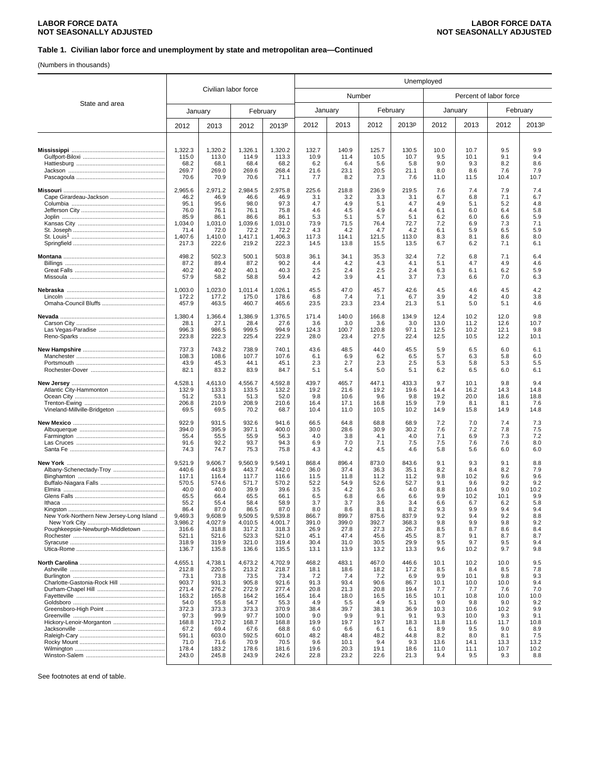LABOR FORCE DATA
NOT SEASONALLY ADJUSTED

**Table 1. Civilian labor force and unemployment by state and metropolitan area—Continued**

(Numbers in thousands)

| State and area | Civilian labor force | | | | Unemployed | | | | | | | |
|---|---|---|---|---|---|---|---|---|---|---|---|---|
| | | | | | Number | | | | Percent of labor force | | | |
| | January | | February | | January | | February | | January | | February | |
| | 2012 | 2013 | 2012 | 2013p | 2012 | 2013 | 2012 | 2013p | 2012 | 2013 | 2012 | 2013p |
| **Mississippi** | 1,322.3 | 1,320.2 | 1,326.1 | 1,320.2 | 132.7 | 140.9 | 125.7 | 130.5 | 10.0 | 10.7 | 9.5 | 9.9 |
| Gulfport-Biloxi | 115.0 | 113.0 | 114.9 | 113.3 | 10.9 | 11.4 | 10.5 | 10.7 | 9.5 | 10.1 | 9.1 | 9.4 |
| Hattiesburg | 68.2 | 68.1 | 68.4 | 68.2 | 6.2 | 6.4 | 5.6 | 5.8 | 9.0 | 9.3 | 8.2 | 8.6 |
| Jackson | 269.7 | 269.0 | 269.6 | 268.4 | 21.6 | 23.1 | 20.5 | 21.1 | 8.0 | 8.6 | 7.6 | 7.9 |
| Pascagoula | 70.6 | 70.9 | 70.6 | 71.1 | 7.7 | 8.2 | 7.3 | 7.6 | 11.0 | 11.5 | 10.4 | 10.7 |
| **Missouri** | 2,965.6 | 2,971.2 | 2,984.5 | 2,975.8 | 225.6 | 218.8 | 236.9 | 219.5 | 7.6 | 7.4 | 7.9 | 7.4 |
| Cape Girardeau-Jackson | 46.2 | 46.9 | 46.6 | 46.9 | 3.1 | 3.2 | 3.3 | 3.1 | 6.7 | 6.8 | 7.1 | 6.7 |
| Columbia | 95.1 | 95.6 | 98.0 | 97.3 | 4.7 | 4.9 | 5.1 | 4.7 | 4.9 | 5.1 | 5.2 | 4.8 |
| Jefferson City | 76.0 | 76.1 | 76.1 | 75.8 | 4.6 | 4.5 | 4.9 | 4.4 | 6.1 | 6.0 | 6.4 | 5.8 |
| Joplin | 85.9 | 86.1 | 86.6 | 86.1 | 5.3 | 5.1 | 5.7 | 5.1 | 6.2 | 6.0 | 6.6 | 5.9 |
| Kansas City | 1,034.0 | 1,031.0 | 1,039.6 | 1,031.0 | 73.9 | 71.5 | 76.4 | 72.7 | 7.2 | 6.9 | 7.3 | 7.1 |
| St. Joseph | 71.4 | 72.0 | 72.2 | 72.2 | 4.3 | 4.2 | 4.7 | 4.2 | 6.1 | 5.9 | 6.5 | 5.9 |
| St. Louis[1] | 1,407.6 | 1,410.0 | 1,417.1 | 1,406.3 | 117.3 | 114.1 | 121.5 | 113.0 | 8.3 | 8.1 | 8.6 | 8.0 |
| Springfield | 217.3 | 222.6 | 219.2 | 222.3 | 14.5 | 13.8 | 15.5 | 13.5 | 6.7 | 6.2 | 7.1 | 6.1 |
| **Montana** | 498.2 | 502.3 | 500.1 | 503.8 | 36.1 | 34.1 | 35.3 | 32.4 | 7.2 | 6.8 | 7.1 | 6.4 |
| Billings | 87.2 | 89.4 | 87.2 | 90.2 | 4.4 | 4.2 | 4.3 | 4.1 | 5.1 | 4.7 | 4.9 | 4.6 |
| Great Falls | 40.2 | 40.2 | 40.1 | 40.3 | 2.5 | 2.4 | 2.5 | 2.4 | 6.3 | 6.1 | 6.2 | 5.9 |
| Missoula | 57.9 | 58.2 | 58.8 | 59.4 | 4.2 | 3.9 | 4.1 | 3.7 | 7.3 | 6.6 | 7.0 | 6.3 |
| **Nebraska** | 1,003.0 | 1,023.0 | 1,011.4 | 1,026.1 | 45.5 | 47.0 | 45.7 | 42.6 | 4.5 | 4.6 | 4.5 | 4.2 |
| Lincoln | 172.2 | 177.2 | 175.0 | 178.6 | 6.8 | 7.4 | 7.1 | 6.7 | 3.9 | 4.2 | 4.0 | 3.8 |
| Omaha-Council Bluffs | 457.9 | 463.5 | 460.7 | 465.6 | 23.5 | 23.3 | 23.4 | 21.3 | 5.1 | 5.0 | 5.1 | 4.6 |
| **Nevada** | 1,380.4 | 1,366.4 | 1,386.9 | 1,376.5 | 171.4 | 140.0 | 166.8 | 134.9 | 12.4 | 10.2 | 12.0 | 9.8 |
| Carson City | 28.1 | 27.1 | 28.4 | 27.6 | 3.6 | 3.0 | 3.6 | 3.0 | 13.0 | 11.2 | 12.6 | 10.7 |
| Las Vegas-Paradise | 996.3 | 986.5 | 999.5 | 994.9 | 124.3 | 100.7 | 120.8 | 97.1 | 12.5 | 10.2 | 12.1 | 9.8 |
| Reno-Sparks | 223.8 | 222.3 | 225.4 | 222.9 | 28.0 | 23.4 | 27.5 | 22.4 | 12.5 | 10.5 | 12.2 | 10.1 |
| **New Hampshire** | 737.3 | 743.2 | 738.9 | 740.1 | 43.6 | 48.5 | 44.0 | 45.5 | 5.9 | 6.5 | 6.0 | 6.1 |
| Manchester | 108.3 | 108.6 | 107.7 | 107.6 | 6.1 | 6.9 | 6.2 | 6.5 | 5.7 | 6.3 | 5.8 | 6.0 |
| Portsmouth | 43.9 | 45.3 | 44.1 | 45.1 | 2.3 | 2.7 | 2.3 | 2.5 | 5.3 | 5.8 | 5.3 | 5.5 |
| Rochester-Dover | 82.1 | 83.2 | 83.9 | 84.7 | 5.1 | 5.4 | 5.0 | 5.1 | 6.2 | 6.5 | 6.0 | 6.1 |
| **New Jersey** | 4,528.1 | 4,613.0 | 4,556.7 | 4,592.8 | 439.7 | 465.7 | 447.1 | 433.3 | 9.7 | 10.1 | 9.8 | 9.4 |
| Atlantic City-Hammonton | 132.9 | 133.3 | 133.5 | 132.2 | 19.2 | 21.6 | 19.2 | 19.6 | 14.4 | 16.2 | 14.3 | 14.8 |
| Ocean City | 51.2 | 53.1 | 51.3 | 52.0 | 9.8 | 10.6 | 9.6 | 9.8 | 19.2 | 20.0 | 18.6 | 18.8 |
| Trenton-Ewing | 206.8 | 210.9 | 208.9 | 210.6 | 16.4 | 17.1 | 16.8 | 15.9 | 7.9 | 8.1 | 8.1 | 7.6 |
| Vineland-Millville-Bridgeton | 69.5 | 69.5 | 70.2 | 68.7 | 10.4 | 11.0 | 10.5 | 10.2 | 14.9 | 15.8 | 14.9 | 14.8 |
| **New Mexico** | 922.9 | 931.5 | 932.6 | 941.6 | 66.5 | 64.8 | 68.8 | 68.9 | 7.2 | 7.0 | 7.4 | 7.3 |
| Albuquerque | 394.0 | 395.9 | 397.1 | 400.0 | 30.0 | 28.6 | 30.9 | 30.2 | 7.6 | 7.2 | 7.8 | 7.5 |
| Farmington | 55.4 | 55.5 | 55.9 | 56.3 | 4.0 | 3.8 | 4.1 | 4.0 | 7.1 | 6.9 | 7.3 | 7.2 |
| Las Cruces | 91.6 | 92.2 | 93.7 | 94.3 | 6.9 | 7.0 | 7.1 | 7.5 | 7.5 | 7.6 | 7.6 | 8.0 |
| Santa Fe | 74.3 | 74.7 | 75.3 | 75.8 | 4.3 | 4.2 | 4.5 | 4.6 | 5.8 | 5.6 | 6.0 | 6.0 |
| **New York** | 9,521.9 | 9,606.7 | 9,560.9 | 9,549.1 | 868.4 | 896.4 | 873.0 | 843.6 | 9.1 | 9.3 | 9.1 | 8.8 |
| Albany-Schenectady-Troy | 440.6 | 443.9 | 443.7 | 442.0 | 36.0 | 37.4 | 36.3 | 35.1 | 8.2 | 8.4 | 8.2 | 7.9 |
| Binghamton | 117.1 | 116.4 | 117.7 | 116.6 | 11.5 | 11.8 | 11.2 | 11.2 | 9.8 | 10.2 | 9.6 | 9.6 |
| Buffalo-Niagara Falls | 570.5 | 574.6 | 571.7 | 570.2 | 52.2 | 54.9 | 52.6 | 52.7 | 9.1 | 9.6 | 9.2 | 9.2 |
| Elmira | 40.0 | 40.0 | 39.9 | 39.6 | 3.5 | 4.2 | 3.6 | 4.0 | 8.8 | 10.4 | 9.0 | 10.2 |
| Glens Falls | 65.5 | 66.4 | 65.5 | 66.1 | 6.5 | 6.8 | 6.6 | 6.6 | 9.9 | 10.2 | 10.1 | 9.9 |
| Ithaca | 55.2 | 55.4 | 58.4 | 58.9 | 3.7 | 3.7 | 3.6 | 3.4 | 6.6 | 6.7 | 6.2 | 5.8 |
| Kingston | 86.4 | 87.0 | 86.5 | 87.0 | 8.0 | 8.6 | 8.1 | 8.2 | 9.3 | 9.9 | 9.4 | 9.4 |
| New York-Northern New Jersey-Long Island | 9,469.3 | 9,608.9 | 9,509.5 | 9,539.8 | 866.7 | 899.7 | 875.6 | 837.9 | 9.2 | 9.4 | 9.2 | 8.8 |
| New York City | 3,986.2 | 4,027.9 | 4,010.5 | 4,001.7 | 391.0 | 399.0 | 392.7 | 368.3 | 9.8 | 9.9 | 9.8 | 9.2 |
| Poughkeepsie-Newburgh-Middletown | 316.6 | 318.8 | 317.2 | 318.3 | 26.9 | 27.8 | 27.3 | 26.7 | 8.5 | 8.7 | 8.6 | 8.4 |
| Rochester | 521.1 | 521.6 | 523.3 | 521.0 | 45.1 | 47.4 | 45.6 | 45.5 | 8.7 | 9.1 | 8.7 | 8.7 |
| Syracuse | 318.9 | 319.9 | 321.0 | 319.4 | 30.4 | 31.0 | 30.5 | 29.9 | 9.5 | 9.7 | 9.5 | 9.4 |
| Utica-Rome | 136.7 | 135.8 | 136.6 | 135.5 | 13.1 | 13.9 | 13.2 | 13.3 | 9.6 | 10.2 | 9.7 | 9.8 |
| **North Carolina** | 4,655.1 | 4,738.1 | 4,673.2 | 4,702.9 | 468.2 | 483.1 | 467.0 | 446.6 | 10.1 | 10.2 | 10.0 | 9.5 |
| Asheville | 212.8 | 220.5 | 213.2 | 218.7 | 18.1 | 18.6 | 18.2 | 17.2 | 8.5 | 8.4 | 8.5 | 7.8 |
| Burlington | 73.1 | 73.8 | 73.5 | 73.4 | 7.2 | 7.4 | 7.2 | 6.9 | 9.9 | 10.1 | 9.8 | 9.3 |
| Charlotte-Gastonia-Rock Hill | 903.7 | 931.3 | 905.8 | 921.6 | 91.3 | 93.4 | 90.6 | 86.7 | 10.1 | 10.0 | 10.0 | 9.4 |
| Durham-Chapel Hill | 271.4 | 276.2 | 272.9 | 277.4 | 20.8 | 21.3 | 20.8 | 19.4 | 7.7 | 7.7 | 7.6 | 7.0 |
| Fayetteville | 163.2 | 165.8 | 164.2 | 165.4 | 16.4 | 18.0 | 16.5 | 16.5 | 10.1 | 10.8 | 10.0 | 10.0 |
| Goldsboro | 54.0 | 55.8 | 54.7 | 55.3 | 4.9 | 5.5 | 4.9 | 5.1 | 9.0 | 9.8 | 9.0 | 9.2 |
| Greensboro-High Point | 372.3 | 373.3 | 373.3 | 370.9 | 38.4 | 39.7 | 38.1 | 36.9 | 10.3 | 10.6 | 10.2 | 9.9 |
| Greenville | 97.3 | 99.9 | 97.7 | 100.0 | 9.0 | 9.9 | 9.1 | 9.1 | 9.3 | 10.0 | 9.3 | 9.1 |
| Hickory-Lenoir-Morganton | 168.8 | 170.2 | 168.7 | 168.8 | 19.9 | 19.7 | 19.7 | 18.3 | 11.8 | 11.6 | 11.7 | 10.8 |
| Jacksonville | 67.2 | 69.4 | 67.6 | 68.8 | 6.0 | 6.6 | 6.1 | 6.1 | 8.9 | 9.5 | 9.0 | 8.9 |
| Raleigh-Cary | 591.1 | 603.0 | 592.5 | 601.0 | 48.2 | 48.4 | 48.2 | 44.8 | 8.2 | 8.0 | 8.1 | 7.5 |
| Rocky Mount | 71.0 | 71.6 | 70.9 | 70.5 | 9.6 | 10.1 | 9.4 | 9.3 | 13.6 | 14.1 | 13.3 | 13.2 |
| Wilmington | 178.4 | 183.2 | 178.6 | 181.6 | 19.6 | 20.3 | 19.1 | 18.6 | 11.0 | 11.1 | 10.7 | 10.2 |
| Winston-Salem | 243.0 | 245.8 | 243.9 | 242.6 | 22.8 | 23.2 | 22.6 | 21.3 | 9.4 | 9.5 | 9.3 | 8.8 |

See footnotes at end of table.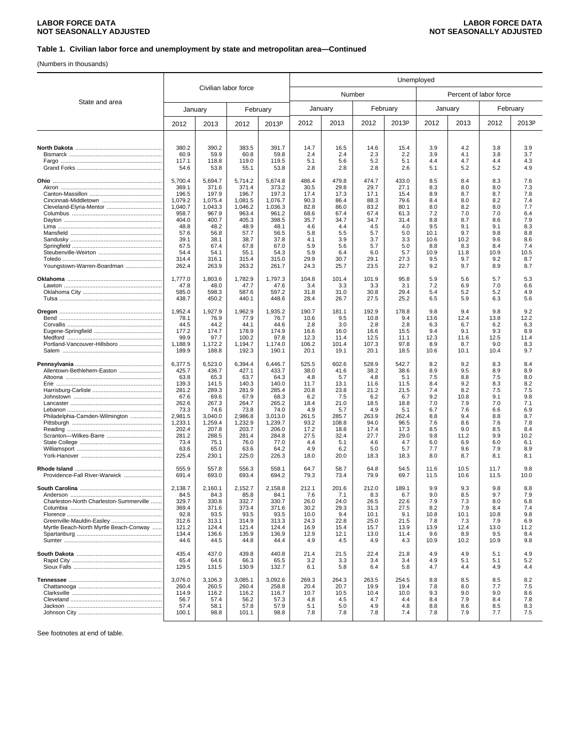**LABOR FORCE DATA**
**NOT SEASONALLY ADJUSTED**

**Table 1. Civilian labor force and unemployment by state and metropolitan area—Continued**

(Numbers in thousands)

| State and area | Civilian labor force | | | | Unemployed | | | | | | | |
|---|---|---|---|---|---|---|---|---|---|---|---|---|
| | | | | | Number | | | | Percent of labor force | | | |
| | January | | February | | January | | February | | January | | February | |
| | 2012 | 2013 | 2012 | 2013p | 2012 | 2013 | 2012 | 2013p | 2012 | 2013 | 2012 | 2013p |
| **North Dakota** | 380.2 | 390.2 | 383.5 | 391.7 | 14.7 | 16.5 | 14.6 | 15.4 | 3.9 | 4.2 | 3.8 | 3.9 |
| Bismarck | 60.9 | 59.9 | 60.8 | 59.8 | 2.4 | 2.4 | 2.3 | 2.2 | 3.9 | 4.1 | 3.8 | 3.7 |
| Fargo | 117.1 | 118.8 | 119.0 | 119.5 | 5.1 | 5.6 | 5.2 | 5.1 | 4.4 | 4.7 | 4.4 | 4.3 |
| Grand Forks | 54.6 | 53.8 | 55.1 | 53.8 | 2.8 | 2.8 | 2.8 | 2.6 | 5.1 | 5.2 | 5.2 | 4.9 |
| **Ohio** | 5,700.4 | 5,694.7 | 5,714.2 | 5,674.8 | 486.4 | 479.8 | 474.7 | 433.0 | 8.5 | 8.4 | 8.3 | 7.6 |
| Akron | 369.1 | 371.6 | 371.4 | 373.2 | 30.5 | 29.8 | 29.7 | 27.1 | 8.3 | 8.0 | 8.0 | 7.3 |
| Canton-Massillon | 196.5 | 197.9 | 196.7 | 197.3 | 17.4 | 17.3 | 17.1 | 15.4 | 8.9 | 8.7 | 8.7 | 7.8 |
| Cincinnati-Middletown | 1,079.2 | 1,075.4 | 1,081.5 | 1,076.7 | 90.3 | 86.4 | 88.3 | 79.6 | 8.4 | 8.0 | 8.2 | 7.4 |
| Cleveland-Elyria-Mentor | 1,040.7 | 1,043.3 | 1,046.2 | 1,036.3 | 82.8 | 86.0 | 83.2 | 80.1 | 8.0 | 8.2 | 8.0 | 7.7 |
| Columbus | 958.7 | 967.9 | 963.4 | 961.2 | 68.6 | 67.4 | 67.4 | 61.3 | 7.2 | 7.0 | 7.0 | 6.4 |
| Dayton | 404.0 | 400.7 | 405.3 | 398.5 | 35.7 | 34.7 | 34.7 | 31.4 | 8.8 | 8.7 | 8.6 | 7.9 |
| Lima | 48.8 | 48.2 | 48.9 | 48.1 | 4.6 | 4.4 | 4.5 | 4.0 | 9.5 | 9.1 | 9.1 | 8.3 |
| Mansfield | 57.6 | 56.8 | 57.7 | 56.5 | 5.8 | 5.5 | 5.7 | 5.0 | 10.1 | 9.7 | 9.8 | 8.8 |
| Sandusky | 39.1 | 38.1 | 38.7 | 37.8 | 4.1 | 3.9 | 3.7 | 3.3 | 10.6 | 10.2 | 9.6 | 8.6 |
| Springfield | 67.5 | 67.4 | 67.8 | 67.0 | 5.9 | 5.6 | 5.7 | 5.0 | 8.8 | 8.3 | 8.4 | 7.4 |
| Steubenville-Weirton | 54.4 | 54.1 | 55.1 | 54.3 | 5.9 | 6.4 | 6.0 | 5.7 | 10.9 | 11.8 | 10.9 | 10.5 |
| Toledo | 314.4 | 316.1 | 315.4 | 315.0 | 29.9 | 30.7 | 29.1 | 27.3 | 9.5 | 9.7 | 9.2 | 8.7 |
| Youngstown-Warren-Boardman | 262.4 | 263.9 | 263.2 | 261.7 | 24.3 | 25.7 | 23.5 | 22.7 | 9.2 | 9.7 | 8.9 | 8.7 |
| **Oklahoma** | 1,777.0 | 1,803.6 | 1,782.9 | 1,797.3 | 104.8 | 101.4 | 101.9 | 95.8 | 5.9 | 5.6 | 5.7 | 5.3 |
| Lawton | 47.8 | 48.0 | 47.7 | 47.6 | 3.4 | 3.3 | 3.3 | 3.1 | 7.2 | 6.9 | 7.0 | 6.6 |
| Oklahoma City | 585.0 | 598.3 | 587.6 | 597.2 | 31.8 | 31.0 | 30.8 | 29.4 | 5.4 | 5.2 | 5.2 | 4.9 |
| Tulsa | 438.7 | 450.2 | 440.1 | 448.6 | 28.4 | 26.7 | 27.5 | 25.2 | 6.5 | 5.9 | 6.3 | 5.6 |
| **Oregon** | 1,952.4 | 1,927.9 | 1,962.9 | 1,935.2 | 190.7 | 181.1 | 192.9 | 178.8 | 9.8 | 9.4 | 9.8 | 9.2 |
| Bend | 78.1 | 76.9 | 77.9 | 76.7 | 10.6 | 9.5 | 10.8 | 9.4 | 13.6 | 12.4 | 13.8 | 12.2 |
| Corvallis | 44.5 | 44.2 | 44.1 | 44.6 | 2.8 | 3.0 | 2.8 | 2.8 | 6.3 | 6.7 | 6.2 | 6.3 |
| Eugene-Springfield | 177.2 | 174.7 | 178.9 | 174.9 | 16.6 | 16.0 | 16.6 | 15.5 | 9.4 | 9.1 | 9.3 | 8.9 |
| Medford | 99.9 | 97.7 | 100.2 | 97.8 | 12.3 | 11.4 | 12.5 | 11.1 | 12.3 | 11.6 | 12.5 | 11.4 |
| Portland-Vancouver-Hillsboro | 1,188.9 | 1,172.2 | 1,194.7 | 1,174.0 | 106.2 | 101.4 | 107.3 | 97.8 | 8.9 | 8.7 | 9.0 | 8.3 |
| Salem | 189.9 | 188.8 | 192.3 | 190.1 | 20.1 | 19.1 | 20.1 | 18.5 | 10.6 | 10.1 | 10.4 | 9.7 |
| **Pennsylvania** | 6,377.5 | 6,523.0 | 6,394.4 | 6,446.7 | 525.5 | 602.6 | 528.9 | 542.7 | 8.2 | 9.2 | 8.3 | 8.4 |
| Allentown-Bethlehem-Easton | 425.7 | 436.7 | 427.1 | 433.7 | 38.0 | 41.6 | 38.2 | 38.6 | 8.9 | 9.5 | 8.9 | 8.9 |
| Altoona | 63.8 | 65.3 | 63.7 | 64.3 | 4.8 | 5.7 | 4.8 | 5.1 | 7.5 | 8.8 | 7.5 | 8.0 |
| Erie | 139.3 | 141.5 | 140.3 | 140.0 | 11.7 | 13.1 | 11.6 | 11.5 | 8.4 | 9.2 | 8.3 | 8.2 |
| Harrisburg-Carlisle | 281.2 | 289.3 | 281.9 | 285.4 | 20.8 | 23.8 | 21.2 | 21.5 | 7.4 | 8.2 | 7.5 | 7.5 |
| Johnstown | 67.6 | 69.6 | 67.9 | 68.3 | 6.2 | 7.5 | 6.2 | 6.7 | 9.2 | 10.8 | 9.1 | 9.8 |
| Lancaster | 262.6 | 267.3 | 264.7 | 265.2 | 18.4 | 21.0 | 18.5 | 18.8 | 7.0 | 7.9 | 7.0 | 7.1 |
| Lebanon | 73.3 | 74.6 | 73.8 | 74.0 | 4.9 | 5.7 | 4.9 | 5.1 | 6.7 | 7.6 | 6.6 | 6.9 |
| Philadelphia-Camden-Wilmington | 2,981.5 | 3,040.0 | 2,986.8 | 3,013.0 | 261.5 | 285.7 | 263.9 | 262.4 | 8.8 | 9.4 | 8.8 | 8.7 |
| Pittsburgh | 1,233.1 | 1,259.4 | 1,232.9 | 1,239.7 | 93.2 | 108.8 | 94.0 | 96.5 | 7.6 | 8.6 | 7.6 | 7.8 |
| Reading | 202.4 | 207.8 | 203.7 | 206.0 | 17.2 | 18.8 | 17.4 | 17.3 | 8.5 | 9.0 | 8.5 | 8.4 |
| Scranton—Wilkes-Barre | 281.2 | 288.5 | 281.4 | 284.8 | 27.5 | 32.4 | 27.7 | 29.0 | 9.8 | 11.2 | 9.9 | 10.2 |
| State College | 73.4 | 75.1 | 76.0 | 77.0 | 4.4 | 5.1 | 4.6 | 4.7 | 6.0 | 6.9 | 6.0 | 6.1 |
| Williamsport | 63.6 | 65.0 | 63.6 | 64.2 | 4.9 | 6.2 | 5.0 | 5.7 | 7.7 | 9.6 | 7.9 | 8.9 |
| York-Hanover | 225.4 | 230.1 | 225.0 | 226.3 | 18.0 | 20.0 | 18.3 | 18.3 | 8.0 | 8.7 | 8.1 | 8.1 |
| **Rhode Island** | 555.9 | 557.8 | 556.3 | 558.1 | 64.7 | 58.7 | 64.8 | 54.5 | 11.6 | 10.5 | 11.7 | 9.8 |
| Providence-Fall River-Warwick | 691.4 | 693.0 | 693.4 | 694.2 | 79.3 | 73.4 | 79.9 | 69.7 | 11.5 | 10.6 | 11.5 | 10.0 |
| **South Carolina** | 2,138.7 | 2,160.1 | 2,152.7 | 2,158.8 | 212.1 | 201.6 | 212.0 | 189.1 | 9.9 | 9.3 | 9.8 | 8.8 |
| Anderson | 84.5 | 84.3 | 85.8 | 84.1 | 7.6 | 7.1 | 8.3 | 6.7 | 9.0 | 8.5 | 9.7 | 7.9 |
| Charleston-North Charleston-Summerville | 329.7 | 330.8 | 332.7 | 330.7 | 26.0 | 24.0 | 26.5 | 22.6 | 7.9 | 7.3 | 8.0 | 6.8 |
| Columbia | 369.4 | 371.6 | 373.4 | 371.6 | 30.2 | 29.3 | 31.3 | 27.5 | 8.2 | 7.9 | 8.4 | 7.4 |
| Florence | 92.8 | 93.5 | 93.5 | 93.5 | 10.0 | 9.4 | 10.1 | 9.1 | 10.8 | 10.1 | 10.8 | 9.8 |
| Greenville-Mauldin-Easley | 312.6 | 313.1 | 314.9 | 313.3 | 24.3 | 22.8 | 25.0 | 21.5 | 7.8 | 7.3 | 7.9 | 6.9 |
| Myrtle Beach-North Myrtle Beach-Conway | 121.2 | 124.4 | 121.4 | 124.4 | 16.9 | 15.4 | 15.7 | 13.9 | 13.9 | 12.4 | 13.0 | 11.2 |
| Spartanburg | 134.4 | 136.6 | 135.9 | 136.9 | 12.9 | 12.1 | 13.0 | 11.4 | 9.6 | 8.9 | 9.5 | 8.4 |
| Sumter | 44.6 | 44.5 | 44.8 | 44.4 | 4.9 | 4.5 | 4.9 | 4.3 | 10.9 | 10.2 | 10.9 | 9.8 |
| **South Dakota** | 435.4 | 437.0 | 439.8 | 440.8 | 21.4 | 21.5 | 22.4 | 21.8 | 4.9 | 4.9 | 5.1 | 4.9 |
| Rapid City | 65.4 | 64.6 | 66.3 | 65.5 | 3.2 | 3.3 | 3.4 | 3.4 | 4.9 | 5.1 | 5.1 | 5.2 |
| Sioux Falls | 129.5 | 131.5 | 130.9 | 132.7 | 6.1 | 5.8 | 6.4 | 5.8 | 4.7 | 4.4 | 4.9 | 4.4 |
| **Tennessee** | 3,076.0 | 3,106.3 | 3,085.1 | 3,092.6 | 269.3 | 264.3 | 263.5 | 254.5 | 8.8 | 8.5 | 8.5 | 8.2 |
| Chattanooga | 260.4 | 260.5 | 260.4 | 258.8 | 20.4 | 20.7 | 19.9 | 19.4 | 7.8 | 8.0 | 7.7 | 7.5 |
| Clarksville | 114.9 | 116.2 | 116.2 | 116.7 | 10.7 | 10.5 | 10.4 | 10.0 | 9.3 | 9.0 | 9.0 | 8.6 |
| Cleveland | 56.7 | 57.4 | 56.2 | 57.3 | 4.8 | 4.5 | 4.7 | 4.4 | 8.4 | 7.9 | 8.4 | 7.8 |
| Jackson | 57.4 | 58.1 | 57.8 | 57.9 | 5.1 | 5.0 | 4.9 | 4.8 | 8.8 | 8.6 | 8.5 | 8.3 |
| Johnson City | 100.1 | 98.8 | 101.1 | 98.8 | 7.8 | 7.8 | 7.8 | 7.4 | 7.8 | 7.9 | 7.7 | 7.5 |

See footnotes at end of table.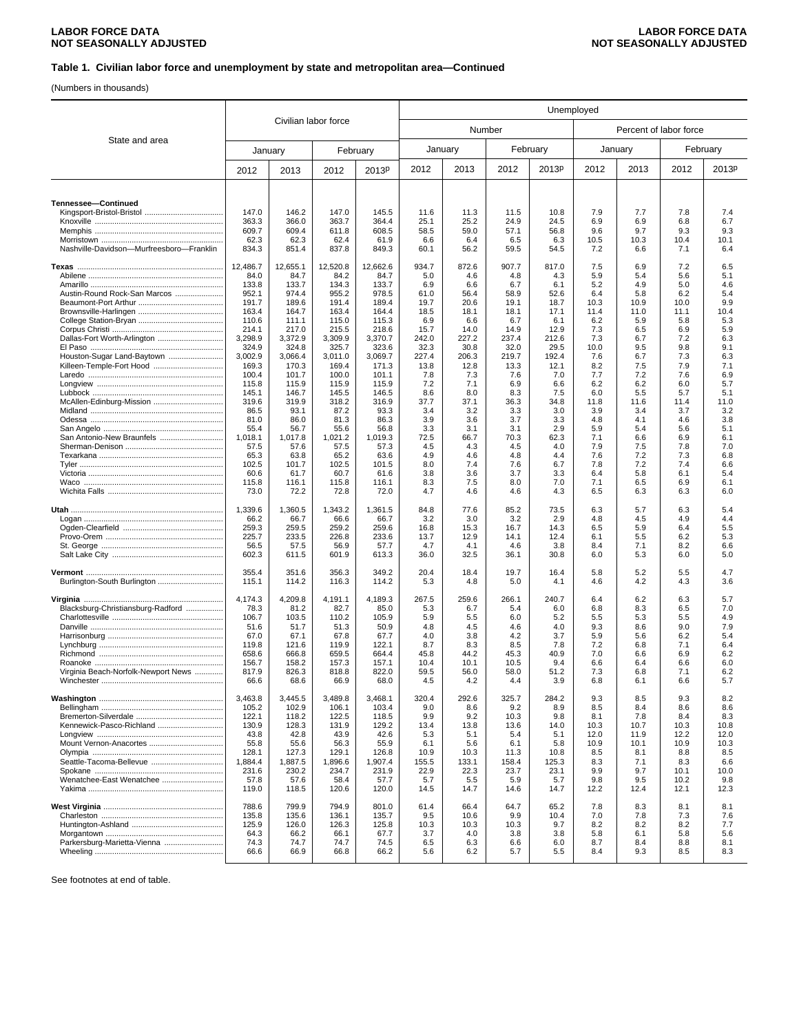### Table 1. Civilian labor force and unemployment by state and metropolitan area—Continued

(Numbers in thousands)

| State and area | Civilian labor force | | | | Unemployed | | | | | | | |
|---|---|---|---|---|---|---|---|---|---|---|---|---|
| | | | | | Number | | | | Percent of labor force | | | |
| | January | | February | | January | | February | | January | | February | |
| | 2012 | 2013 | 2012 | 2013p | 2012 | 2013 | 2012 | 2013p | 2012 | 2013 | 2012 | 2013p |
| **Tennessee—Continued** | | | | | | | | | | | | |
| Kingsport-Bristol-Bristol | 147.0 | 146.2 | 147.0 | 145.5 | 11.6 | 11.3 | 11.5 | 10.8 | 7.9 | 7.7 | 7.8 | 7.4 |
| Knoxville | 363.3 | 366.0 | 363.7 | 364.4 | 25.1 | 25.2 | 24.9 | 24.5 | 6.9 | 6.9 | 6.8 | 6.7 |
| Memphis | 609.7 | 609.4 | 611.8 | 608.5 | 58.5 | 59.0 | 57.1 | 56.8 | 9.6 | 9.7 | 9.3 | 9.3 |
| Morristown | 62.3 | 62.3 | 62.4 | 61.9 | 6.6 | 6.4 | 6.5 | 6.3 | 10.5 | 10.3 | 10.4 | 10.1 |
| Nashville-Davidson—Murfreesboro—Franklin | 834.3 | 851.4 | 837.8 | 849.3 | 60.1 | 56.2 | 59.5 | 54.5 | 7.2 | 6.6 | 7.1 | 6.4 |
| **Texas** | 12,486.7 | 12,655.1 | 12,520.8 | 12,662.6 | 934.7 | 872.6 | 907.7 | 817.0 | 7.5 | 6.9 | 7.2 | 6.5 |
| Abilene | 84.0 | 84.7 | 84.2 | 84.7 | 5.0 | 4.6 | 4.8 | 4.3 | 5.9 | 5.4 | 5.6 | 5.1 |
| Amarillo | 133.8 | 133.7 | 134.3 | 133.7 | 6.9 | 6.6 | 6.7 | 6.1 | 5.2 | 4.9 | 5.0 | 4.6 |
| Austin-Round Rock-San Marcos | 952.1 | 974.4 | 955.2 | 978.5 | 61.0 | 56.4 | 58.9 | 52.6 | 6.4 | 5.8 | 6.2 | 5.4 |
| Beaumont-Port Arthur | 191.7 | 189.6 | 191.4 | 189.4 | 19.7 | 20.6 | 19.1 | 18.7 | 10.3 | 10.9 | 10.0 | 9.9 |
| Brownsville-Harlingen | 163.4 | 164.7 | 163.4 | 164.4 | 18.5 | 18.1 | 18.1 | 17.1 | 11.4 | 11.0 | 11.1 | 10.4 |
| College Station-Bryan | 110.6 | 111.1 | 115.0 | 115.3 | 6.9 | 6.6 | 6.7 | 6.1 | 6.2 | 5.9 | 5.8 | 5.3 |
| Corpus Christi | 214.1 | 217.0 | 215.5 | 218.6 | 15.7 | 14.0 | 14.9 | 12.9 | 7.3 | 6.5 | 6.9 | 5.9 |
| Dallas-Fort Worth-Arlington | 3,298.9 | 3,372.9 | 3,309.9 | 3,370.7 | 242.0 | 227.2 | 237.4 | 212.6 | 7.3 | 6.7 | 7.2 | 6.3 |
| El Paso | 324.9 | 324.8 | 325.7 | 323.6 | 32.3 | 30.8 | 32.0 | 29.5 | 10.0 | 9.5 | 9.8 | 9.1 |
| Houston-Sugar Land-Baytown | 3,002.9 | 3,066.4 | 3,011.0 | 3,069.7 | 227.4 | 206.3 | 219.7 | 192.4 | 7.6 | 6.7 | 7.3 | 6.3 |
| Killeen-Temple-Fort Hood | 169.3 | 170.3 | 169.4 | 171.3 | 13.8 | 12.8 | 13.3 | 12.1 | 8.2 | 7.5 | 7.9 | 7.1 |
| Laredo | 100.4 | 101.7 | 100.0 | 101.1 | 7.8 | 7.3 | 7.6 | 7.0 | 7.7 | 7.2 | 7.6 | 6.9 |
| Longview | 115.8 | 115.9 | 115.9 | 115.9 | 7.2 | 7.1 | 6.9 | 6.6 | 6.2 | 6.2 | 6.0 | 5.7 |
| Lubbock | 145.1 | 146.7 | 145.5 | 146.5 | 8.6 | 8.0 | 8.3 | 7.5 | 6.0 | 5.5 | 5.7 | 5.1 |
| McAllen-Edinburg-Mission | 319.6 | 319.9 | 318.2 | 316.9 | 37.7 | 37.1 | 36.3 | 34.8 | 11.8 | 11.6 | 11.4 | 11.0 |
| Midland | 86.5 | 93.1 | 87.2 | 93.3 | 3.4 | 3.2 | 3.3 | 3.0 | 3.9 | 3.4 | 3.7 | 3.2 |
| Odessa | 81.0 | 86.0 | 81.3 | 86.3 | 3.9 | 3.6 | 3.7 | 3.3 | 4.8 | 4.1 | 4.6 | 3.8 |
| San Angelo | 55.4 | 56.7 | 55.6 | 56.8 | 3.3 | 3.1 | 3.1 | 2.9 | 5.9 | 5.4 | 5.6 | 5.1 |
| San Antonio-New Braunfels | 1,018.1 | 1,017.8 | 1,021.2 | 1,019.3 | 72.5 | 66.7 | 70.3 | 62.3 | 7.1 | 6.6 | 6.9 | 6.1 |
| Sherman-Denison | 57.5 | 57.6 | 57.5 | 57.3 | 4.5 | 4.3 | 4.5 | 4.0 | 7.9 | 7.5 | 7.8 | 7.0 |
| Texarkana | 65.3 | 63.8 | 65.2 | 63.6 | 4.9 | 4.6 | 4.8 | 4.4 | 7.6 | 7.2 | 7.3 | 6.8 |
| Tyler | 102.5 | 101.7 | 102.5 | 101.5 | 8.0 | 7.4 | 7.6 | 6.7 | 7.8 | 7.2 | 7.4 | 6.6 |
| Victoria | 60.6 | 61.7 | 60.7 | 61.6 | 3.8 | 3.6 | 3.7 | 3.3 | 6.4 | 5.8 | 6.1 | 5.4 |
| Waco | 115.8 | 116.1 | 115.8 | 116.1 | 8.3 | 7.5 | 8.0 | 7.0 | 7.1 | 6.5 | 6.9 | 6.1 |
| Wichita Falls | 73.0 | 72.2 | 72.8 | 72.0 | 4.7 | 4.6 | 4.6 | 4.3 | 6.5 | 6.3 | 6.3 | 6.0 |
| **Utah** | 1,339.6 | 1,360.5 | 1,343.2 | 1,361.5 | 84.8 | 77.6 | 85.2 | 73.5 | 6.3 | 5.7 | 6.3 | 5.4 |
| Logan | 66.2 | 66.7 | 66.6 | 66.7 | 3.2 | 3.0 | 3.2 | 2.9 | 4.8 | 4.5 | 4.9 | 4.4 |
| Ogden-Clearfield | 259.3 | 259.5 | 259.2 | 259.6 | 16.8 | 15.3 | 16.7 | 14.3 | 6.5 | 5.9 | 6.4 | 5.5 |
| Provo-Orem | 225.7 | 233.5 | 226.8 | 233.6 | 13.7 | 12.9 | 14.1 | 12.4 | 6.1 | 5.5 | 6.2 | 5.3 |
| St. George | 56.5 | 57.5 | 56.9 | 57.7 | 4.7 | 4.1 | 4.6 | 3.8 | 8.4 | 7.1 | 8.2 | 6.6 |
| Salt Lake City | 602.3 | 611.5 | 601.9 | 613.3 | 36.0 | 32.5 | 36.1 | 30.8 | 6.0 | 5.3 | 6.0 | 5.0 |
| **Vermont** | 355.4 | 351.6 | 356.3 | 349.2 | 20.4 | 18.4 | 19.7 | 16.4 | 5.8 | 5.2 | 5.5 | 4.7 |
| Burlington-South Burlington | 115.1 | 114.2 | 116.3 | 114.2 | 5.3 | 4.8 | 5.0 | 4.1 | 4.6 | 4.2 | 4.3 | 3.6 |
| **Virginia** | 4,174.3 | 4,209.8 | 4,191.1 | 4,189.3 | 267.5 | 259.6 | 266.1 | 240.7 | 6.4 | 6.2 | 6.3 | 5.7 |
| Blacksburg-Christiansburg-Radford | 78.3 | 81.2 | 82.7 | 85.0 | 5.3 | 6.7 | 5.4 | 6.0 | 6.8 | 8.3 | 6.5 | 7.0 |
| Charlottesville | 106.7 | 103.5 | 110.2 | 105.9 | 5.9 | 5.5 | 6.0 | 5.2 | 5.5 | 5.3 | 5.5 | 4.9 |
| Danville | 51.6 | 51.7 | 51.3 | 50.9 | 4.8 | 4.5 | 4.6 | 4.0 | 9.3 | 8.6 | 9.0 | 7.9 |
| Harrisonburg | 67.0 | 67.1 | 67.8 | 67.7 | 4.0 | 3.8 | 4.2 | 3.7 | 5.9 | 5.6 | 6.2 | 5.4 |
| Lynchburg | 119.8 | 121.6 | 119.9 | 122.1 | 8.7 | 8.3 | 8.5 | 7.8 | 7.2 | 6.8 | 7.1 | 6.4 |
| Richmond | 658.6 | 666.8 | 659.5 | 664.4 | 45.8 | 44.2 | 45.3 | 40.9 | 7.0 | 6.6 | 6.9 | 6.2 |
| Roanoke | 156.7 | 158.2 | 157.3 | 157.1 | 10.4 | 10.1 | 10.5 | 9.4 | 6.6 | 6.4 | 6.6 | 6.0 |
| Virginia Beach-Norfolk-Newport News | 817.9 | 826.3 | 818.8 | 822.0 | 59.5 | 56.0 | 58.0 | 51.2 | 7.3 | 6.8 | 7.1 | 6.2 |
| Winchester | 66.6 | 68.6 | 66.9 | 68.0 | 4.5 | 4.2 | 4.4 | 3.9 | 6.8 | 6.1 | 6.6 | 5.7 |
| **Washington** | 3,463.8 | 3,445.5 | 3,489.8 | 3,468.1 | 320.4 | 292.6 | 325.7 | 284.2 | 9.3 | 8.5 | 9.3 | 8.2 |
| Bellingham | 105.2 | 102.9 | 106.1 | 103.4 | 9.0 | 8.6 | 9.2 | 8.9 | 8.5 | 8.4 | 8.6 | 8.6 |
| Bremerton-Silverdale | 122.1 | 118.2 | 122.5 | 118.5 | 9.9 | 9.2 | 10.3 | 9.8 | 8.1 | 7.8 | 8.4 | 8.3 |
| Kennewick-Pasco-Richland | 130.9 | 128.3 | 131.9 | 129.2 | 13.4 | 13.8 | 13.6 | 14.0 | 10.3 | 10.7 | 10.3 | 10.8 |
| Longview | 43.8 | 42.8 | 43.9 | 42.6 | 5.3 | 5.1 | 5.4 | 5.1 | 12.0 | 11.9 | 12.2 | 12.0 |
| Mount Vernon-Anacortes | 55.8 | 55.6 | 56.3 | 55.9 | 6.1 | 5.6 | 6.1 | 5.8 | 10.9 | 10.1 | 10.9 | 10.3 |
| Olympia | 128.1 | 127.3 | 129.1 | 126.8 | 10.9 | 10.3 | 11.3 | 10.8 | 8.5 | 8.1 | 8.8 | 8.5 |
| Seattle-Tacoma-Bellevue | 1,884.4 | 1,887.5 | 1,896.6 | 1,907.4 | 155.5 | 133.1 | 158.4 | 125.3 | 8.3 | 7.1 | 8.3 | 6.6 |
| Spokane | 231.6 | 230.2 | 234.7 | 231.9 | 22.9 | 22.3 | 23.7 | 23.1 | 9.9 | 9.7 | 10.1 | 10.0 |
| Wenatchee-East Wenatchee | 57.8 | 57.6 | 58.4 | 57.7 | 5.7 | 5.5 | 5.9 | 5.7 | 9.8 | 9.5 | 10.2 | 9.8 |
| Yakima | 119.0 | 118.5 | 120.6 | 120.0 | 14.5 | 14.7 | 14.6 | 14.7 | 12.2 | 12.4 | 12.1 | 12.3 |
| **West Virginia** | 788.6 | 799.9 | 794.9 | 801.0 | 61.4 | 66.4 | 64.7 | 65.2 | 7.8 | 8.3 | 8.1 | 8.1 |
| Charleston | 135.8 | 135.6 | 136.1 | 135.7 | 9.5 | 10.6 | 9.9 | 10.4 | 7.0 | 7.8 | 7.3 | 7.6 |
| Huntington-Ashland | 125.9 | 126.0 | 126.3 | 125.8 | 10.3 | 10.3 | 10.3 | 9.7 | 8.2 | 8.2 | 8.2 | 7.7 |
| Morgantown | 64.3 | 66.2 | 66.1 | 67.7 | 3.7 | 4.0 | 3.8 | 3.8 | 5.8 | 6.1 | 5.8 | 5.6 |
| Parkersburg-Marietta-Vienna | 74.3 | 74.7 | 74.7 | 74.5 | 6.5 | 6.3 | 6.6 | 6.0 | 8.7 | 8.4 | 8.8 | 8.1 |
| Wheeling | 66.6 | 66.9 | 66.8 | 66.2 | 5.6 | 6.2 | 5.7 | 5.5 | 8.4 | 9.3 | 8.5 | 8.3 |

See footnotes at end of table.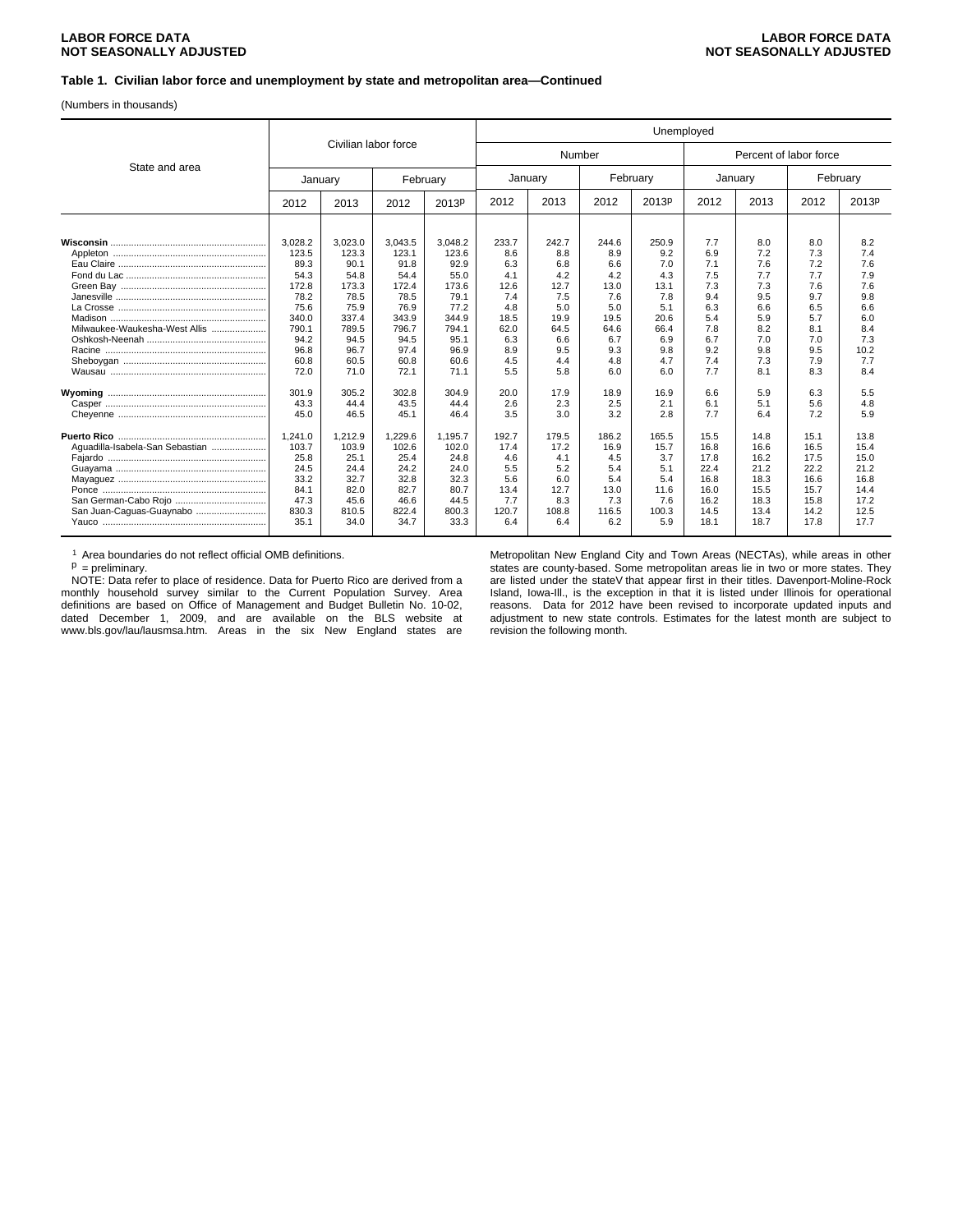LABOR FORCE DATA
NOT SEASONALLY ADJUSTED

**Table 1. Civilian labor force and unemployment by state and metropolitan area—Continued**

(Numbers in thousands)

| State and area | Civilian labor force | | | | Unemployed | | | | | | | |
|---|---|---|---|---|---|---|---|---|---|---|---|---|
| | | | | | Number | | | | Percent of labor force | | | |
| | January | | February | | January | | February | | January | | February | |
| | 2012 | 2013 | 2012 | 2013p | 2012 | 2013 | 2012 | 2013p | 2012 | 2013 | 2012 | 2013p |
| **Wisconsin** | 3,028.2 | 3,023.0 | 3,043.5 | 3,048.2 | 233.7 | 242.7 | 244.6 | 250.9 | 7.7 | 8.0 | 8.0 | 8.2 |
| Appleton | 123.5 | 123.3 | 123.1 | 123.6 | 8.6 | 8.8 | 8.9 | 9.2 | 6.9 | 7.2 | 7.3 | 7.4 |
| Eau Claire | 89.3 | 90.1 | 91.8 | 92.9 | 6.3 | 6.8 | 6.6 | 7.0 | 7.1 | 7.6 | 7.2 | 7.6 |
| Fond du Lac | 54.3 | 54.8 | 54.4 | 55.0 | 4.1 | 4.2 | 4.2 | 4.3 | 7.5 | 7.7 | 7.7 | 7.9 |
| Green Bay | 172.8 | 173.3 | 172.4 | 173.6 | 12.6 | 12.7 | 13.0 | 13.1 | 7.3 | 7.3 | 7.6 | 7.6 |
| Janesville | 78.2 | 78.5 | 78.5 | 79.1 | 7.4 | 7.5 | 7.6 | 7.8 | 9.4 | 9.5 | 9.7 | 9.8 |
| La Crosse | 75.6 | 75.9 | 76.9 | 77.2 | 4.8 | 5.0 | 5.0 | 5.1 | 6.3 | 6.6 | 6.5 | 6.6 |
| Madison | 340.0 | 337.4 | 343.9 | 344.9 | 18.5 | 19.9 | 19.5 | 20.6 | 5.4 | 5.9 | 5.7 | 6.0 |
| Milwaukee-Waukesha-West Allis | 790.1 | 789.5 | 796.7 | 794.1 | 62.0 | 64.5 | 64.6 | 66.4 | 7.8 | 8.2 | 8.1 | 8.4 |
| Oshkosh-Neenah | 94.2 | 94.5 | 94.5 | 95.1 | 6.3 | 6.6 | 6.7 | 6.9 | 6.7 | 7.0 | 7.0 | 7.3 |
| Racine | 96.8 | 96.7 | 97.4 | 96.9 | 8.9 | 9.5 | 9.3 | 9.8 | 9.2 | 9.8 | 9.5 | 10.2 |
| Sheboygan | 60.8 | 60.5 | 60.8 | 60.6 | 4.5 | 4.4 | 4.8 | 4.7 | 7.4 | 7.3 | 7.9 | 7.7 |
| Wausau | 72.0 | 71.0 | 72.1 | 71.1 | 5.5 | 5.8 | 6.0 | 6.0 | 7.7 | 8.1 | 8.3 | 8.4 |
| **Wyoming** | 301.9 | 305.2 | 302.8 | 304.9 | 20.0 | 17.9 | 18.9 | 16.9 | 6.6 | 5.9 | 6.3 | 5.5 |
| Casper | 43.3 | 44.4 | 43.5 | 44.4 | 2.6 | 2.3 | 2.5 | 2.1 | 6.1 | 5.1 | 5.6 | 4.8 |
| Cheyenne | 45.0 | 46.5 | 45.1 | 46.4 | 3.5 | 3.0 | 3.2 | 2.8 | 7.7 | 6.4 | 7.2 | 5.9 |
| **Puerto Rico** | 1,241.0 | 1,212.9 | 1,229.6 | 1,195.7 | 192.7 | 179.5 | 186.2 | 165.5 | 15.5 | 14.8 | 15.1 | 13.8 |
| Aguadilla-Isabela-San Sebastian | 103.7 | 103.9 | 102.6 | 102.0 | 17.4 | 17.2 | 16.9 | 15.7 | 16.8 | 16.6 | 16.5 | 15.4 |
| Fajardo | 25.8 | 25.1 | 25.4 | 24.8 | 4.6 | 4.1 | 4.5 | 3.7 | 17.8 | 16.2 | 17.5 | 15.0 |
| Guayama | 24.5 | 24.4 | 24.2 | 24.0 | 5.5 | 5.2 | 5.4 | 5.1 | 22.4 | 21.2 | 22.2 | 21.2 |
| Mayaguez | 33.2 | 32.7 | 32.8 | 32.3 | 5.6 | 6.0 | 5.4 | 5.4 | 16.8 | 18.3 | 16.6 | 16.8 |
| Ponce | 84.1 | 82.0 | 82.7 | 80.7 | 13.4 | 12.7 | 13.0 | 11.6 | 16.0 | 15.5 | 15.7 | 14.4 |
| San German-Cabo Rojo | 47.3 | 45.6 | 46.6 | 44.5 | 7.7 | 8.3 | 7.3 | 7.6 | 16.2 | 18.3 | 15.8 | 17.2 |
| San Juan-Caguas-Guaynabo | 830.3 | 810.5 | 822.4 | 800.3 | 120.7 | 108.8 | 116.5 | 100.3 | 14.5 | 13.4 | 14.2 | 12.5 |
| Yauco | 35.1 | 34.0 | 34.7 | 33.3 | 6.4 | 6.4 | 6.2 | 5.9 | 18.1 | 18.7 | 17.8 | 17.7 |

[1] Area boundaries do not reflect official OMB definitions.

p = preliminary.

NOTE: Data refer to place of residence. Data for Puerto Rico are derived from a monthly household survey similar to the Current Population Survey. Area definitions are based on Office of Management and Budget Bulletin No. 10-02, dated December 1, 2009, and are available on the BLS website at www.bls.gov/lau/lausmsa.htm. Areas in the six New England states are Metropolitan New England City and Town Areas (NECTAs), while areas in other states are county-based. Some metropolitan areas lie in two or more states. They are listed under the stateV that appear first in their titles. Davenport-Moline-Rock Island, Iowa-Ill., is the exception in that it is listed under Illinois for operational reasons. Data for 2012 have been revised to incorporate updated inputs and adjustment to new state controls. Estimates for the latest month are subject to revision the following month.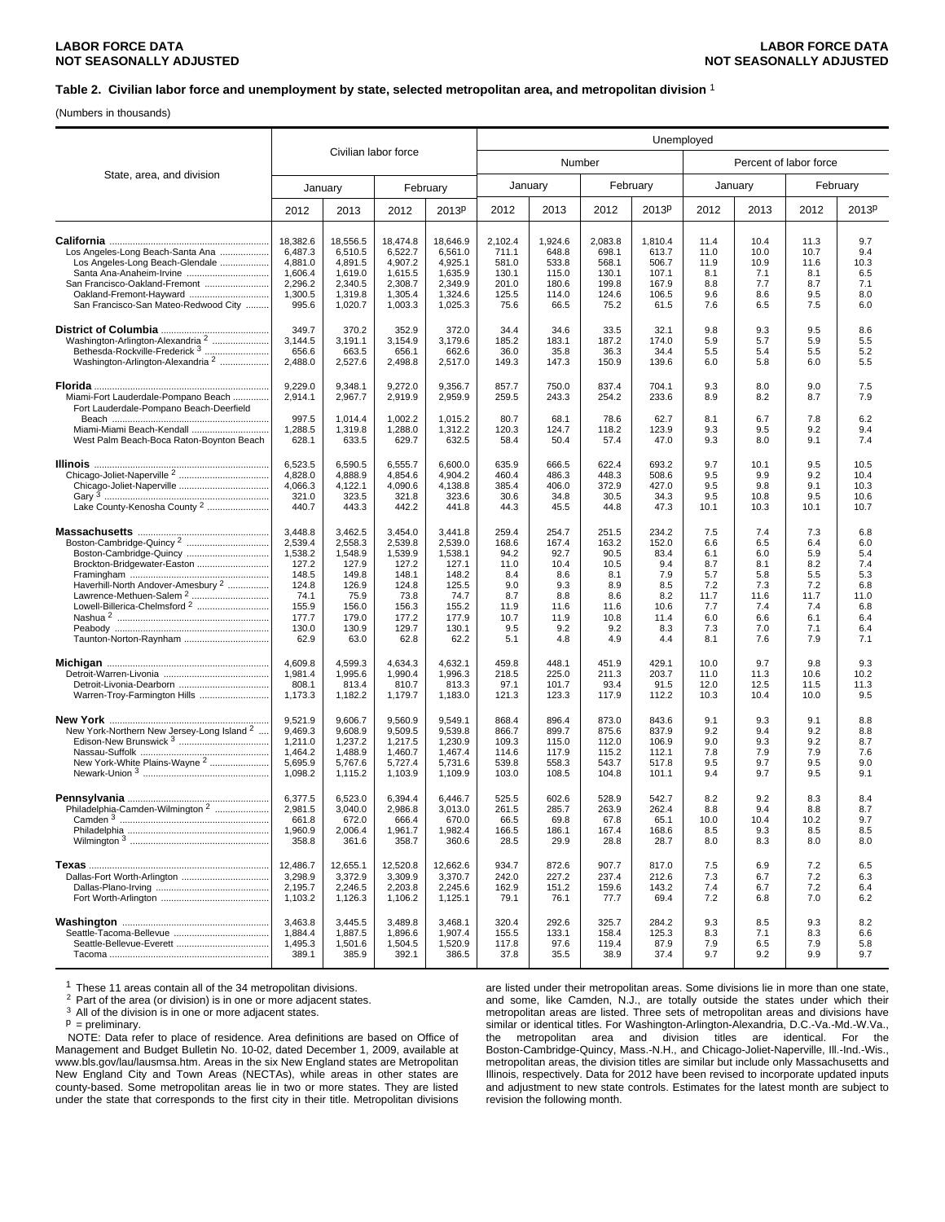# LABOR FORCE DATA
# NOT SEASONALLY ADJUSTED

### Table 2. Civilian labor force and unemployment by state, selected metropolitan area, and metropolitan division [1]

(Numbers in thousands)

| State, area, and division | Civilian labor force | | | | Unemployed | | | | | | | |
|---|---|---|---|---|---|---|---|---|---|---|---|---|
| | | | | | Number | | | | Percent of labor force | | | |
| | January | | February | | January | | February | | January | | February | |
| | 2012 | 2013 | 2012 | 2013p | 2012 | 2013 | 2012 | 2013p | 2012 | 2013 | 2012 | 2013p |
| **California** | 18,382.6 | 18,556.5 | 18,474.8 | 18,646.9 | 2,102.4 | 1,924.6 | 2,083.8 | 1,810.4 | 11.4 | 10.4 | 11.3 | 9.7 |
| Los Angeles-Long Beach-Santa Ana | 6,487.3 | 6,510.5 | 6,522.7 | 6,561.0 | 711.1 | 648.8 | 698.1 | 613.7 | 11.0 | 10.0 | 10.7 | 9.4 |
| Los Angeles-Long Beach-Glendale | 4,881.0 | 4,891.5 | 4,907.2 | 4,925.1 | 581.0 | 533.8 | 568.1 | 506.7 | 11.9 | 10.9 | 11.6 | 10.3 |
| Santa Ana-Anaheim-Irvine | 1,606.4 | 1,619.0 | 1,615.5 | 1,635.9 | 130.1 | 115.0 | 130.1 | 107.1 | 8.1 | 7.1 | 8.1 | 6.5 |
| San Francisco-Oakland-Fremont | 2,296.2 | 2,340.5 | 2,308.7 | 2,349.9 | 201.0 | 180.6 | 199.8 | 167.9 | 8.8 | 7.7 | 8.7 | 7.1 |
| Oakland-Fremont-Hayward | 1,300.5 | 1,319.8 | 1,305.4 | 1,324.6 | 125.5 | 114.0 | 124.6 | 106.5 | 9.6 | 8.6 | 9.5 | 8.0 |
| San Francisco-San Mateo-Redwood City | 995.6 | 1,020.7 | 1,003.3 | 1,025.3 | 75.6 | 66.5 | 75.2 | 61.5 | 7.6 | 6.5 | 7.5 | 6.0 |
| **District of Columbia** | 349.7 | 370.2 | 352.9 | 372.0 | 34.4 | 34.6 | 33.5 | 32.1 | 9.8 | 9.3 | 9.5 | 8.6 |
| Washington-Arlington-Alexandria [2] | 3,144.5 | 3,191.1 | 3,154.9 | 3,179.6 | 185.2 | 183.1 | 187.2 | 174.0 | 5.9 | 5.7 | 5.9 | 5.5 |
| Bethesda-Rockville-Frederick [3] | 656.6 | 663.5 | 656.1 | 662.6 | 36.0 | 35.8 | 36.3 | 34.4 | 5.5 | 5.4 | 5.5 | 5.2 |
| Washington-Arlington-Alexandria [2] | 2,488.0 | 2,527.6 | 2,498.8 | 2,517.0 | 149.3 | 147.3 | 150.9 | 139.6 | 6.0 | 5.8 | 6.0 | 5.5 |
| **Florida** | 9,229.0 | 9,348.1 | 9,272.0 | 9,356.7 | 857.7 | 750.0 | 837.4 | 704.1 | 9.3 | 8.0 | 9.0 | 7.5 |
| Miami-Fort Lauderdale-Pompano Beach | 2,914.1 | 2,967.7 | 2,919.9 | 2,959.9 | 259.5 | 243.3 | 254.2 | 233.6 | 8.9 | 8.2 | 8.7 | 7.9 |
| Fort Lauderdale-Pompano Beach-Deerfield Beach | 997.5 | 1,014.4 | 1,002.2 | 1,015.2 | 80.7 | 68.1 | 78.6 | 62.7 | 8.1 | 6.7 | 7.8 | 6.2 |
| Miami-Miami Beach-Kendall | 1,288.5 | 1,319.8 | 1,288.0 | 1,312.2 | 120.3 | 124.7 | 118.2 | 123.9 | 9.3 | 9.5 | 9.2 | 9.4 |
| West Palm Beach-Boca Raton-Boynton Beach | 628.1 | 633.5 | 629.7 | 632.5 | 58.4 | 50.4 | 57.4 | 47.0 | 9.3 | 8.0 | 9.1 | 7.4 |
| **Illinois** | 6,523.5 | 6,590.5 | 6,555.7 | 6,600.0 | 635.9 | 666.5 | 622.4 | 693.2 | 9.7 | 10.1 | 9.5 | 10.5 |
| Chicago-Joliet-Naperville [2] | 4,828.0 | 4,888.9 | 4,854.6 | 4,904.2 | 460.4 | 486.3 | 448.3 | 508.6 | 9.5 | 9.9 | 9.2 | 10.4 |
| Chicago-Joliet-Naperville | 4,066.3 | 4,122.1 | 4,090.6 | 4,138.8 | 385.4 | 406.0 | 372.9 | 427.0 | 9.5 | 9.8 | 9.1 | 10.3 |
| Gary [3] | 321.0 | 323.5 | 321.8 | 323.6 | 30.6 | 34.8 | 30.5 | 34.3 | 9.5 | 10.8 | 9.5 | 10.6 |
| Lake County-Kenosha County [2] | 440.7 | 443.3 | 442.2 | 441.8 | 44.3 | 45.5 | 44.8 | 47.3 | 10.1 | 10.3 | 10.1 | 10.7 |
| **Massachusetts** | 3,448.8 | 3,462.5 | 3,454.0 | 3,441.8 | 259.4 | 254.7 | 251.5 | 234.2 | 7.5 | 7.4 | 7.3 | 6.8 |
| Boston-Cambridge-Quincy [2] | 2,539.4 | 2,558.3 | 2,539.8 | 2,539.0 | 168.6 | 167.4 | 163.2 | 152.0 | 6.6 | 6.5 | 6.4 | 6.0 |
| Boston-Cambridge-Quincy | 1,538.2 | 1,548.9 | 1,539.9 | 1,538.1 | 94.2 | 92.7 | 90.5 | 83.4 | 6.1 | 6.0 | 5.9 | 5.4 |
| Brockton-Bridgewater-Easton | 127.2 | 127.9 | 127.2 | 127.1 | 11.0 | 10.4 | 10.5 | 9.4 | 8.7 | 8.1 | 8.2 | 7.4 |
| Framingham | 148.5 | 149.8 | 148.1 | 148.2 | 8.4 | 8.6 | 8.1 | 7.9 | 5.7 | 5.8 | 5.5 | 5.3 |
| Haverhill-North Andover-Amesbury [2] | 124.8 | 126.9 | 124.8 | 125.5 | 9.0 | 9.3 | 8.9 | 8.5 | 7.2 | 7.3 | 7.2 | 6.8 |
| Lawrence-Methuen-Salem [2] | 74.1 | 75.9 | 73.8 | 74.7 | 8.7 | 8.8 | 8.6 | 8.2 | 11.7 | 11.6 | 11.7 | 11.0 |
| Lowell-Billerica-Chelmsford [2] | 155.9 | 156.0 | 156.3 | 155.2 | 11.9 | 11.6 | 11.6 | 10.6 | 7.7 | 7.4 | 7.4 | 6.8 |
| Nashua [2] | 177.7 | 179.0 | 177.2 | 177.9 | 10.7 | 11.9 | 10.8 | 11.4 | 6.0 | 6.6 | 6.1 | 6.4 |
| Peabody | 130.0 | 130.9 | 129.7 | 130.1 | 9.5 | 9.2 | 9.2 | 8.3 | 7.3 | 7.0 | 7.1 | 6.4 |
| Taunton-Norton-Raynham | 62.9 | 63.0 | 62.8 | 62.2 | 5.1 | 4.8 | 4.9 | 4.4 | 8.1 | 7.6 | 7.9 | 7.1 |
| **Michigan** | 4,609.8 | 4,599.3 | 4,634.3 | 4,632.1 | 459.8 | 448.1 | 451.9 | 429.1 | 10.0 | 9.7 | 9.8 | 9.3 |
| Detroit-Warren-Livonia | 1,981.4 | 1,995.6 | 1,990.4 | 1,996.3 | 218.5 | 225.0 | 211.3 | 203.7 | 11.0 | 11.3 | 10.6 | 10.2 |
| Detroit-Livonia-Dearborn | 808.1 | 813.4 | 810.7 | 813.3 | 97.1 | 101.7 | 93.4 | 91.5 | 12.0 | 12.5 | 11.5 | 11.3 |
| Warren-Troy-Farmington Hills | 1,173.3 | 1,182.2 | 1,179.7 | 1,183.0 | 121.3 | 123.3 | 117.9 | 112.2 | 10.3 | 10.4 | 10.0 | 9.5 |
| **New York** | 9,521.9 | 9,606.7 | 9,560.9 | 9,549.1 | 868.4 | 896.4 | 873.0 | 843.6 | 9.1 | 9.3 | 9.1 | 8.8 |
| New York-Northern New Jersey-Long Island [2] | 9,469.3 | 9,608.9 | 9,509.5 | 9,539.8 | 866.7 | 899.7 | 875.6 | 837.9 | 9.2 | 9.4 | 9.2 | 8.8 |
| Edison-New Brunswick [3] | 1,211.0 | 1,237.2 | 1,217.5 | 1,230.9 | 109.3 | 115.0 | 112.0 | 106.9 | 9.0 | 9.3 | 9.2 | 8.7 |
| Nassau-Suffolk | 1,464.2 | 1,488.9 | 1,460.7 | 1,467.4 | 114.6 | 117.9 | 115.2 | 112.1 | 7.8 | 7.9 | 7.9 | 7.6 |
| New York-White Plains-Wayne [2] | 5,695.9 | 5,767.6 | 5,727.4 | 5,731.6 | 539.8 | 558.3 | 543.7 | 517.8 | 9.5 | 9.7 | 9.5 | 9.0 |
| Newark-Union [3] | 1,098.2 | 1,115.2 | 1,103.9 | 1,109.9 | 103.0 | 108.5 | 104.8 | 101.1 | 9.4 | 9.7 | 9.5 | 9.1 |
| **Pennsylvania** | 6,377.5 | 6,523.0 | 6,394.4 | 6,446.7 | 525.5 | 602.6 | 528.9 | 542.7 | 8.2 | 9.2 | 8.3 | 8.4 |
| Philadelphia-Camden-Wilmington [2] | 2,981.5 | 3,040.0 | 2,986.8 | 3,013.0 | 261.5 | 285.7 | 263.9 | 262.4 | 8.8 | 9.4 | 8.8 | 8.7 |
| Camden [3] | 661.8 | 672.0 | 666.4 | 670.0 | 66.5 | 69.8 | 67.8 | 65.1 | 10.0 | 10.4 | 10.2 | 9.7 |
| Philadelphia | 1,960.9 | 2,006.4 | 1,961.7 | 1,982.4 | 166.5 | 186.1 | 167.4 | 168.6 | 8.5 | 9.3 | 8.5 | 8.5 |
| Wilmington [3] | 358.8 | 361.6 | 358.7 | 360.6 | 28.5 | 29.9 | 28.8 | 28.7 | 8.0 | 8.3 | 8.0 | 8.0 |
| **Texas** | 12,486.7 | 12,655.1 | 12,520.8 | 12,662.6 | 934.7 | 872.6 | 907.7 | 817.0 | 7.5 | 6.9 | 7.2 | 6.5 |
| Dallas-Fort Worth-Arlington | 3,298.9 | 3,372.9 | 3,309.9 | 3,370.7 | 242.0 | 227.2 | 237.4 | 212.6 | 7.3 | 6.7 | 7.2 | 6.3 |
| Dallas-Plano-Irving | 2,195.7 | 2,246.5 | 2,203.8 | 2,245.6 | 162.9 | 151.2 | 159.6 | 143.2 | 7.4 | 6.7 | 7.2 | 6.4 |
| Fort Worth-Arlington | 1,103.2 | 1,126.3 | 1,106.2 | 1,125.1 | 79.1 | 76.1 | 77.7 | 69.4 | 7.2 | 6.8 | 7.0 | 6.2 |
| **Washington** | 3,463.8 | 3,445.5 | 3,489.8 | 3,468.1 | 320.4 | 292.6 | 325.7 | 284.2 | 9.3 | 8.5 | 9.3 | 8.2 |
| Seattle-Tacoma-Bellevue | 1,884.4 | 1,887.5 | 1,896.6 | 1,907.4 | 155.5 | 133.1 | 158.4 | 125.3 | 8.3 | 7.1 | 8.3 | 6.6 |
| Seattle-Bellevue-Everett | 1,495.3 | 1,501.6 | 1,504.5 | 1,520.9 | 117.8 | 97.6 | 119.4 | 87.9 | 7.9 | 6.5 | 7.9 | 5.8 |
| Tacoma | 389.1 | 385.9 | 392.1 | 386.5 | 37.8 | 35.5 | 38.9 | 37.4 | 9.7 | 9.2 | 9.9 | 9.7 |

[1] These 11 areas contain all of the 34 metropolitan divisions.

[2] Part of the area (or division) is in one or more adjacent states.

[3] All of the division is in one or more adjacent states.

p = preliminary.

NOTE: Data refer to place of residence. Area definitions are based on Office of Management and Budget Bulletin No. 10-02, dated December 1, 2009, available at www.bls.gov/lau/lausmsa.htm. Areas in the six New England states are Metropolitan New England City and Town Areas (NECTAs), while areas in other states are county-based. Some metropolitan areas lie in two or more states. They are listed under the state that corresponds to the first city in their title. Metropolitan divisions are listed under their metropolitan areas. Some divisions lie in more than one state, and some, like Camden, N.J., are totally outside the states under which their metropolitan areas are listed. Three sets of metropolitan areas and divisions have similar or identical titles. For Washington-Arlington-Alexandria, D.C.-Va.-Md.-W.Va., the metropolitan area and division titles are identical. For the Boston-Cambridge-Quincy, Mass.-N.H., and Chicago-Joliet-Naperville, Ill.-Ind.-Wis., metropolitan areas, the division titles are similar but include only Massachusetts and Illinois, respectively. Data for 2012 have been revised to incorporate updated inputs and adjustment to new state controls. Estimates for the latest month are subject to revision the following month.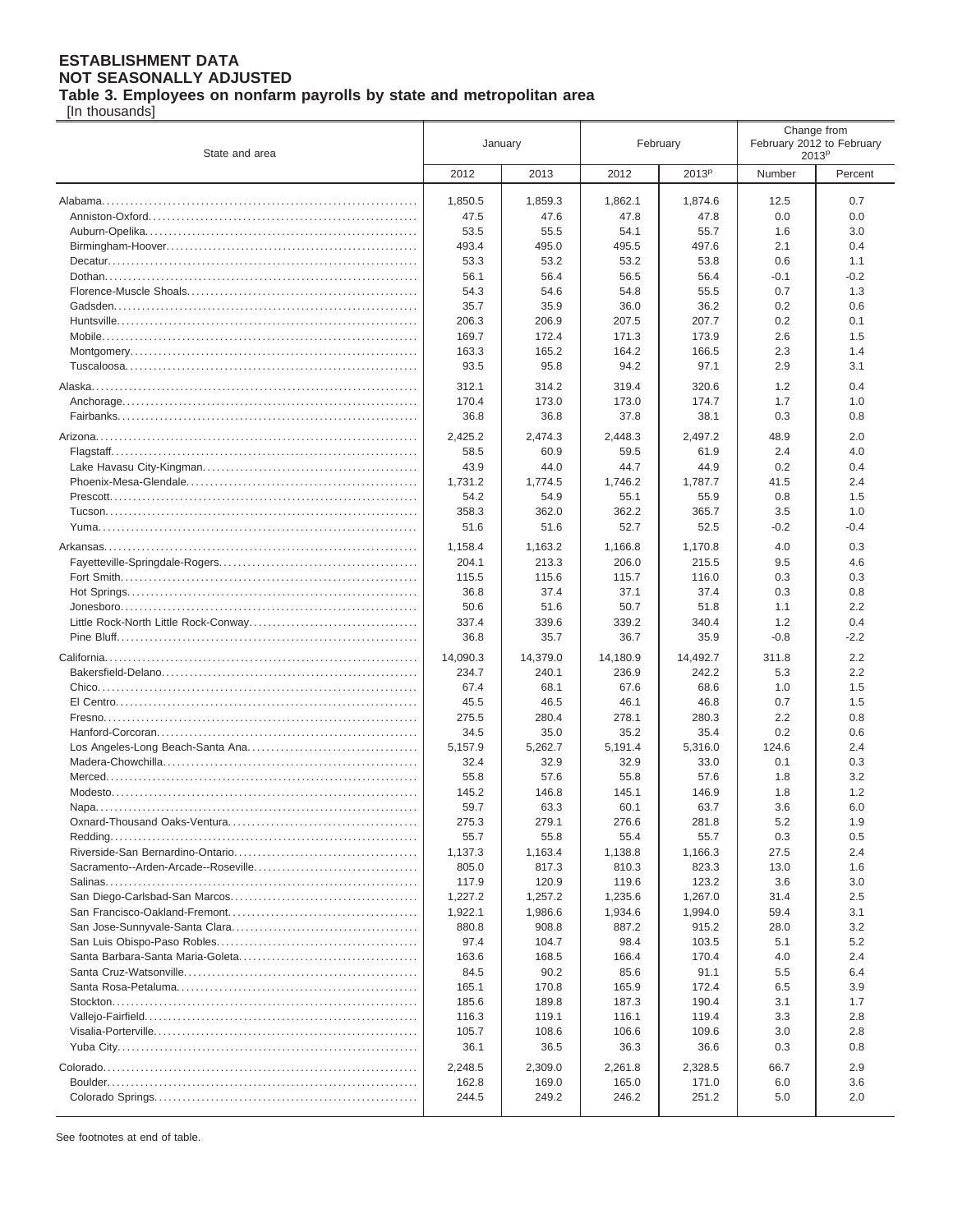**ESTABLISHMENT DATA**
**NOT SEASONALLY ADJUSTED**
**Table 3. Employees on nonfarm payrolls by state and metropolitan area**
[In thousands]

| State and area | January | | February | | Change from February 2012 to February 2013p | |
|---|---|---|---|---|---|---|
| | 2012 | 2013 | 2012 | 2013p | Number | Percent |
| Alabama | 1,850.5 | 1,859.3 | 1,862.1 | 1,874.6 | 12.5 | 0.7 |
| Anniston-Oxford | 47.5 | 47.6 | 47.8 | 47.8 | 0.0 | 0.0 |
| Auburn-Opelika | 53.5 | 55.5 | 54.1 | 55.7 | 1.6 | 3.0 |
| Birmingham-Hoover | 493.4 | 495.0 | 495.5 | 497.6 | 2.1 | 0.4 |
| Decatur | 53.3 | 53.2 | 53.2 | 53.8 | 0.6 | 1.1 |
| Dothan | 56.1 | 56.4 | 56.5 | 56.4 | -0.1 | -0.2 |
| Florence-Muscle Shoals | 54.3 | 54.6 | 54.8 | 55.5 | 0.7 | 1.3 |
| Gadsden | 35.7 | 35.9 | 36.0 | 36.2 | 0.2 | 0.6 |
| Huntsville | 206.3 | 206.9 | 207.5 | 207.7 | 0.2 | 0.1 |
| Mobile | 169.7 | 172.4 | 171.3 | 173.9 | 2.6 | 1.5 |
| Montgomery | 163.3 | 165.2 | 164.2 | 166.5 | 2.3 | 1.4 |
| Tuscaloosa | 93.5 | 95.8 | 94.2 | 97.1 | 2.9 | 3.1 |
| Alaska | 312.1 | 314.2 | 319.4 | 320.6 | 1.2 | 0.4 |
| Anchorage | 170.4 | 173.0 | 173.0 | 174.7 | 1.7 | 1.0 |
| Fairbanks | 36.8 | 36.8 | 37.8 | 38.1 | 0.3 | 0.8 |
| Arizona | 2,425.2 | 2,474.3 | 2,448.3 | 2,497.2 | 48.9 | 2.0 |
| Flagstaff | 58.5 | 60.9 | 59.5 | 61.9 | 2.4 | 4.0 |
| Lake Havasu City-Kingman | 43.9 | 44.0 | 44.7 | 44.9 | 0.2 | 0.4 |
| Phoenix-Mesa-Glendale | 1,731.2 | 1,774.5 | 1,746.2 | 1,787.7 | 41.5 | 2.4 |
| Prescott | 54.2 | 54.9 | 55.1 | 55.9 | 0.8 | 1.5 |
| Tucson | 358.3 | 362.0 | 362.2 | 365.7 | 3.5 | 1.0 |
| Yuma | 51.6 | 51.6 | 52.7 | 52.5 | -0.2 | -0.4 |
| Arkansas | 1,158.4 | 1,163.2 | 1,166.8 | 1,170.8 | 4.0 | 0.3 |
| Fayetteville-Springdale-Rogers | 204.1 | 213.3 | 206.0 | 215.5 | 9.5 | 4.6 |
| Fort Smith | 115.5 | 115.6 | 115.7 | 116.0 | 0.3 | 0.3 |
| Hot Springs | 36.8 | 37.4 | 37.1 | 37.4 | 0.3 | 0.8 |
| Jonesboro | 50.6 | 51.6 | 50.7 | 51.8 | 1.1 | 2.2 |
| Little Rock-North Little Rock-Conway | 337.4 | 339.6 | 339.2 | 340.4 | 1.2 | 0.4 |
| Pine Bluff | 36.8 | 35.7 | 36.7 | 35.9 | -0.8 | -2.2 |
| California | 14,090.3 | 14,379.0 | 14,180.9 | 14,492.7 | 311.8 | 2.2 |
| Bakersfield-Delano | 234.7 | 240.1 | 236.9 | 242.2 | 5.3 | 2.2 |
| Chico | 67.4 | 68.1 | 67.6 | 68.6 | 1.0 | 1.5 |
| El Centro | 45.5 | 46.5 | 46.1 | 46.8 | 0.7 | 1.5 |
| Fresno | 275.5 | 280.4 | 278.1 | 280.3 | 2.2 | 0.8 |
| Hanford-Corcoran | 34.5 | 35.0 | 35.2 | 35.4 | 0.2 | 0.6 |
| Los Angeles-Long Beach-Santa Ana | 5,157.9 | 5,262.7 | 5,191.4 | 5,316.0 | 124.6 | 2.4 |
| Madera-Chowchilla | 32.4 | 32.9 | 32.9 | 33.0 | 0.1 | 0.3 |
| Merced | 55.8 | 57.6 | 55.8 | 57.6 | 1.8 | 3.2 |
| Modesto | 145.2 | 146.8 | 145.1 | 146.9 | 1.8 | 1.2 |
| Napa | 59.7 | 63.3 | 60.1 | 63.7 | 3.6 | 6.0 |
| Oxnard-Thousand Oaks-Ventura | 275.3 | 279.1 | 276.6 | 281.8 | 5.2 | 1.9 |
| Redding | 55.7 | 55.8 | 55.4 | 55.7 | 0.3 | 0.5 |
| Riverside-San Bernardino-Ontario | 1,137.3 | 1,163.4 | 1,138.8 | 1,166.3 | 27.5 | 2.4 |
| Sacramento--Arden-Arcade--Roseville | 805.0 | 817.3 | 810.3 | 823.3 | 13.0 | 1.6 |
| Salinas | 117.9 | 120.9 | 119.6 | 123.2 | 3.6 | 3.0 |
| San Diego-Carlsbad-San Marcos | 1,227.2 | 1,257.2 | 1,235.6 | 1,267.0 | 31.4 | 2.5 |
| San Francisco-Oakland-Fremont | 1,922.1 | 1,986.6 | 1,934.6 | 1,994.0 | 59.4 | 3.1 |
| San Jose-Sunnyvale-Santa Clara | 880.8 | 908.8 | 887.2 | 915.2 | 28.0 | 3.2 |
| San Luis Obispo-Paso Robles | 97.4 | 104.7 | 98.4 | 103.5 | 5.1 | 5.2 |
| Santa Barbara-Santa Maria-Goleta | 163.6 | 168.5 | 166.4 | 170.4 | 4.0 | 2.4 |
| Santa Cruz-Watsonville | 84.5 | 90.2 | 85.6 | 91.1 | 5.5 | 6.4 |
| Santa Rosa-Petaluma | 165.1 | 170.8 | 165.9 | 172.4 | 6.5 | 3.9 |
| Stockton | 185.6 | 189.8 | 187.3 | 190.4 | 3.1 | 1.7 |
| Vallejo-Fairfield | 116.3 | 119.1 | 116.1 | 119.4 | 3.3 | 2.8 |
| Visalia-Porterville | 105.7 | 108.6 | 106.6 | 109.6 | 3.0 | 2.8 |
| Yuba City | 36.1 | 36.5 | 36.3 | 36.6 | 0.3 | 0.8 |
| Colorado | 2,248.5 | 2,309.0 | 2,261.8 | 2,328.5 | 66.7 | 2.9 |
| Boulder | 162.8 | 169.0 | 165.0 | 171.0 | 6.0 | 3.6 |
| Colorado Springs | 244.5 | 249.2 | 246.2 | 251.2 | 5.0 | 2.0 |

See footnotes at end of table.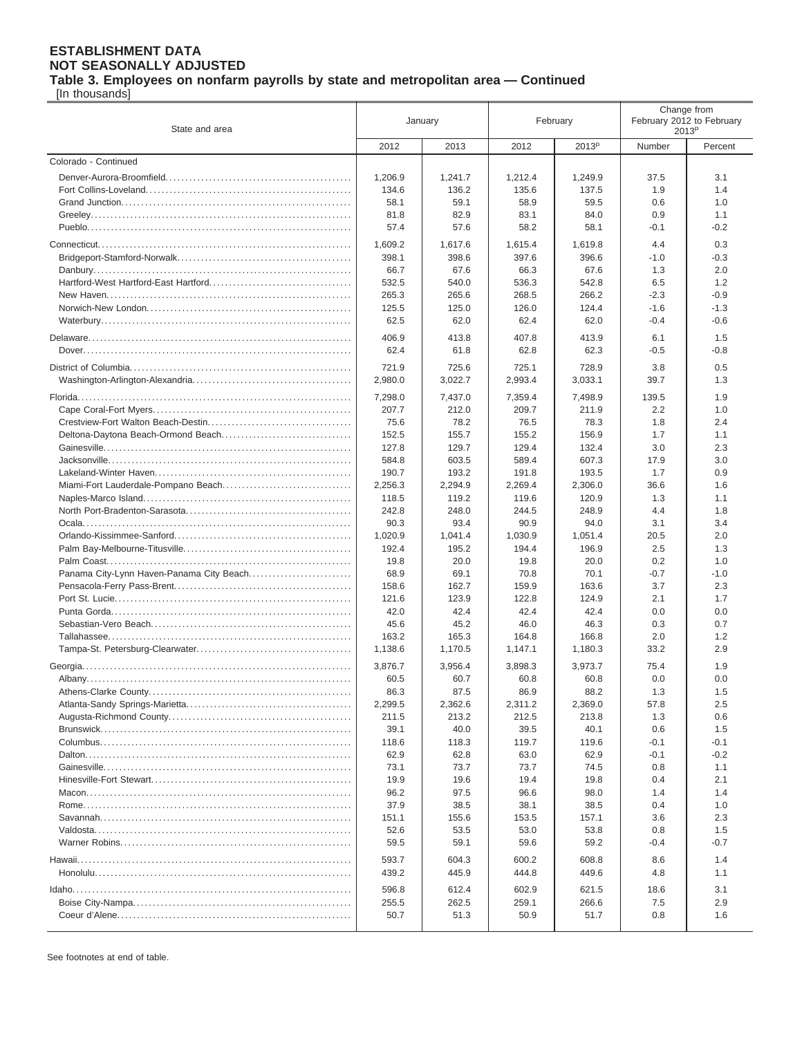**ESTABLISHMENT DATA**
**NOT SEASONALLY ADJUSTED**
**Table 3. Employees on nonfarm payrolls by state and metropolitan area — Continued**
[In thousands]

| State and area | January | | February | | Change from February 2012 to February 2013[p] | |
|---|---|---|---|---|---|---|
| | 2012 | 2013 | 2012 | 2013[p] | Number | Percent |
| Colorado - Continued | | | | | | |
| Denver-Aurora-Broomfield | 1,206.9 | 1,241.7 | 1,212.4 | 1,249.9 | 37.5 | 3.1 |
| Fort Collins-Loveland | 134.6 | 136.2 | 135.6 | 137.5 | 1.9 | 1.4 |
| Grand Junction | 58.1 | 59.1 | 58.9 | 59.5 | 0.6 | 1.0 |
| Greeley | 81.8 | 82.9 | 83.1 | 84.0 | 0.9 | 1.1 |
| Pueblo | 57.4 | 57.6 | 58.2 | 58.1 | -0.1 | -0.2 |
| Connecticut | 1,609.2 | 1,617.6 | 1,615.4 | 1,619.8 | 4.4 | 0.3 |
| Bridgeport-Stamford-Norwalk | 398.1 | 398.6 | 397.6 | 396.6 | -1.0 | -0.3 |
| Danbury | 66.7 | 67.6 | 66.3 | 67.6 | 1.3 | 2.0 |
| Hartford-West Hartford-East Hartford | 532.5 | 540.0 | 536.3 | 542.8 | 6.5 | 1.2 |
| New Haven | 265.3 | 265.6 | 268.5 | 266.2 | -2.3 | -0.9 |
| Norwich-New London | 125.5 | 125.0 | 126.0 | 124.4 | -1.6 | -1.3 |
| Waterbury | 62.5 | 62.0 | 62.4 | 62.0 | -0.4 | -0.6 |
| Delaware | 406.9 | 413.8 | 407.8 | 413.9 | 6.1 | 1.5 |
| Dover | 62.4 | 61.8 | 62.8 | 62.3 | -0.5 | -0.8 |
| District of Columbia | 721.9 | 725.6 | 725.1 | 728.9 | 3.8 | 0.5 |
| Washington-Arlington-Alexandria | 2,980.0 | 3,022.7 | 2,993.4 | 3,033.1 | 39.7 | 1.3 |
| Florida | 7,298.0 | 7,437.0 | 7,359.4 | 7,498.9 | 139.5 | 1.9 |
| Cape Coral-Fort Myers | 207.7 | 212.0 | 209.7 | 211.9 | 2.2 | 1.0 |
| Crestview-Fort Walton Beach-Destin | 75.6 | 78.2 | 76.5 | 78.3 | 1.8 | 2.4 |
| Deltona-Daytona Beach-Ormond Beach | 152.5 | 155.7 | 155.2 | 156.9 | 1.7 | 1.1 |
| Gainesville | 127.8 | 129.7 | 129.4 | 132.4 | 3.0 | 2.3 |
| Jacksonville | 584.8 | 603.5 | 589.4 | 607.3 | 17.9 | 3.0 |
| Lakeland-Winter Haven | 190.7 | 193.2 | 191.8 | 193.5 | 1.7 | 0.9 |
| Miami-Fort Lauderdale-Pompano Beach | 2,256.3 | 2,294.9 | 2,269.4 | 2,306.0 | 36.6 | 1.6 |
| Naples-Marco Island | 118.5 | 119.2 | 119.6 | 120.9 | 1.3 | 1.1 |
| North Port-Bradenton-Sarasota | 242.8 | 248.0 | 244.5 | 248.9 | 4.4 | 1.8 |
| Ocala | 90.3 | 93.4 | 90.9 | 94.0 | 3.1 | 3.4 |
| Orlando-Kissimmee-Sanford | 1,020.9 | 1,041.4 | 1,030.9 | 1,051.4 | 20.5 | 2.0 |
| Palm Bay-Melbourne-Titusville | 192.4 | 195.2 | 194.4 | 196.9 | 2.5 | 1.3 |
| Palm Coast | 19.8 | 20.0 | 19.8 | 20.0 | 0.2 | 1.0 |
| Panama City-Lynn Haven-Panama City Beach | 68.9 | 69.1 | 70.8 | 70.1 | -0.7 | -1.0 |
| Pensacola-Ferry Pass-Brent | 158.6 | 162.7 | 159.9 | 163.6 | 3.7 | 2.3 |
| Port St. Lucie | 121.6 | 123.9 | 122.8 | 124.9 | 2.1 | 1.7 |
| Punta Gorda | 42.0 | 42.4 | 42.4 | 42.4 | 0.0 | 0.0 |
| Sebastian-Vero Beach | 45.6 | 45.2 | 46.0 | 46.3 | 0.3 | 0.7 |
| Tallahassee | 163.2 | 165.3 | 164.8 | 166.8 | 2.0 | 1.2 |
| Tampa-St. Petersburg-Clearwater | 1,138.6 | 1,170.5 | 1,147.1 | 1,180.3 | 33.2 | 2.9 |
| Georgia | 3,876.7 | 3,956.4 | 3,898.3 | 3,973.7 | 75.4 | 1.9 |
| Albany | 60.5 | 60.7 | 60.8 | 60.8 | 0.0 | 0.0 |
| Athens-Clarke County | 86.3 | 87.5 | 86.9 | 88.2 | 1.3 | 1.5 |
| Atlanta-Sandy Springs-Marietta | 2,299.5 | 2,362.6 | 2,311.2 | 2,369.0 | 57.8 | 2.5 |
| Augusta-Richmond County | 211.5 | 213.2 | 212.5 | 213.8 | 1.3 | 0.6 |
| Brunswick | 39.1 | 40.0 | 39.5 | 40.1 | 0.6 | 1.5 |
| Columbus | 118.6 | 118.3 | 119.7 | 119.6 | -0.1 | -0.1 |
| Dalton | 62.9 | 62.8 | 63.0 | 62.9 | -0.1 | -0.2 |
| Gainesville | 73.1 | 73.7 | 73.7 | 74.5 | 0.8 | 1.1 |
| Hinesville-Fort Stewart | 19.9 | 19.6 | 19.4 | 19.8 | 0.4 | 2.1 |
| Macon | 96.2 | 97.5 | 96.6 | 98.0 | 1.4 | 1.4 |
| Rome | 37.9 | 38.5 | 38.1 | 38.5 | 0.4 | 1.0 |
| Savannah | 151.1 | 155.6 | 153.5 | 157.1 | 3.6 | 2.3 |
| Valdosta | 52.6 | 53.5 | 53.0 | 53.8 | 0.8 | 1.5 |
| Warner Robins | 59.5 | 59.1 | 59.6 | 59.2 | -0.4 | -0.7 |
| Hawaii | 593.7 | 604.3 | 600.2 | 608.8 | 8.6 | 1.4 |
| Honolulu | 439.2 | 445.9 | 444.8 | 449.6 | 4.8 | 1.1 |
| Idaho | 596.8 | 612.4 | 602.9 | 621.5 | 18.6 | 3.1 |
| Boise City-Nampa | 255.5 | 262.5 | 259.1 | 266.6 | 7.5 | 2.9 |
| Coeur d'Alene | 50.7 | 51.3 | 50.9 | 51.7 | 0.8 | 1.6 |

See footnotes at end of table.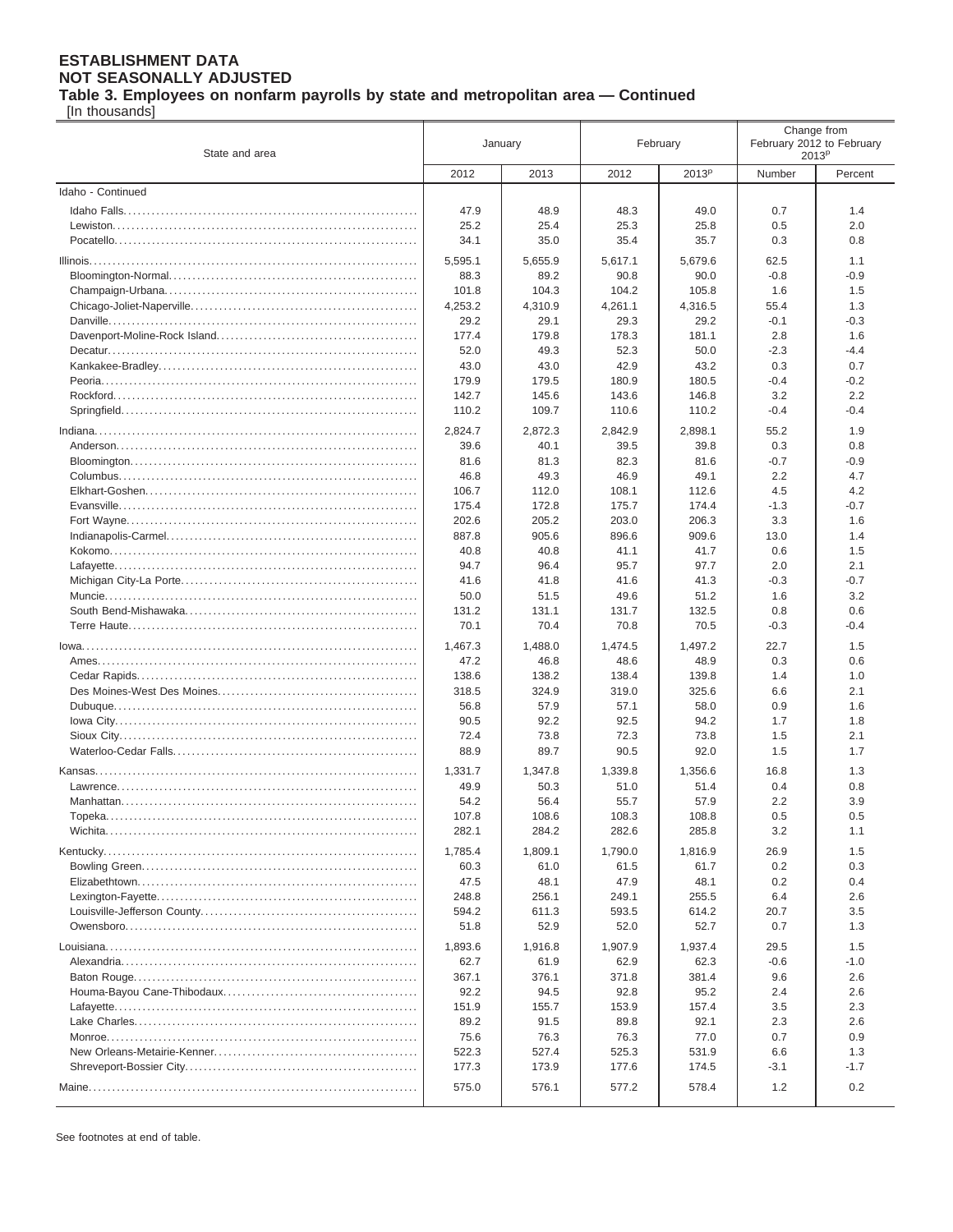**ESTABLISHMENT DATA**
**NOT SEASONALLY ADJUSTED**
**Table 3. Employees on nonfarm payrolls by state and metropolitan area — Continued**
[In thousands]

| State and area | January | | February | | Change from February 2012 to February 2013[p] | |
|---|---|---|---|---|---|---|
| | 2012 | 2013 | 2012 | 2013[p] | Number | Percent |
| Idaho - Continued | | | | | | |
| Idaho Falls | 47.9 | 48.9 | 48.3 | 49.0 | 0.7 | 1.4 |
| Lewiston | 25.2 | 25.4 | 25.3 | 25.8 | 0.5 | 2.0 |
| Pocatello | 34.1 | 35.0 | 35.4 | 35.7 | 0.3 | 0.8 |
| Illinois | 5,595.1 | 5,655.9 | 5,617.1 | 5,679.6 | 62.5 | 1.1 |
| Bloomington-Normal | 88.3 | 89.2 | 90.8 | 90.0 | -0.8 | -0.9 |
| Champaign-Urbana | 101.8 | 104.3 | 104.2 | 105.8 | 1.6 | 1.5 |
| Chicago-Joliet-Naperville | 4,253.2 | 4,310.9 | 4,261.1 | 4,316.5 | 55.4 | 1.3 |
| Danville | 29.2 | 29.1 | 29.3 | 29.2 | -0.1 | -0.3 |
| Davenport-Moline-Rock Island | 177.4 | 179.8 | 178.3 | 181.1 | 2.8 | 1.6 |
| Decatur | 52.0 | 49.3 | 52.3 | 50.0 | -2.3 | -4.4 |
| Kankakee-Bradley | 43.0 | 43.0 | 42.9 | 43.2 | 0.3 | 0.7 |
| Peoria | 179.9 | 179.5 | 180.9 | 180.5 | -0.4 | -0.2 |
| Rockford | 142.7 | 145.6 | 143.6 | 146.8 | 3.2 | 2.2 |
| Springfield | 110.2 | 109.7 | 110.6 | 110.2 | -0.4 | -0.4 |
| Indiana | 2,824.7 | 2,872.3 | 2,842.9 | 2,898.1 | 55.2 | 1.9 |
| Anderson | 39.6 | 40.1 | 39.5 | 39.8 | 0.3 | 0.8 |
| Bloomington | 81.6 | 81.3 | 82.3 | 81.6 | -0.7 | -0.9 |
| Columbus | 46.8 | 49.3 | 46.9 | 49.1 | 2.2 | 4.7 |
| Elkhart-Goshen | 106.7 | 112.0 | 108.1 | 112.6 | 4.5 | 4.2 |
| Evansville | 175.4 | 172.8 | 175.7 | 174.4 | -1.3 | -0.7 |
| Fort Wayne | 202.6 | 205.2 | 203.0 | 206.3 | 3.3 | 1.6 |
| Indianapolis-Carmel | 887.8 | 905.6 | 896.6 | 909.6 | 13.0 | 1.4 |
| Kokomo | 40.8 | 40.8 | 41.1 | 41.7 | 0.6 | 1.5 |
| Lafayette | 94.7 | 96.4 | 95.7 | 97.7 | 2.0 | 2.1 |
| Michigan City-La Porte | 41.6 | 41.8 | 41.6 | 41.3 | -0.3 | -0.7 |
| Muncie | 50.0 | 51.5 | 49.6 | 51.2 | 1.6 | 3.2 |
| South Bend-Mishawaka | 131.2 | 131.1 | 131.7 | 132.5 | 0.8 | 0.6 |
| Terre Haute | 70.1 | 70.4 | 70.8 | 70.5 | -0.3 | -0.4 |
| Iowa | 1,467.3 | 1,488.0 | 1,474.5 | 1,497.2 | 22.7 | 1.5 |
| Ames | 47.2 | 46.8 | 48.6 | 48.9 | 0.3 | 0.6 |
| Cedar Rapids | 138.6 | 138.2 | 138.4 | 139.8 | 1.4 | 1.0 |
| Des Moines-West Des Moines | 318.5 | 324.9 | 319.0 | 325.6 | 6.6 | 2.1 |
| Dubuque | 56.8 | 57.9 | 57.1 | 58.0 | 0.9 | 1.6 |
| Iowa City | 90.5 | 92.2 | 92.5 | 94.2 | 1.7 | 1.8 |
| Sioux City | 72.4 | 73.8 | 72.3 | 73.8 | 1.5 | 2.1 |
| Waterloo-Cedar Falls | 88.9 | 89.7 | 90.5 | 92.0 | 1.5 | 1.7 |
| Kansas | 1,331.7 | 1,347.8 | 1,339.8 | 1,356.6 | 16.8 | 1.3 |
| Lawrence | 49.9 | 50.3 | 51.0 | 51.4 | 0.4 | 0.8 |
| Manhattan | 54.2 | 56.4 | 55.7 | 57.9 | 2.2 | 3.9 |
| Topeka | 107.8 | 108.6 | 108.3 | 108.8 | 0.5 | 0.5 |
| Wichita | 282.1 | 284.2 | 282.6 | 285.8 | 3.2 | 1.1 |
| Kentucky | 1,785.4 | 1,809.1 | 1,790.0 | 1,816.9 | 26.9 | 1.5 |
| Bowling Green | 60.3 | 61.0 | 61.5 | 61.7 | 0.2 | 0.3 |
| Elizabethtown | 47.5 | 48.1 | 47.9 | 48.1 | 0.2 | 0.4 |
| Lexington-Fayette | 248.8 | 256.1 | 249.1 | 255.5 | 6.4 | 2.6 |
| Louisville-Jefferson County | 594.2 | 611.3 | 593.5 | 614.2 | 20.7 | 3.5 |
| Owensboro | 51.8 | 52.9 | 52.0 | 52.7 | 0.7 | 1.3 |
| Louisiana | 1,893.6 | 1,916.8 | 1,907.9 | 1,937.4 | 29.5 | 1.5 |
| Alexandria | 62.7 | 61.9 | 62.9 | 62.3 | -0.6 | -1.0 |
| Baton Rouge | 367.1 | 376.1 | 371.8 | 381.4 | 9.6 | 2.6 |
| Houma-Bayou Cane-Thibodaux | 92.2 | 94.5 | 92.8 | 95.2 | 2.4 | 2.6 |
| Lafayette | 151.9 | 155.7 | 153.9 | 157.4 | 3.5 | 2.3 |
| Lake Charles | 89.2 | 91.5 | 89.8 | 92.1 | 2.3 | 2.6 |
| Monroe | 75.6 | 76.3 | 76.3 | 77.0 | 0.7 | 0.9 |
| New Orleans-Metairie-Kenner | 522.3 | 527.4 | 525.3 | 531.9 | 6.6 | 1.3 |
| Shreveport-Bossier City | 177.3 | 173.9 | 177.6 | 174.5 | -3.1 | -1.7 |
| Maine | 575.0 | 576.1 | 577.2 | 578.4 | 1.2 | 0.2 |

See footnotes at end of table.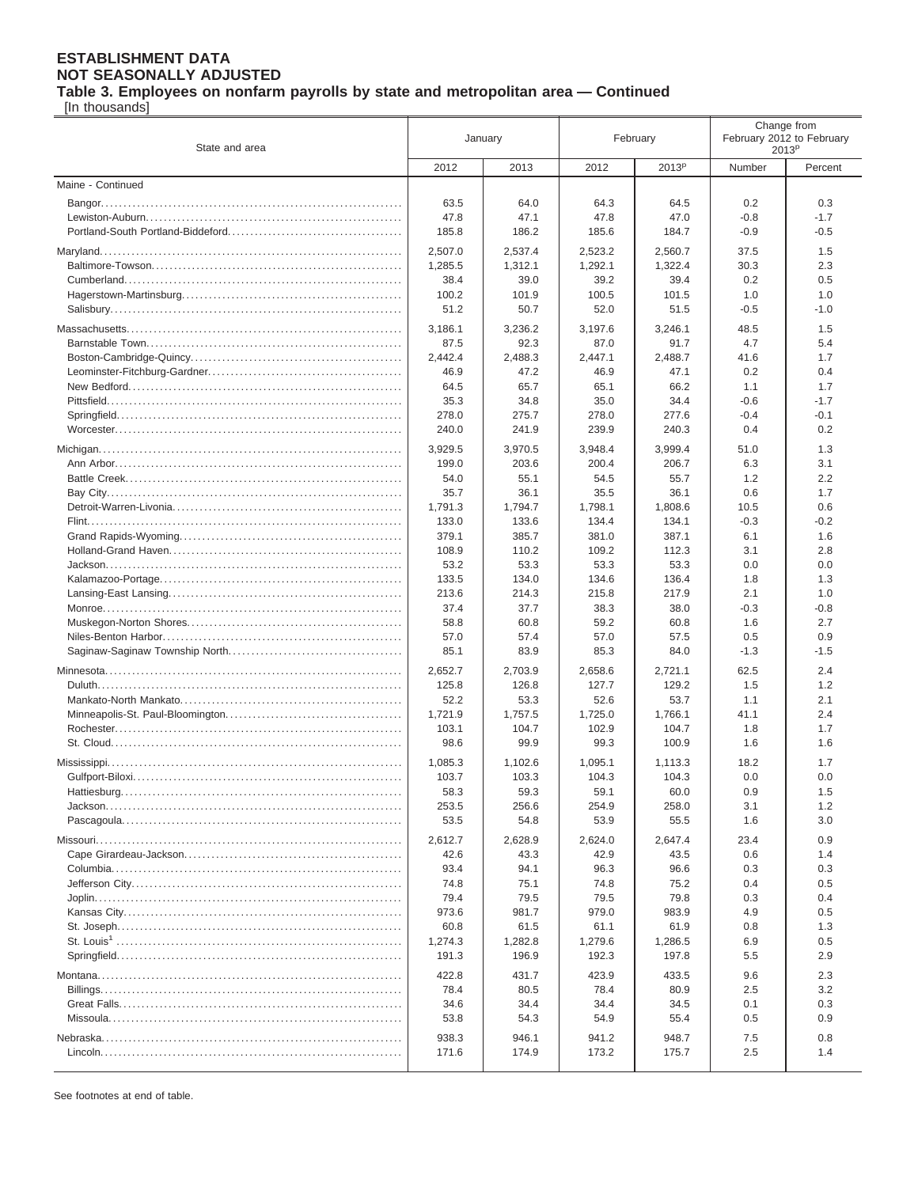**ESTABLISHMENT DATA**
**NOT SEASONALLY ADJUSTED**
**Table 3. Employees on nonfarm payrolls by state and metropolitan area — Continued**
[In thousands]

| State and area | January | | February | | Change from February 2012 to February 2013^p | |
|---|---|---|---|---|---|---|
| | 2012 | 2013 | 2012 | 2013^p | Number | Percent |
| Maine - Continued | | | | | | |
| Bangor | 63.5 | 64.0 | 64.3 | 64.5 | 0.2 | 0.3 |
| Lewiston-Auburn | 47.8 | 47.1 | 47.8 | 47.0 | -0.8 | -1.7 |
| Portland-South Portland-Biddeford | 185.8 | 186.2 | 185.6 | 184.7 | -0.9 | -0.5 |
| Maryland | 2,507.0 | 2,537.4 | 2,523.2 | 2,560.7 | 37.5 | 1.5 |
| Baltimore-Towson | 1,285.5 | 1,312.1 | 1,292.1 | 1,322.4 | 30.3 | 2.3 |
| Cumberland | 38.4 | 39.0 | 39.2 | 39.4 | 0.2 | 0.5 |
| Hagerstown-Martinsburg | 100.2 | 101.9 | 100.5 | 101.5 | 1.0 | 1.0 |
| Salisbury | 51.2 | 50.7 | 52.0 | 51.5 | -0.5 | -1.0 |
| Massachusetts | 3,186.1 | 3,236.2 | 3,197.6 | 3,246.1 | 48.5 | 1.5 |
| Barnstable Town | 87.5 | 92.3 | 87.0 | 91.7 | 4.7 | 5.4 |
| Boston-Cambridge-Quincy | 2,442.4 | 2,488.3 | 2,447.1 | 2,488.7 | 41.6 | 1.7 |
| Leominster-Fitchburg-Gardner | 46.9 | 47.2 | 46.9 | 47.1 | 0.2 | 0.4 |
| New Bedford | 64.5 | 65.7 | 65.1 | 66.2 | 1.1 | 1.7 |
| Pittsfield | 35.3 | 34.8 | 35.0 | 34.4 | -0.6 | -1.7 |
| Springfield | 278.0 | 275.7 | 278.0 | 277.6 | -0.4 | -0.1 |
| Worcester | 240.0 | 241.9 | 239.9 | 240.3 | 0.4 | 0.2 |
| Michigan | 3,929.5 | 3,970.5 | 3,948.4 | 3,999.4 | 51.0 | 1.3 |
| Ann Arbor | 199.0 | 203.6 | 200.4 | 206.7 | 6.3 | 3.1 |
| Battle Creek | 54.0 | 55.1 | 54.5 | 55.7 | 1.2 | 2.2 |
| Bay City | 35.7 | 36.1 | 35.5 | 36.1 | 0.6 | 1.7 |
| Detroit-Warren-Livonia | 1,791.3 | 1,794.7 | 1,798.1 | 1,808.6 | 10.5 | 0.6 |
| Flint | 133.0 | 133.6 | 134.4 | 134.1 | -0.3 | -0.2 |
| Grand Rapids-Wyoming | 379.1 | 385.7 | 381.0 | 387.1 | 6.1 | 1.6 |
| Holland-Grand Haven | 108.9 | 110.2 | 109.2 | 112.3 | 3.1 | 2.8 |
| Jackson | 53.2 | 53.3 | 53.3 | 53.3 | 0.0 | 0.0 |
| Kalamazoo-Portage | 133.5 | 134.0 | 134.6 | 136.4 | 1.8 | 1.3 |
| Lansing-East Lansing | 213.6 | 214.3 | 215.8 | 217.9 | 2.1 | 1.0 |
| Monroe | 37.4 | 37.7 | 38.3 | 38.0 | -0.3 | -0.8 |
| Muskegon-Norton Shores | 58.8 | 60.8 | 59.2 | 60.8 | 1.6 | 2.7 |
| Niles-Benton Harbor | 57.0 | 57.4 | 57.0 | 57.5 | 0.5 | 0.9 |
| Saginaw-Saginaw Township North | 85.1 | 83.9 | 85.3 | 84.0 | -1.3 | -1.5 |
| Minnesota | 2,652.7 | 2,703.9 | 2,658.6 | 2,721.1 | 62.5 | 2.4 |
| Duluth | 125.8 | 126.8 | 127.7 | 129.2 | 1.5 | 1.2 |
| Mankato-North Mankato | 52.2 | 53.3 | 52.6 | 53.7 | 1.1 | 2.1 |
| Minneapolis-St. Paul-Bloomington | 1,721.9 | 1,757.5 | 1,725.0 | 1,766.1 | 41.1 | 2.4 |
| Rochester | 103.1 | 104.7 | 102.9 | 104.7 | 1.8 | 1.7 |
| St. Cloud | 98.6 | 99.9 | 99.3 | 100.9 | 1.6 | 1.6 |
| Mississippi | 1,085.3 | 1,102.6 | 1,095.1 | 1,113.3 | 18.2 | 1.7 |
| Gulfport-Biloxi | 103.7 | 103.3 | 104.3 | 104.3 | 0.0 | 0.0 |
| Hattiesburg | 58.3 | 59.3 | 59.1 | 60.0 | 0.9 | 1.5 |
| Jackson | 253.5 | 256.6 | 254.9 | 258.0 | 3.1 | 1.2 |
| Pascagoula | 53.5 | 54.8 | 53.9 | 55.5 | 1.6 | 3.0 |
| Missouri | 2,612.7 | 2,628.9 | 2,624.0 | 2,647.4 | 23.4 | 0.9 |
| Cape Girardeau-Jackson | 42.6 | 43.3 | 42.9 | 43.5 | 0.6 | 1.4 |
| Columbia | 93.4 | 94.1 | 96.3 | 96.6 | 0.3 | 0.3 |
| Jefferson City | 74.8 | 75.1 | 74.8 | 75.2 | 0.4 | 0.5 |
| Joplin | 79.4 | 79.5 | 79.5 | 79.8 | 0.3 | 0.4 |
| Kansas City | 973.6 | 981.7 | 979.0 | 983.9 | 4.9 | 0.5 |
| St. Joseph | 60.8 | 61.5 | 61.1 | 61.9 | 0.8 | 1.3 |
| St. Louis[1] | 1,274.3 | 1,282.8 | 1,279.6 | 1,286.5 | 6.9 | 0.5 |
| Springfield | 191.3 | 196.9 | 192.3 | 197.8 | 5.5 | 2.9 |
| Montana | 422.8 | 431.7 | 423.9 | 433.5 | 9.6 | 2.3 |
| Billings | 78.4 | 80.5 | 78.4 | 80.9 | 2.5 | 3.2 |
| Great Falls | 34.6 | 34.4 | 34.4 | 34.5 | 0.1 | 0.3 |
| Missoula | 53.8 | 54.3 | 54.9 | 55.4 | 0.5 | 0.9 |
| Nebraska | 938.3 | 946.1 | 941.2 | 948.7 | 7.5 | 0.8 |
| Lincoln | 171.6 | 174.9 | 173.2 | 175.7 | 2.5 | 1.4 |

See footnotes at end of table.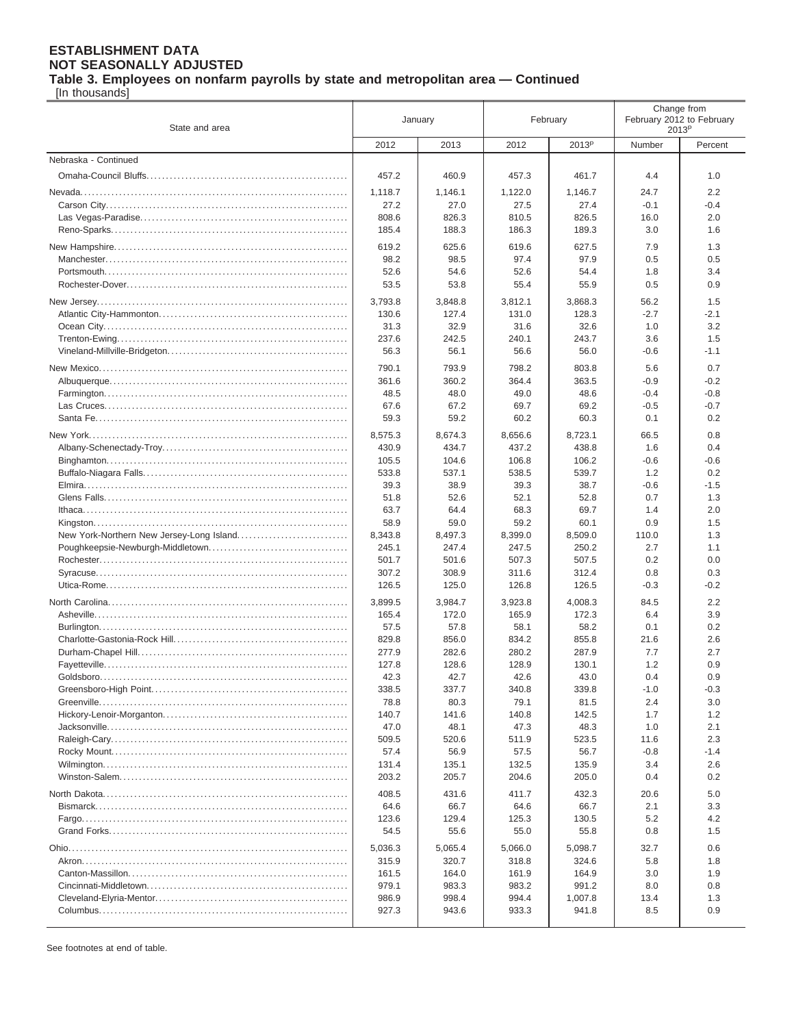**ESTABLISHMENT DATA**
**NOT SEASONALLY ADJUSTED**
**Table 3. Employees on nonfarm payrolls by state and metropolitan area — Continued**
[In thousands]

| State and area | January | | February | | Change from February 2012 to February 2013p | |
|---|---|---|---|---|---|---|
| | 2012 | 2013 | 2012 | 2013p | Number | Percent |
| Nebraska - Continued | | | | | | |
| Omaha-Council Bluffs | 457.2 | 460.9 | 457.3 | 461.7 | 4.4 | 1.0 |
| Nevada | 1,118.7 | 1,146.1 | 1,122.0 | 1,146.7 | 24.7 | 2.2 |
| Carson City | 27.2 | 27.0 | 27.5 | 27.4 | -0.1 | -0.4 |
| Las Vegas-Paradise | 808.6 | 826.3 | 810.5 | 826.5 | 16.0 | 2.0 |
| Reno-Sparks | 185.4 | 188.3 | 186.3 | 189.3 | 3.0 | 1.6 |
| New Hampshire | 619.2 | 625.6 | 619.6 | 627.5 | 7.9 | 1.3 |
| Manchester | 98.2 | 98.5 | 97.4 | 97.9 | 0.5 | 0.5 |
| Portsmouth | 52.6 | 54.6 | 52.6 | 54.4 | 1.8 | 3.4 |
| Rochester-Dover | 53.5 | 53.8 | 55.4 | 55.9 | 0.5 | 0.9 |
| New Jersey | 3,793.8 | 3,848.8 | 3,812.1 | 3,868.3 | 56.2 | 1.5 |
| Atlantic City-Hammonton | 130.6 | 127.4 | 131.0 | 128.3 | -2.7 | -2.1 |
| Ocean City | 31.3 | 32.9 | 31.6 | 32.6 | 1.0 | 3.2 |
| Trenton-Ewing | 237.6 | 242.5 | 240.1 | 243.7 | 3.6 | 1.5 |
| Vineland-Millville-Bridgeton | 56.3 | 56.1 | 56.6 | 56.0 | -0.6 | -1.1 |
| New Mexico | 790.1 | 793.9 | 798.2 | 803.8 | 5.6 | 0.7 |
| Albuquerque | 361.6 | 360.2 | 364.4 | 363.5 | -0.9 | -0.2 |
| Farmington | 48.5 | 48.0 | 49.0 | 48.6 | -0.4 | -0.8 |
| Las Cruces | 67.6 | 67.2 | 69.7 | 69.2 | -0.5 | -0.7 |
| Santa Fe | 59.3 | 59.2 | 60.2 | 60.3 | 0.1 | 0.2 |
| New York | 8,575.3 | 8,674.3 | 8,656.6 | 8,723.1 | 66.5 | 0.8 |
| Albany-Schenectady-Troy | 430.9 | 434.7 | 437.2 | 438.8 | 1.6 | 0.4 |
| Binghamton | 105.5 | 104.6 | 106.8 | 106.2 | -0.6 | -0.6 |
| Buffalo-Niagara Falls | 533.8 | 537.1 | 538.5 | 539.7 | 1.2 | 0.2 |
| Elmira | 39.3 | 38.9 | 39.3 | 38.7 | -0.6 | -1.5 |
| Glens Falls | 51.8 | 52.6 | 52.1 | 52.8 | 0.7 | 1.3 |
| Ithaca | 63.7 | 64.4 | 68.3 | 69.7 | 1.4 | 2.0 |
| Kingston | 58.9 | 59.0 | 59.2 | 60.1 | 0.9 | 1.5 |
| New York-Northern New Jersey-Long Island | 8,343.8 | 8,497.3 | 8,399.0 | 8,509.0 | 110.0 | 1.3 |
| Poughkeepsie-Newburgh-Middletown | 245.1 | 247.4 | 247.5 | 250.2 | 2.7 | 1.1 |
| Rochester | 501.7 | 501.6 | 507.3 | 507.5 | 0.2 | 0.0 |
| Syracuse | 307.2 | 308.9 | 311.6 | 312.4 | 0.8 | 0.3 |
| Utica-Rome | 126.5 | 125.0 | 126.8 | 126.5 | -0.3 | -0.2 |
| North Carolina | 3,899.5 | 3,984.7 | 3,923.8 | 4,008.3 | 84.5 | 2.2 |
| Asheville | 165.4 | 172.0 | 165.9 | 172.3 | 6.4 | 3.9 |
| Burlington | 57.5 | 57.8 | 58.1 | 58.2 | 0.1 | 0.2 |
| Charlotte-Gastonia-Rock Hill | 829.8 | 856.0 | 834.2 | 855.8 | 21.6 | 2.6 |
| Durham-Chapel Hill | 277.9 | 282.6 | 280.2 | 287.9 | 7.7 | 2.7 |
| Fayetteville | 127.8 | 128.6 | 128.9 | 130.1 | 1.2 | 0.9 |
| Goldsboro | 42.3 | 42.7 | 42.6 | 43.0 | 0.4 | 0.9 |
| Greensboro-High Point | 338.5 | 337.7 | 340.8 | 339.8 | -1.0 | -0.3 |
| Greenville | 78.8 | 80.3 | 79.1 | 81.5 | 2.4 | 3.0 |
| Hickory-Lenoir-Morganton | 140.7 | 141.6 | 140.8 | 142.5 | 1.7 | 1.2 |
| Jacksonville | 47.0 | 48.1 | 47.3 | 48.3 | 1.0 | 2.1 |
| Raleigh-Cary | 509.5 | 520.6 | 511.9 | 523.5 | 11.6 | 2.3 |
| Rocky Mount | 57.4 | 56.9 | 57.5 | 56.7 | -0.8 | -1.4 |
| Wilmington | 131.4 | 135.1 | 132.5 | 135.9 | 3.4 | 2.6 |
| Winston-Salem | 203.2 | 205.7 | 204.6 | 205.0 | 0.4 | 0.2 |
| North Dakota | 408.5 | 431.6 | 411.7 | 432.3 | 20.6 | 5.0 |
| Bismarck | 64.6 | 66.7 | 64.6 | 66.7 | 2.1 | 3.3 |
| Fargo | 123.6 | 129.4 | 125.3 | 130.5 | 5.2 | 4.2 |
| Grand Forks | 54.5 | 55.6 | 55.0 | 55.8 | 0.8 | 1.5 |
| Ohio | 5,036.3 | 5,065.4 | 5,066.0 | 5,098.7 | 32.7 | 0.6 |
| Akron | 315.9 | 320.7 | 318.8 | 324.6 | 5.8 | 1.8 |
| Canton-Massillon | 161.5 | 164.0 | 161.9 | 164.9 | 3.0 | 1.9 |
| Cincinnati-Middletown | 979.1 | 983.3 | 983.2 | 991.2 | 8.0 | 0.8 |
| Cleveland-Elyria-Mentor | 986.9 | 998.4 | 994.4 | 1,007.8 | 13.4 | 1.3 |
| Columbus | 927.3 | 943.6 | 933.3 | 941.8 | 8.5 | 0.9 |

See footnotes at end of table.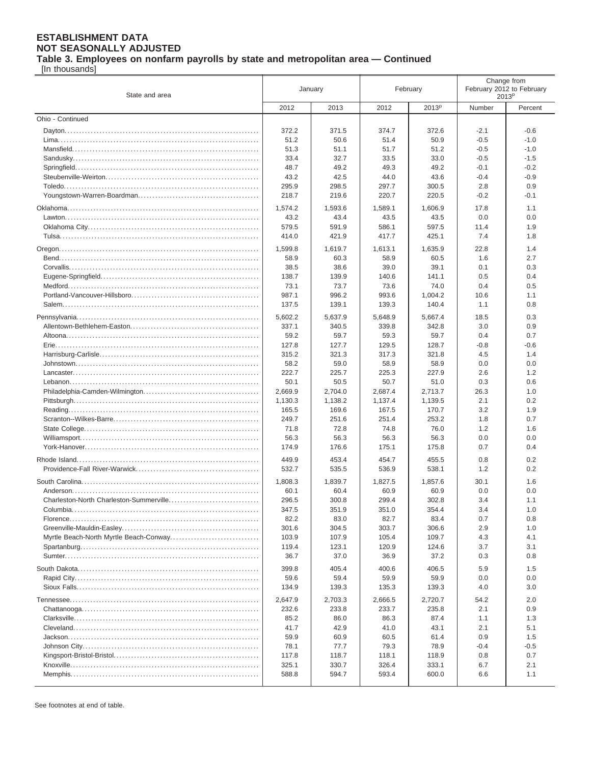**ESTABLISHMENT DATA**
**NOT SEASONALLY ADJUSTED**
**Table 3. Employees on nonfarm payrolls by state and metropolitan area — Continued**
[In thousands]

| State and area | January | | February | | Change from February 2012 to February 2013[p] | |
|---|---|---|---|---|---|---|
| | 2012 | 2013 | 2012 | 2013[p] | Number | Percent |
| Ohio - Continued | | | | | | |
| Dayton | 372.2 | 371.5 | 374.7 | 372.6 | -2.1 | -0.6 |
| Lima | 51.2 | 50.6 | 51.4 | 50.9 | -0.5 | -1.0 |
| Mansfield | 51.3 | 51.1 | 51.7 | 51.2 | -0.5 | -1.0 |
| Sandusky | 33.4 | 32.7 | 33.5 | 33.0 | -0.5 | -1.5 |
| Springfield | 48.7 | 49.2 | 49.3 | 49.2 | -0.1 | -0.2 |
| Steubenville-Weirton | 43.2 | 42.5 | 44.0 | 43.6 | -0.4 | -0.9 |
| Toledo | 295.9 | 298.5 | 297.7 | 300.5 | 2.8 | 0.9 |
| Youngstown-Warren-Boardman | 218.7 | 219.6 | 220.7 | 220.5 | -0.2 | -0.1 |
| Oklahoma | 1,574.2 | 1,593.6 | 1,589.1 | 1,606.9 | 17.8 | 1.1 |
| Lawton | 43.2 | 43.4 | 43.5 | 43.5 | 0.0 | 0.0 |
| Oklahoma City | 579.5 | 591.9 | 586.1 | 597.5 | 11.4 | 1.9 |
| Tulsa | 414.0 | 421.9 | 417.7 | 425.1 | 7.4 | 1.8 |
| Oregon | 1,599.8 | 1,619.7 | 1,613.1 | 1,635.9 | 22.8 | 1.4 |
| Bend | 58.9 | 60.3 | 58.9 | 60.5 | 1.6 | 2.7 |
| Corvallis | 38.5 | 38.6 | 39.0 | 39.1 | 0.1 | 0.3 |
| Eugene-Springfield | 138.7 | 139.9 | 140.6 | 141.1 | 0.5 | 0.4 |
| Medford | 73.1 | 73.7 | 73.6 | 74.0 | 0.4 | 0.5 |
| Portland-Vancouver-Hillsboro | 987.1 | 996.2 | 993.6 | 1,004.2 | 10.6 | 1.1 |
| Salem | 137.5 | 139.1 | 139.3 | 140.4 | 1.1 | 0.8 |
| Pennsylvania | 5,602.2 | 5,637.9 | 5,648.9 | 5,667.4 | 18.5 | 0.3 |
| Allentown-Bethlehem-Easton | 337.1 | 340.5 | 339.8 | 342.8 | 3.0 | 0.9 |
| Altoona | 59.2 | 59.7 | 59.3 | 59.7 | 0.4 | 0.7 |
| Erie | 127.8 | 127.7 | 129.5 | 128.7 | -0.8 | -0.6 |
| Harrisburg-Carlisle | 315.2 | 321.3 | 317.3 | 321.8 | 4.5 | 1.4 |
| Johnstown | 58.2 | 59.0 | 58.9 | 58.9 | 0.0 | 0.0 |
| Lancaster | 222.7 | 225.7 | 225.3 | 227.9 | 2.6 | 1.2 |
| Lebanon | 50.1 | 50.5 | 50.7 | 51.0 | 0.3 | 0.6 |
| Philadelphia-Camden-Wilmington | 2,669.9 | 2,704.0 | 2,687.4 | 2,713.7 | 26.3 | 1.0 |
| Pittsburgh | 1,130.3 | 1,138.2 | 1,137.4 | 1,139.5 | 2.1 | 0.2 |
| Reading | 165.5 | 169.6 | 167.5 | 170.7 | 3.2 | 1.9 |
| Scranton--Wilkes-Barre | 249.7 | 251.6 | 251.4 | 253.2 | 1.8 | 0.7 |
| State College | 71.8 | 72.8 | 74.8 | 76.0 | 1.2 | 1.6 |
| Williamsport | 56.3 | 56.3 | 56.3 | 56.3 | 0.0 | 0.0 |
| York-Hanover | 174.9 | 176.6 | 175.1 | 175.8 | 0.7 | 0.4 |
| Rhode Island | 449.9 | 453.4 | 454.7 | 455.5 | 0.8 | 0.2 |
| Providence-Fall River-Warwick | 532.7 | 535.5 | 536.9 | 538.1 | 1.2 | 0.2 |
| South Carolina | 1,808.3 | 1,839.7 | 1,827.5 | 1,857.6 | 30.1 | 1.6 |
| Anderson | 60.1 | 60.4 | 60.9 | 60.9 | 0.0 | 0.0 |
| Charleston-North Charleston-Summerville | 296.5 | 300.8 | 299.4 | 302.8 | 3.4 | 1.1 |
| Columbia | 347.5 | 351.9 | 351.0 | 354.4 | 3.4 | 1.0 |
| Florence | 82.2 | 83.0 | 82.7 | 83.4 | 0.7 | 0.8 |
| Greenville-Mauldin-Easley | 301.6 | 304.5 | 303.7 | 306.6 | 2.9 | 1.0 |
| Myrtle Beach-North Myrtle Beach-Conway | 103.9 | 107.9 | 105.4 | 109.7 | 4.3 | 4.1 |
| Spartanburg | 119.4 | 123.1 | 120.9 | 124.6 | 3.7 | 3.1 |
| Sumter | 36.7 | 37.0 | 36.9 | 37.2 | 0.3 | 0.8 |
| South Dakota | 399.8 | 405.4 | 400.6 | 406.5 | 5.9 | 1.5 |
| Rapid City | 59.6 | 59.4 | 59.9 | 59.9 | 0.0 | 0.0 |
| Sioux Falls | 134.9 | 139.3 | 135.3 | 139.3 | 4.0 | 3.0 |
| Tennessee | 2,647.9 | 2,703.3 | 2,666.5 | 2,720.7 | 54.2 | 2.0 |
| Chattanooga | 232.6 | 233.8 | 233.7 | 235.8 | 2.1 | 0.9 |
| Clarksville | 85.2 | 86.0 | 86.3 | 87.4 | 1.1 | 1.3 |
| Cleveland | 41.7 | 42.9 | 41.0 | 43.1 | 2.1 | 5.1 |
| Jackson | 59.9 | 60.9 | 60.5 | 61.4 | 0.9 | 1.5 |
| Johnson City | 78.1 | 77.7 | 79.3 | 78.9 | -0.4 | -0.5 |
| Kingsport-Bristol-Bristol | 117.8 | 118.7 | 118.1 | 118.9 | 0.8 | 0.7 |
| Knoxville | 325.1 | 330.7 | 326.4 | 333.1 | 6.7 | 2.1 |
| Memphis | 588.8 | 594.7 | 593.4 | 600.0 | 6.6 | 1.1 |

See footnotes at end of table.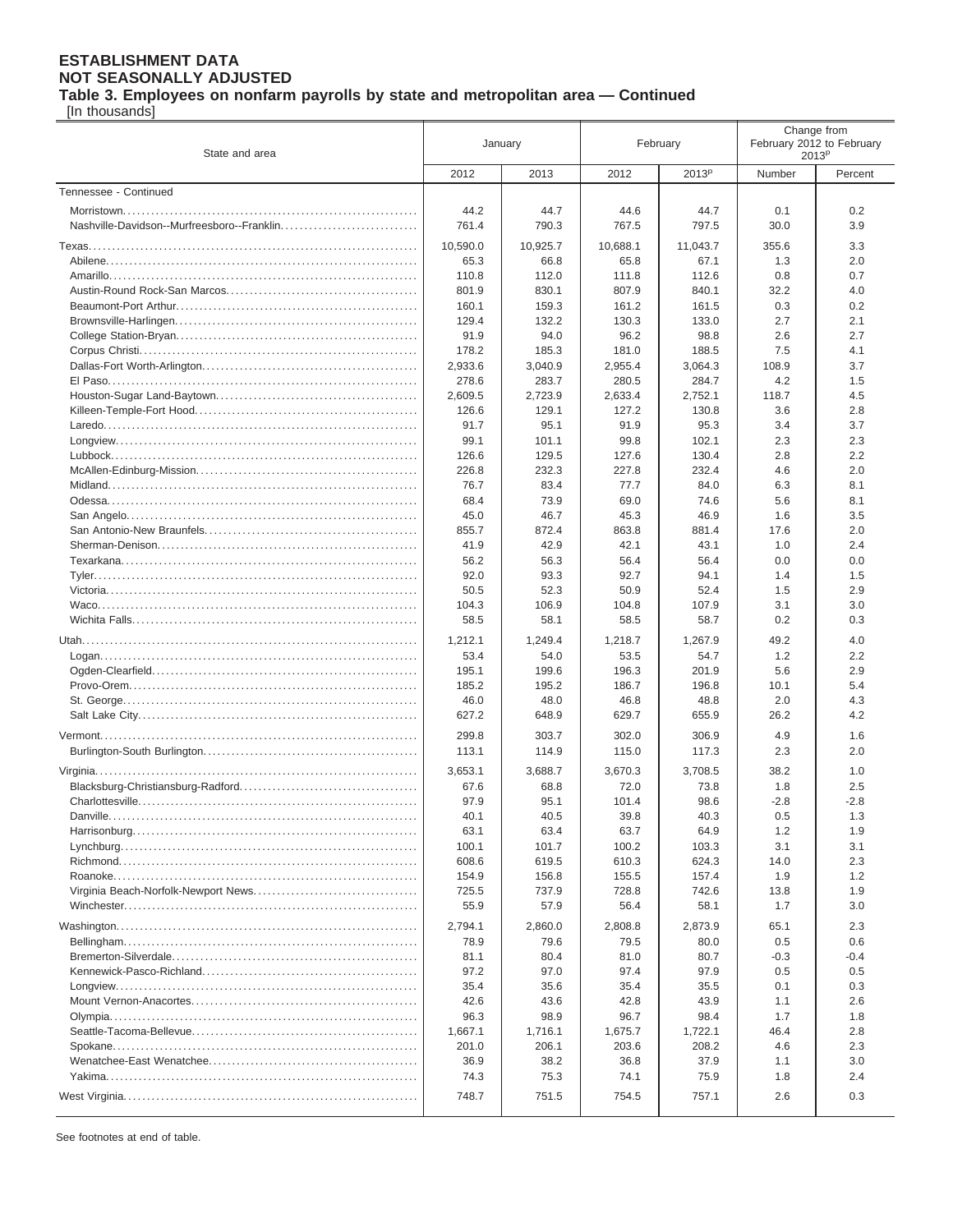**ESTABLISHMENT DATA**
**NOT SEASONALLY ADJUSTED**
**Table 3. Employees on nonfarm payrolls by state and metropolitan area — Continued**
[In thousands]

| State and area | January | | February | | Change from February 2012 to February 2013[p] | |
|---|---|---|---|---|---|---|
| | 2012 | 2013 | 2012 | 2013[p] | Number | Percent |
| Tennessee - Continued | | | | | | |
| Morristown | 44.2 | 44.7 | 44.6 | 44.7 | 0.1 | 0.2 |
| Nashville-Davidson--Murfreesboro--Franklin | 761.4 | 790.3 | 767.5 | 797.5 | 30.0 | 3.9 |
| Texas | 10,590.0 | 10,925.7 | 10,688.1 | 11,043.7 | 355.6 | 3.3 |
| Abilene | 65.3 | 66.8 | 65.8 | 67.1 | 1.3 | 2.0 |
| Amarillo | 110.8 | 112.0 | 111.8 | 112.6 | 0.8 | 0.7 |
| Austin-Round Rock-San Marcos | 801.9 | 830.1 | 807.9 | 840.1 | 32.2 | 4.0 |
| Beaumont-Port Arthur | 160.1 | 159.3 | 161.2 | 161.5 | 0.3 | 0.2 |
| Brownsville-Harlingen | 129.4 | 132.2 | 130.3 | 133.0 | 2.7 | 2.1 |
| College Station-Bryan | 91.9 | 94.0 | 96.2 | 98.8 | 2.6 | 2.7 |
| Corpus Christi | 178.2 | 185.3 | 181.0 | 188.5 | 7.5 | 4.1 |
| Dallas-Fort Worth-Arlington | 2,933.6 | 3,040.9 | 2,955.4 | 3,064.3 | 108.9 | 3.7 |
| El Paso | 278.6 | 283.7 | 280.5 | 284.7 | 4.2 | 1.5 |
| Houston-Sugar Land-Baytown | 2,609.5 | 2,723.9 | 2,633.4 | 2,752.1 | 118.7 | 4.5 |
| Killeen-Temple-Fort Hood | 126.6 | 129.1 | 127.2 | 130.8 | 3.6 | 2.8 |
| Laredo | 91.7 | 95.1 | 91.9 | 95.3 | 3.4 | 3.7 |
| Longview | 99.1 | 101.1 | 99.8 | 102.1 | 2.3 | 2.3 |
| Lubbock | 126.6 | 129.5 | 127.6 | 130.4 | 2.8 | 2.2 |
| McAllen-Edinburg-Mission | 226.8 | 232.3 | 227.8 | 232.4 | 4.6 | 2.0 |
| Midland | 76.7 | 83.4 | 77.7 | 84.0 | 6.3 | 8.1 |
| Odessa | 68.4 | 73.9 | 69.0 | 74.6 | 5.6 | 8.1 |
| San Angelo | 45.0 | 46.7 | 45.3 | 46.9 | 1.6 | 3.5 |
| San Antonio-New Braunfels | 855.7 | 872.4 | 863.8 | 881.4 | 17.6 | 2.0 |
| Sherman-Denison | 41.9 | 42.9 | 42.1 | 43.1 | 1.0 | 2.4 |
| Texarkana | 56.2 | 56.3 | 56.4 | 56.4 | 0.0 | 0.0 |
| Tyler | 92.0 | 93.3 | 92.7 | 94.1 | 1.4 | 1.5 |
| Victoria | 50.5 | 52.3 | 50.9 | 52.4 | 1.5 | 2.9 |
| Waco | 104.3 | 106.9 | 104.8 | 107.9 | 3.1 | 3.0 |
| Wichita Falls | 58.5 | 58.1 | 58.5 | 58.7 | 0.2 | 0.3 |
| Utah | 1,212.1 | 1,249.4 | 1,218.7 | 1,267.9 | 49.2 | 4.0 |
| Logan | 53.4 | 54.0 | 53.5 | 54.7 | 1.2 | 2.2 |
| Ogden-Clearfield | 195.1 | 199.6 | 196.3 | 201.9 | 5.6 | 2.9 |
| Provo-Orem | 185.2 | 195.2 | 186.7 | 196.8 | 10.1 | 5.4 |
| St. George | 46.0 | 48.0 | 46.8 | 48.8 | 2.0 | 4.3 |
| Salt Lake City | 627.2 | 648.9 | 629.7 | 655.9 | 26.2 | 4.2 |
| Vermont | 299.8 | 303.7 | 302.0 | 306.9 | 4.9 | 1.6 |
| Burlington-South Burlington | 113.1 | 114.9 | 115.0 | 117.3 | 2.3 | 2.0 |
| Virginia | 3,653.1 | 3,688.7 | 3,670.3 | 3,708.5 | 38.2 | 1.0 |
| Blacksburg-Christiansburg-Radford | 67.6 | 68.8 | 72.0 | 73.8 | 1.8 | 2.5 |
| Charlottesville | 97.9 | 95.1 | 101.4 | 98.6 | -2.8 | -2.8 |
| Danville | 40.1 | 40.5 | 39.8 | 40.3 | 0.5 | 1.3 |
| Harrisonburg | 63.1 | 63.4 | 63.7 | 64.9 | 1.2 | 1.9 |
| Lynchburg | 100.1 | 101.7 | 100.2 | 103.3 | 3.1 | 3.1 |
| Richmond | 608.6 | 619.5 | 610.3 | 624.3 | 14.0 | 2.3 |
| Roanoke | 154.9 | 156.8 | 155.5 | 157.4 | 1.9 | 1.2 |
| Virginia Beach-Norfolk-Newport News | 725.5 | 737.9 | 728.8 | 742.6 | 13.8 | 1.9 |
| Winchester | 55.9 | 57.9 | 56.4 | 58.1 | 1.7 | 3.0 |
| Washington | 2,794.1 | 2,860.0 | 2,808.8 | 2,873.9 | 65.1 | 2.3 |
| Bellingham | 78.9 | 79.6 | 79.5 | 80.0 | 0.5 | 0.6 |
| Bremerton-Silverdale | 81.1 | 80.4 | 81.0 | 80.7 | -0.3 | -0.4 |
| Kennewick-Pasco-Richland | 97.2 | 97.0 | 97.4 | 97.9 | 0.5 | 0.5 |
| Longview | 35.4 | 35.6 | 35.4 | 35.5 | 0.1 | 0.3 |
| Mount Vernon-Anacortes | 42.6 | 43.6 | 42.8 | 43.9 | 1.1 | 2.6 |
| Olympia | 96.3 | 98.9 | 96.7 | 98.4 | 1.7 | 1.8 |
| Seattle-Tacoma-Bellevue | 1,667.1 | 1,716.1 | 1,675.7 | 1,722.1 | 46.4 | 2.8 |
| Spokane | 201.0 | 206.1 | 203.6 | 208.2 | 4.6 | 2.3 |
| Wenatchee-East Wenatchee | 36.9 | 38.2 | 36.8 | 37.9 | 1.1 | 3.0 |
| Yakima | 74.3 | 75.3 | 74.1 | 75.9 | 1.8 | 2.4 |
| West Virginia | 748.7 | 751.5 | 754.5 | 757.1 | 2.6 | 0.3 |

See footnotes at end of table.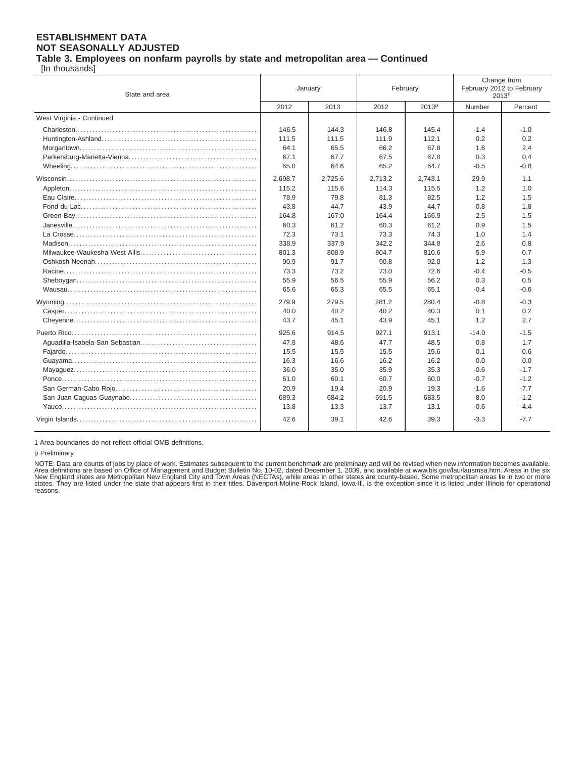**ESTABLISHMENT DATA**
**NOT SEASONALLY ADJUSTED**
**Table 3. Employees on nonfarm payrolls by state and metropolitan area — Continued**
[In thousands]

| State and area | January | | February | | Change from February 2012 to February 2013p | |
|---|---|---|---|---|---|---|
| | 2012 | 2013 | 2012 | 2013p | Number | Percent |
| West Virginia - Continued | | | | | | |
| Charleston | 146.5 | 144.3 | 146.8 | 145.4 | -1.4 | -1.0 |
| Huntington-Ashland | 111.5 | 111.5 | 111.9 | 112.1 | 0.2 | 0.2 |
| Morgantown | 64.1 | 65.5 | 66.2 | 67.8 | 1.6 | 2.4 |
| Parkersburg-Marietta-Vienna | 67.1 | 67.7 | 67.5 | 67.8 | 0.3 | 0.4 |
| Wheeling | 65.0 | 64.6 | 65.2 | 64.7 | -0.5 | -0.8 |
| Wisconsin | 2,698.7 | 2,725.6 | 2,713.2 | 2,743.1 | 29.9 | 1.1 |
| Appleton | 115.2 | 115.6 | 114.3 | 115.5 | 1.2 | 1.0 |
| Eau Claire | 78.9 | 79.8 | 81.3 | 82.5 | 1.2 | 1.5 |
| Fond du Lac | 43.8 | 44.7 | 43.9 | 44.7 | 0.8 | 1.8 |
| Green Bay | 164.8 | 167.0 | 164.4 | 166.9 | 2.5 | 1.5 |
| Janesville | 60.3 | 61.2 | 60.3 | 61.2 | 0.9 | 1.5 |
| La Crosse | 72.3 | 73.1 | 73.3 | 74.3 | 1.0 | 1.4 |
| Madison | 338.9 | 337.9 | 342.2 | 344.8 | 2.6 | 0.8 |
| Milwaukee-Waukesha-West Allis | 801.3 | 808.9 | 804.7 | 810.6 | 5.9 | 0.7 |
| Oshkosh-Neenah | 90.9 | 91.7 | 90.8 | 92.0 | 1.2 | 1.3 |
| Racine | 73.3 | 73.2 | 73.0 | 72.6 | -0.4 | -0.5 |
| Sheboygan | 55.9 | 56.5 | 55.9 | 56.2 | 0.3 | 0.5 |
| Wausau | 65.6 | 65.3 | 65.5 | 65.1 | -0.4 | -0.6 |
| Wyoming | 279.9 | 279.5 | 281.2 | 280.4 | -0.8 | -0.3 |
| Casper | 40.0 | 40.2 | 40.2 | 40.3 | 0.1 | 0.2 |
| Cheyenne | 43.7 | 45.1 | 43.9 | 45.1 | 1.2 | 2.7 |
| Puerto Rico | 925.6 | 914.5 | 927.1 | 913.1 | -14.0 | -1.5 |
| Aguadilla-Isabela-San Sebastian | 47.8 | 48.6 | 47.7 | 48.5 | 0.8 | 1.7 |
| Fajardo | 15.5 | 15.5 | 15.5 | 15.6 | 0.1 | 0.6 |
| Guayama | 16.3 | 16.6 | 16.2 | 16.2 | 0.0 | 0.0 |
| Mayaguez | 36.0 | 35.0 | 35.9 | 35.3 | -0.6 | -1.7 |
| Ponce | 61.0 | 60.1 | 60.7 | 60.0 | -0.7 | -1.2 |
| San German-Cabo Rojo | 20.9 | 19.4 | 20.9 | 19.3 | -1.6 | -7.7 |
| San Juan-Caguas-Guaynabo | 689.3 | 684.2 | 691.5 | 683.5 | -8.0 | -1.2 |
| Yauco | 13.8 | 13.3 | 13.7 | 13.1 | -0.6 | -4.4 |
| Virgin Islands | 42.6 | 39.1 | 42.6 | 39.3 | -3.3 | -7.7 |

1 Area boundaries do not reflect official OMB definitions.

p Preliminary

NOTE: Data are counts of jobs by place of work. Estimates subsequent to the current benchmark are preliminary and will be revised when new information becomes available. Area definitions are based on Office of Management and Budget Bulletin No. 10-02, dated December 1, 2009, and available at www.bls.gov/lau/lausmsa.htm. Areas in the six New England states are Metropolitan New England City and Town Areas (NECTAs), while areas in other states are county-based. Some metropolitan areas lie in two or more states. They are listed under the state that appears first in their titles. Davenport-Moline-Rock Island, Iowa-Ill. is the exception since it is listed under Illinois for operational reasons.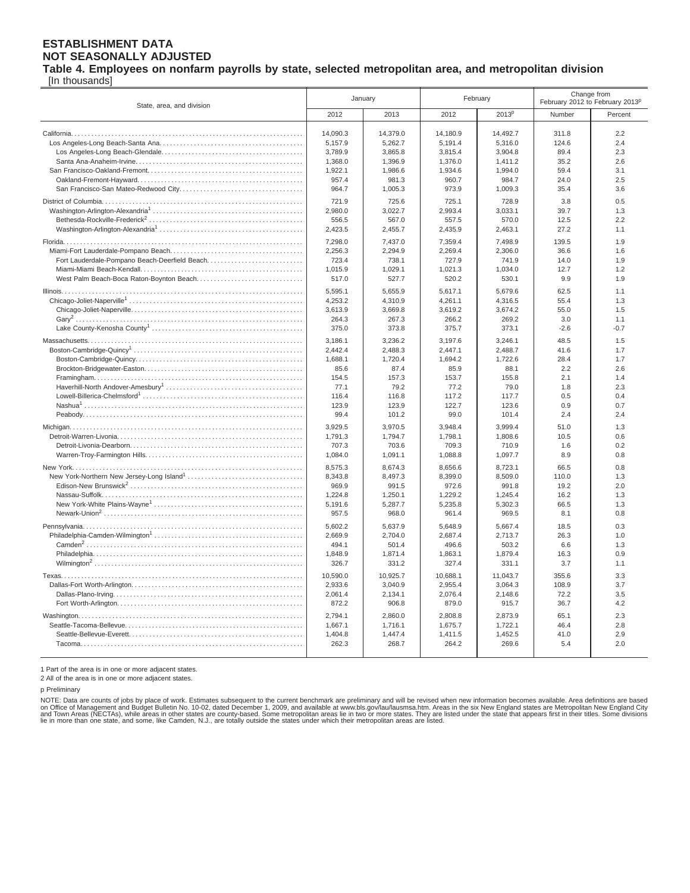**ESTABLISHMENT DATA**
**NOT SEASONALLY ADJUSTED**
**Table 4. Employees on nonfarm payrolls by state, selected metropolitan area, and metropolitan division**
[In thousands]

| State, area, and division | January | | February | | Change from February 2012 to February 2013p | |
|---|---|---|---|---|---|---|
| | 2012 | 2013 | 2012 | 2013p | Number | Percent |
| California | 14,090.3 | 14,379.0 | 14,180.9 | 14,492.7 | 311.8 | 2.2 |
| Los Angeles-Long Beach-Santa Ana | 5,157.9 | 5,262.7 | 5,191.4 | 5,316.0 | 124.6 | 2.4 |
| Los Angeles-Long Beach-Glendale | 3,789.9 | 3,865.8 | 3,815.4 | 3,904.8 | 89.4 | 2.3 |
| Santa Ana-Anaheim-Irvine | 1,368.0 | 1,396.9 | 1,376.0 | 1,411.2 | 35.2 | 2.6 |
| San Francisco-Oakland-Fremont | 1,922.1 | 1,986.6 | 1,934.6 | 1,994.0 | 59.4 | 3.1 |
| Oakland-Fremont-Hayward | 957.4 | 981.3 | 960.7 | 984.7 | 24.0 | 2.5 |
| San Francisco-San Mateo-Redwood City | 964.7 | 1,005.3 | 973.9 | 1,009.3 | 35.4 | 3.6 |
| District of Columbia | 721.9 | 725.6 | 725.1 | 728.9 | 3.8 | 0.5 |
| Washington-Arlington-Alexandria[1] | 2,980.0 | 3,022.7 | 2,993.4 | 3,033.1 | 39.7 | 1.3 |
| Bethesda-Rockville-Frederick[2] | 556.5 | 567.0 | 557.5 | 570.0 | 12.5 | 2.2 |
| Washington-Arlington-Alexandria[1] | 2,423.5 | 2,455.7 | 2,435.9 | 2,463.1 | 27.2 | 1.1 |
| Florida | 7,298.0 | 7,437.0 | 7,359.4 | 7,498.9 | 139.5 | 1.9 |
| Miami-Fort Lauderdale-Pompano Beach | 2,256.3 | 2,294.9 | 2,269.4 | 2,306.0 | 36.6 | 1.6 |
| Fort Lauderdale-Pompano Beach-Deerfield Beach | 723.4 | 738.1 | 727.9 | 741.9 | 14.0 | 1.9 |
| Miami-Miami Beach-Kendall | 1,015.9 | 1,029.1 | 1,021.3 | 1,034.0 | 12.7 | 1.2 |
| West Palm Beach-Boca Raton-Boynton Beach | 517.0 | 527.7 | 520.2 | 530.1 | 9.9 | 1.9 |
| Illinois | 5,595.1 | 5,655.9 | 5,617.1 | 5,679.6 | 62.5 | 1.1 |
| Chicago-Joliet-Naperville[1] | 4,253.2 | 4,310.9 | 4,261.1 | 4,316.5 | 55.4 | 1.3 |
| Chicago-Joliet-Naperville | 3,613.9 | 3,669.8 | 3,619.2 | 3,674.2 | 55.0 | 1.5 |
| Gary[2] | 264.3 | 267.3 | 266.2 | 269.2 | 3.0 | 1.1 |
| Lake County-Kenosha County[1] | 375.0 | 373.8 | 375.7 | 373.1 | -2.6 | -0.7 |
| Massachusetts | 3,186.1 | 3,236.2 | 3,197.6 | 3,246.1 | 48.5 | 1.5 |
| Boston-Cambridge-Quincy[1] | 2,442.4 | 2,488.3 | 2,447.1 | 2,488.7 | 41.6 | 1.7 |
| Boston-Cambridge-Quincy | 1,688.1 | 1,720.4 | 1,694.2 | 1,722.6 | 28.4 | 1.7 |
| Brockton-Bridgewater-Easton | 85.6 | 87.4 | 85.9 | 88.1 | 2.2 | 2.6 |
| Framingham | 154.5 | 157.3 | 153.7 | 155.8 | 2.1 | 1.4 |
| Haverhill-North Andover-Amesbury[1] | 77.1 | 79.2 | 77.2 | 79.0 | 1.8 | 2.3 |
| Lowell-Billerica-Chelmsford[1] | 116.4 | 116.8 | 117.2 | 117.7 | 0.5 | 0.4 |
| Nashua[1] | 123.9 | 123.9 | 122.7 | 123.6 | 0.9 | 0.7 |
| Peabody | 99.4 | 101.2 | 99.0 | 101.4 | 2.4 | 2.4 |
| Michigan | 3,929.5 | 3,970.5 | 3,948.4 | 3,999.4 | 51.0 | 1.3 |
| Detroit-Warren-Livonia | 1,791.3 | 1,794.7 | 1,798.1 | 1,808.6 | 10.5 | 0.6 |
| Detroit-Livonia-Dearborn | 707.3 | 703.6 | 709.3 | 710.9 | 1.6 | 0.2 |
| Warren-Troy-Farmington Hills | 1,084.0 | 1,091.1 | 1,088.8 | 1,097.7 | 8.9 | 0.8 |
| New York | 8,575.3 | 8,674.3 | 8,656.6 | 8,723.1 | 66.5 | 0.8 |
| New York-Northern New Jersey-Long Island[1] | 8,343.8 | 8,497.3 | 8,399.0 | 8,509.0 | 110.0 | 1.3 |
| Edison-New Brunswick[2] | 969.9 | 991.5 | 972.6 | 991.8 | 19.2 | 2.0 |
| Nassau-Suffolk | 1,224.8 | 1,250.1 | 1,229.2 | 1,245.4 | 16.2 | 1.3 |
| New York-White Plains-Wayne[1] | 5,191.6 | 5,287.7 | 5,235.8 | 5,302.3 | 66.5 | 1.3 |
| Newark-Union[2] | 957.5 | 968.0 | 961.4 | 969.5 | 8.1 | 0.8 |
| Pennsylvania | 5,602.2 | 5,637.9 | 5,648.9 | 5,667.4 | 18.5 | 0.3 |
| Philadelphia-Camden-Wilmington[1] | 2,669.9 | 2,704.0 | 2,687.4 | 2,713.7 | 26.3 | 1.0 |
| Camden[2] | 494.1 | 501.4 | 496.6 | 503.2 | 6.6 | 1.3 |
| Philadelphia | 1,848.9 | 1,871.4 | 1,863.1 | 1,879.4 | 16.3 | 0.9 |
| Wilmington[2] | 326.7 | 331.2 | 327.4 | 331.1 | 3.7 | 1.1 |
| Texas | 10,590.0 | 10,925.7 | 10,688.1 | 11,043.7 | 355.6 | 3.3 |
| Dallas-Fort Worth-Arlington | 2,933.6 | 3,040.9 | 2,955.4 | 3,064.3 | 108.9 | 3.7 |
| Dallas-Plano-Irving | 2,061.4 | 2,134.1 | 2,076.4 | 2,148.6 | 72.2 | 3.5 |
| Fort Worth-Arlington | 872.2 | 906.8 | 879.0 | 915.7 | 36.7 | 4.2 |
| Washington | 2,794.1 | 2,860.0 | 2,808.8 | 2,873.9 | 65.1 | 2.3 |
| Seattle-Tacoma-Bellevue | 1,667.1 | 1,716.1 | 1,675.7 | 1,722.1 | 46.4 | 2.8 |
| Seattle-Bellevue-Everett | 1,404.8 | 1,447.4 | 1,411.5 | 1,452.5 | 41.0 | 2.9 |
| Tacoma | 262.3 | 268.7 | 264.2 | 269.6 | 5.4 | 2.0 |

1 Part of the area is in one or more adjacent states.
2 All of the area is in one or more adjacent states.

p Preliminary

NOTE: Data are counts of jobs by place of work. Estimates subsequent to the current benchmark are preliminary and will be revised when new information becomes available. Area definitions are based on Office of Management and Budget Bulletin No. 10-02, dated December 1, 2009, and available at www.bls.gov/lau/lausmsa.htm. Areas in the six New England states are Metropolitan New England City and Town Areas (NECTAs), while areas in other states are county-based. Some metropolitan areas lie in two or more states. They are listed under the state that appears first in their titles. Some divisions lie in more than one state, and some, like Camden, N.J., are totally outside the states under which their metropolitan areas are listed.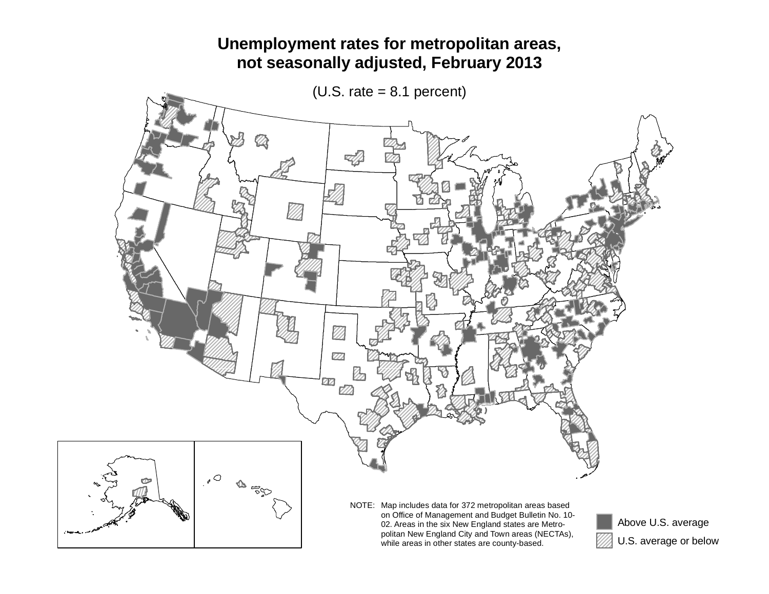# Unemployment rates for metropolitan areas, not seasonally adjusted, February 2013

(U.S. rate = 8.1 percent)

NOTE: Map includes data for 372 metropolitan areas based on Office of Management and Budget Bulletin No. 10-02. Areas in the six New England states are Metropolitan New England City and Town areas (NECTAs), while areas in other states are county-based.

Above U.S. average

U.S. average or below